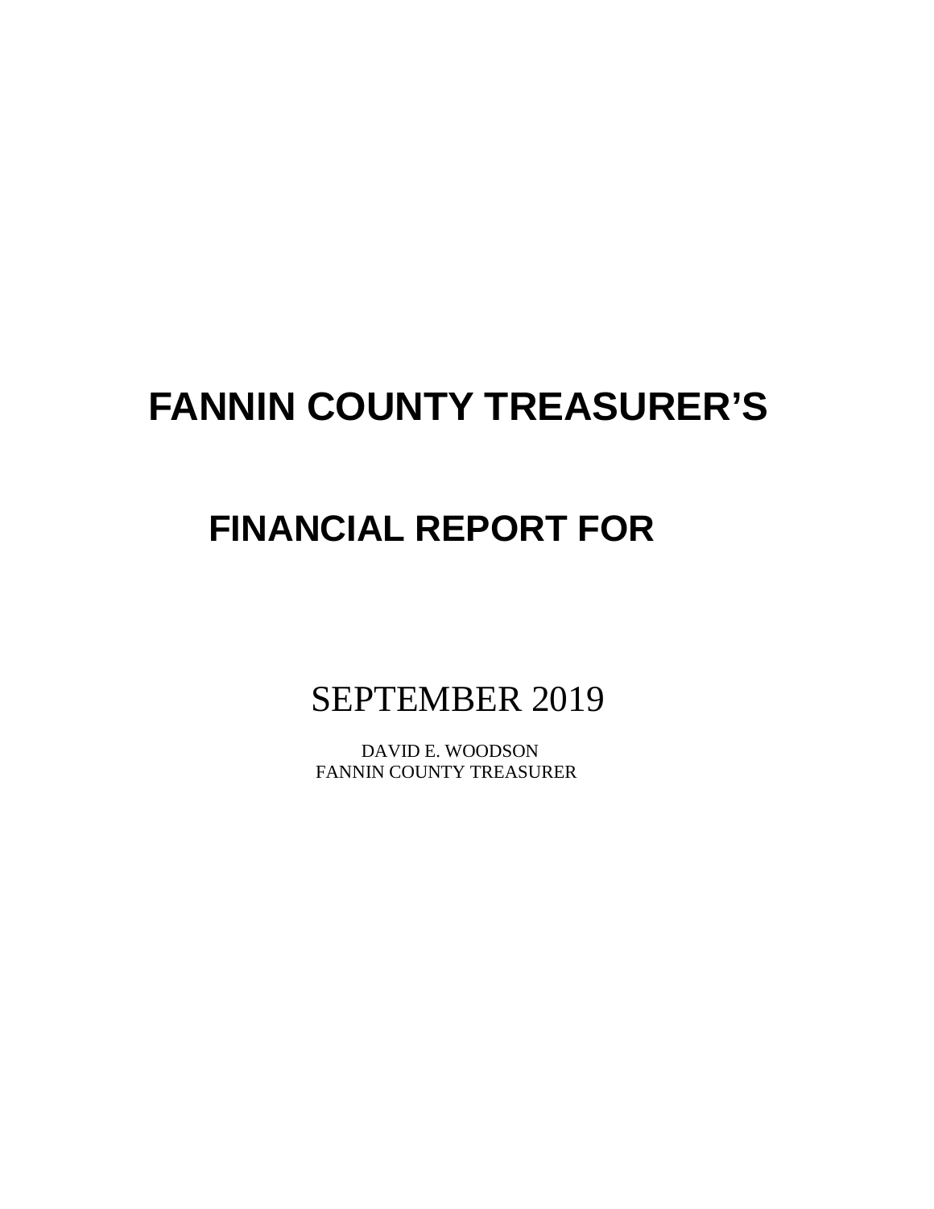# FANNIN COUNTY TREASURER'S

## FINANCIAL REPORT FOR

SEPTEMBER 2019

DAVID E. WOODSON
FANNIN COUNTY TREASURER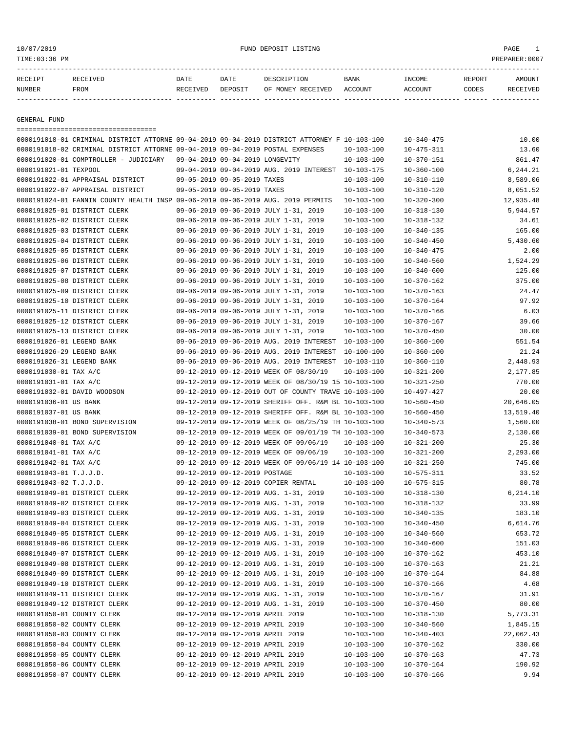FUND DEPOSIT LISTING

TIME:03:36 PM PREPARER:0007

| RECEIPT NUMBER | RECEIVED FROM | DATE RECEIVED | DATE DEPOSIT | DESCRIPTION OF MONEY RECEIVED | BANK ACCOUNT | INCOME ACCOUNT | REPORT CODES | AMOUNT RECEIVED |
|---|---|---|---|---|---|---|---|---|

## GENERAL FUND

| RECEIPT NUMBER | RECEIVED FROM | DATE RECEIVED | DATE DEPOSIT | DESCRIPTION OF MONEY RECEIVED | BANK ACCOUNT | INCOME ACCOUNT | REPORT CODES | AMOUNT RECEIVED |
|---|---|---|---|---|---|---|---|---|
| 0000191018-01 | CRIMINAL DISTRICT ATTORNE | 09-04-2019 | 09-04-2019 | DISTRICT ATTORNEY F | 10-103-100 | 10-340-475 | | 10.00 |
| 0000191018-02 | CRIMINAL DISTRICT ATTORNE | 09-04-2019 | 09-04-2019 | POSTAL EXPENSES | 10-103-100 | 10-475-311 | | 13.60 |
| 0000191020-01 | COMPTROLLER - JUDICIARY | 09-04-2019 | 09-04-2019 | LONGEVITY | 10-103-100 | 10-370-151 | | 861.47 |
| 0000191021-01 | TEXPOOL | 09-04-2019 | 09-04-2019 | AUG. 2019 INTEREST | 10-103-175 | 10-360-100 | | 6,244.21 |
| 0000191022-01 | APPRAISAL DISTRICT | 09-05-2019 | 09-05-2019 | TAXES | 10-103-100 | 10-310-110 | | 8,589.06 |
| 0000191022-07 | APPRAISAL DISTRICT | 09-05-2019 | 09-05-2019 | TAXES | 10-103-100 | 10-310-120 | | 8,051.52 |
| 0000191024-01 | FANNIN COUNTY HEALTH INSP | 09-06-2019 | 09-06-2019 | AUG. 2019 PERMITS | 10-103-100 | 10-320-300 | | 12,935.48 |
| 0000191025-01 | DISTRICT CLERK | 09-06-2019 | 09-06-2019 | JULY 1-31, 2019 | 10-103-100 | 10-318-130 | | 5,944.57 |
| 0000191025-02 | DISTRICT CLERK | 09-06-2019 | 09-06-2019 | JULY 1-31, 2019 | 10-103-100 | 10-318-132 | | 34.61 |
| 0000191025-03 | DISTRICT CLERK | 09-06-2019 | 09-06-2019 | JULY 1-31, 2019 | 10-103-100 | 10-340-135 | | 165.00 |
| 0000191025-04 | DISTRICT CLERK | 09-06-2019 | 09-06-2019 | JULY 1-31, 2019 | 10-103-100 | 10-340-450 | | 5,430.60 |
| 0000191025-05 | DISTRICT CLERK | 09-06-2019 | 09-06-2019 | JULY 1-31, 2019 | 10-103-100 | 10-340-475 | | 2.00 |
| 0000191025-06 | DISTRICT CLERK | 09-06-2019 | 09-06-2019 | JULY 1-31, 2019 | 10-103-100 | 10-340-560 | | 1,524.29 |
| 0000191025-07 | DISTRICT CLERK | 09-06-2019 | 09-06-2019 | JULY 1-31, 2019 | 10-103-100 | 10-340-600 | | 125.00 |
| 0000191025-08 | DISTRICT CLERK | 09-06-2019 | 09-06-2019 | JULY 1-31, 2019 | 10-103-100 | 10-370-162 | | 375.00 |
| 0000191025-09 | DISTRICT CLERK | 09-06-2019 | 09-06-2019 | JULY 1-31, 2019 | 10-103-100 | 10-370-163 | | 24.47 |
| 0000191025-10 | DISTRICT CLERK | 09-06-2019 | 09-06-2019 | JULY 1-31, 2019 | 10-103-100 | 10-370-164 | | 97.92 |
| 0000191025-11 | DISTRICT CLERK | 09-06-2019 | 09-06-2019 | JULY 1-31, 2019 | 10-103-100 | 10-370-166 | | 6.03 |
| 0000191025-12 | DISTRICT CLERK | 09-06-2019 | 09-06-2019 | JULY 1-31, 2019 | 10-103-100 | 10-370-167 | | 39.66 |
| 0000191025-13 | DISTRICT CLERK | 09-06-2019 | 09-06-2019 | JULY 1-31, 2019 | 10-103-100 | 10-370-450 | | 30.00 |
| 0000191026-01 | LEGEND BANK | 09-06-2019 | 09-06-2019 | AUG. 2019 INTEREST | 10-103-100 | 10-360-100 | | 551.54 |
| 0000191026-29 | LEGEND BANK | 09-06-2019 | 09-06-2019 | AUG. 2019 INTEREST | 10-100-100 | 10-360-100 | | 21.24 |
| 0000191026-31 | LEGEND BANK | 09-06-2019 | 09-06-2019 | AUG. 2019 INTEREST | 10-103-110 | 10-360-110 | | 2,448.93 |
| 0000191030-01 | TAX A/C | 09-12-2019 | 09-12-2019 | WEEK OF 08/30/19 | 10-103-100 | 10-321-200 | | 2,177.85 |
| 0000191031-01 | TAX A/C | 09-12-2019 | 09-12-2019 | WEEK OF 08/30/19 15 | 10-103-100 | 10-321-250 | | 770.00 |
| 0000191032-01 | DAVID WOODSON | 09-12-2019 | 09-12-2019 | OUT OF COUNTY TRAVE | 10-103-100 | 10-497-427 | | 20.00 |
| 0000191036-01 | US BANK | 09-12-2019 | 09-12-2019 | SHERIFF OFF. R&M BL | 10-103-100 | 10-560-450 | | 20,646.05 |
| 0000191037-01 | US BANK | 09-12-2019 | 09-12-2019 | SHERIFF OFF. R&M BL | 10-103-100 | 10-560-450 | | 13,519.40 |
| 0000191038-01 | BOND SUPERVISION | 09-12-2019 | 09-12-2019 | WEEK OF 08/25/19 TH | 10-103-100 | 10-340-573 | | 1,560.00 |
| 0000191039-01 | BOND SUPERVISION | 09-12-2019 | 09-12-2019 | WEEK OF 09/01/19 TH | 10-103-100 | 10-340-573 | | 2,130.00 |
| 0000191040-01 | TAX A/C | 09-12-2019 | 09-12-2019 | WEEK OF 09/06/19 | 10-103-100 | 10-321-200 | | 25.30 |
| 0000191041-01 | TAX A/C | 09-12-2019 | 09-12-2019 | WEEK OF 09/06/19 | 10-103-100 | 10-321-200 | | 2,293.00 |
| 0000191042-01 | TAX A/C | 09-12-2019 | 09-12-2019 | WEEK OF 09/06/19 14 | 10-103-100 | 10-321-250 | | 745.00 |
| 0000191043-01 | T.J.J.D. | 09-12-2019 | 09-12-2019 | POSTAGE | 10-103-100 | 10-575-311 | | 33.52 |
| 0000191043-02 | T.J.J.D. | 09-12-2019 | 09-12-2019 | COPIER RENTAL | 10-103-100 | 10-575-315 | | 80.78 |
| 0000191049-01 | DISTRICT CLERK | 09-12-2019 | 09-12-2019 | AUG. 1-31, 2019 | 10-103-100 | 10-318-130 | | 6,214.10 |
| 0000191049-02 | DISTRICT CLERK | 09-12-2019 | 09-12-2019 | AUG. 1-31, 2019 | 10-103-100 | 10-318-132 | | 33.99 |
| 0000191049-03 | DISTRICT CLERK | 09-12-2019 | 09-12-2019 | AUG. 1-31, 2019 | 10-103-100 | 10-340-135 | | 183.10 |
| 0000191049-04 | DISTRICT CLERK | 09-12-2019 | 09-12-2019 | AUG. 1-31, 2019 | 10-103-100 | 10-340-450 | | 6,614.76 |
| 0000191049-05 | DISTRICT CLERK | 09-12-2019 | 09-12-2019 | AUG. 1-31, 2019 | 10-103-100 | 10-340-560 | | 653.72 |
| 0000191049-06 | DISTRICT CLERK | 09-12-2019 | 09-12-2019 | AUG. 1-31, 2019 | 10-103-100 | 10-340-600 | | 151.03 |
| 0000191049-07 | DISTRICT CLERK | 09-12-2019 | 09-12-2019 | AUG. 1-31, 2019 | 10-103-100 | 10-370-162 | | 453.10 |
| 0000191049-08 | DISTRICT CLERK | 09-12-2019 | 09-12-2019 | AUG. 1-31, 2019 | 10-103-100 | 10-370-163 | | 21.21 |
| 0000191049-09 | DISTRICT CLERK | 09-12-2019 | 09-12-2019 | AUG. 1-31, 2019 | 10-103-100 | 10-370-164 | | 84.88 |
| 0000191049-10 | DISTRICT CLERK | 09-12-2019 | 09-12-2019 | AUG. 1-31, 2019 | 10-103-100 | 10-370-166 | | 4.68 |
| 0000191049-11 | DISTRICT CLERK | 09-12-2019 | 09-12-2019 | AUG. 1-31, 2019 | 10-103-100 | 10-370-167 | | 31.91 |
| 0000191049-12 | DISTRICT CLERK | 09-12-2019 | 09-12-2019 | AUG. 1-31, 2019 | 10-103-100 | 10-370-450 | | 80.00 |
| 0000191050-01 | COUNTY CLERK | 09-12-2019 | 09-12-2019 | APRIL 2019 | 10-103-100 | 10-318-130 | | 5,773.31 |
| 0000191050-02 | COUNTY CLERK | 09-12-2019 | 09-12-2019 | APRIL 2019 | 10-103-100 | 10-340-560 | | 1,845.15 |
| 0000191050-03 | COUNTY CLERK | 09-12-2019 | 09-12-2019 | APRIL 2019 | 10-103-100 | 10-340-403 | | 22,062.43 |
| 0000191050-04 | COUNTY CLERK | 09-12-2019 | 09-12-2019 | APRIL 2019 | 10-103-100 | 10-370-162 | | 330.00 |
| 0000191050-05 | COUNTY CLERK | 09-12-2019 | 09-12-2019 | APRIL 2019 | 10-103-100 | 10-370-163 | | 47.73 |
| 0000191050-06 | COUNTY CLERK | 09-12-2019 | 09-12-2019 | APRIL 2019 | 10-103-100 | 10-370-164 | | 190.92 |
| 0000191050-07 | COUNTY CLERK | 09-12-2019 | 09-12-2019 | APRIL 2019 | 10-103-100 | 10-370-166 | | 9.94 |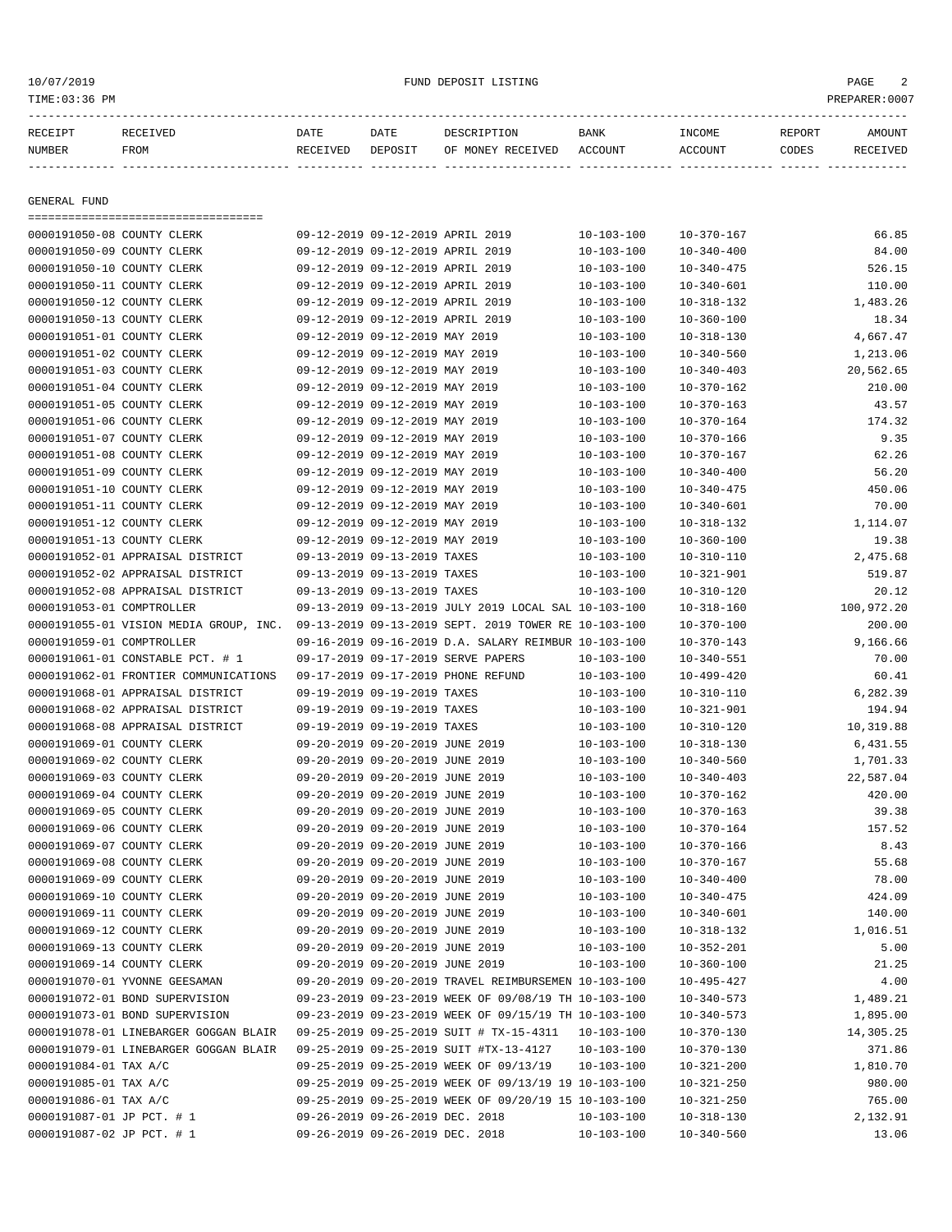| RECEIPT NUMBER | RECEIVED FROM | DATE RECEIVED | DATE DEPOSIT | DESCRIPTION OF MONEY RECEIVED | BANK ACCOUNT | INCOME ACCOUNT | REPORT CODES | AMOUNT RECEIVED |
|---|---|---|---|---|---|---|---|---|

GENERAL FUND

| RECEIPT NUMBER | RECEIVED FROM | DATE RECEIVED | DATE DEPOSIT | DESCRIPTION OF MONEY RECEIVED | BANK ACCOUNT | INCOME ACCOUNT | REPORT CODES | AMOUNT RECEIVED |
|---|---|---|---|---|---|---|---|---|
| 0000191050-08 | COUNTY CLERK | 09-12-2019 | 09-12-2019 | APRIL 2019 | 10-103-100 | 10-370-167 | | 66.85 |
| 0000191050-09 | COUNTY CLERK | 09-12-2019 | 09-12-2019 | APRIL 2019 | 10-103-100 | 10-340-400 | | 84.00 |
| 0000191050-10 | COUNTY CLERK | 09-12-2019 | 09-12-2019 | APRIL 2019 | 10-103-100 | 10-340-475 | | 526.15 |
| 0000191050-11 | COUNTY CLERK | 09-12-2019 | 09-12-2019 | APRIL 2019 | 10-103-100 | 10-340-601 | | 110.00 |
| 0000191050-12 | COUNTY CLERK | 09-12-2019 | 09-12-2019 | APRIL 2019 | 10-103-100 | 10-318-132 | | 1,483.26 |
| 0000191050-13 | COUNTY CLERK | 09-12-2019 | 09-12-2019 | APRIL 2019 | 10-103-100 | 10-360-100 | | 18.34 |
| 0000191051-01 | COUNTY CLERK | 09-12-2019 | 09-12-2019 | MAY 2019 | 10-103-100 | 10-318-130 | | 4,667.47 |
| 0000191051-02 | COUNTY CLERK | 09-12-2019 | 09-12-2019 | MAY 2019 | 10-103-100 | 10-340-560 | | 1,213.06 |
| 0000191051-03 | COUNTY CLERK | 09-12-2019 | 09-12-2019 | MAY 2019 | 10-103-100 | 10-340-403 | | 20,562.65 |
| 0000191051-04 | COUNTY CLERK | 09-12-2019 | 09-12-2019 | MAY 2019 | 10-103-100 | 10-370-162 | | 210.00 |
| 0000191051-05 | COUNTY CLERK | 09-12-2019 | 09-12-2019 | MAY 2019 | 10-103-100 | 10-370-163 | | 43.57 |
| 0000191051-06 | COUNTY CLERK | 09-12-2019 | 09-12-2019 | MAY 2019 | 10-103-100 | 10-370-164 | | 174.32 |
| 0000191051-07 | COUNTY CLERK | 09-12-2019 | 09-12-2019 | MAY 2019 | 10-103-100 | 10-370-166 | | 9.35 |
| 0000191051-08 | COUNTY CLERK | 09-12-2019 | 09-12-2019 | MAY 2019 | 10-103-100 | 10-370-167 | | 62.26 |
| 0000191051-09 | COUNTY CLERK | 09-12-2019 | 09-12-2019 | MAY 2019 | 10-103-100 | 10-340-400 | | 56.20 |
| 0000191051-10 | COUNTY CLERK | 09-12-2019 | 09-12-2019 | MAY 2019 | 10-103-100 | 10-340-475 | | 450.06 |
| 0000191051-11 | COUNTY CLERK | 09-12-2019 | 09-12-2019 | MAY 2019 | 10-103-100 | 10-340-601 | | 70.00 |
| 0000191051-12 | COUNTY CLERK | 09-12-2019 | 09-12-2019 | MAY 2019 | 10-103-100 | 10-318-132 | | 1,114.07 |
| 0000191051-13 | COUNTY CLERK | 09-12-2019 | 09-12-2019 | MAY 2019 | 10-103-100 | 10-360-100 | | 19.38 |
| 0000191052-01 | APPRAISAL DISTRICT | 09-13-2019 | 09-13-2019 | TAXES | 10-103-100 | 10-310-110 | | 2,475.68 |
| 0000191052-02 | APPRAISAL DISTRICT | 09-13-2019 | 09-13-2019 | TAXES | 10-103-100 | 10-321-901 | | 519.87 |
| 0000191052-08 | APPRAISAL DISTRICT | 09-13-2019 | 09-13-2019 | TAXES | 10-103-100 | 10-310-120 | | 20.12 |
| 0000191053-01 | COMPTROLLER | 09-13-2019 | 09-13-2019 | JULY 2019 LOCAL SAL | 10-103-100 | 10-318-160 | | 100,972.20 |
| 0000191055-01 | VISION MEDIA GROUP, INC. | 09-13-2019 | 09-13-2019 | SEPT. 2019 TOWER RE | 10-103-100 | 10-370-100 | | 200.00 |
| 0000191059-01 | COMPTROLLER | 09-16-2019 | 09-16-2019 | D.A. SALARY REIMBUR | 10-103-100 | 10-370-143 | | 9,166.66 |
| 0000191061-01 | CONSTABLE PCT. # 1 | 09-17-2019 | 09-17-2019 | SERVE PAPERS | 10-103-100 | 10-340-551 | | 70.00 |
| 0000191062-01 | FRONTIER COMMUNICATIONS | 09-17-2019 | 09-17-2019 | PHONE REFUND | 10-103-100 | 10-499-420 | | 60.41 |
| 0000191068-01 | APPRAISAL DISTRICT | 09-19-2019 | 09-19-2019 | TAXES | 10-103-100 | 10-310-110 | | 6,282.39 |
| 0000191068-02 | APPRAISAL DISTRICT | 09-19-2019 | 09-19-2019 | TAXES | 10-103-100 | 10-321-901 | | 194.94 |
| 0000191068-08 | APPRAISAL DISTRICT | 09-19-2019 | 09-19-2019 | TAXES | 10-103-100 | 10-310-120 | | 10,319.88 |
| 0000191069-01 | COUNTY CLERK | 09-20-2019 | 09-20-2019 | JUNE 2019 | 10-103-100 | 10-318-130 | | 6,431.55 |
| 0000191069-02 | COUNTY CLERK | 09-20-2019 | 09-20-2019 | JUNE 2019 | 10-103-100 | 10-340-560 | | 1,701.33 |
| 0000191069-03 | COUNTY CLERK | 09-20-2019 | 09-20-2019 | JUNE 2019 | 10-103-100 | 10-340-403 | | 22,587.04 |
| 0000191069-04 | COUNTY CLERK | 09-20-2019 | 09-20-2019 | JUNE 2019 | 10-103-100 | 10-370-162 | | 420.00 |
| 0000191069-05 | COUNTY CLERK | 09-20-2019 | 09-20-2019 | JUNE 2019 | 10-103-100 | 10-370-163 | | 39.38 |
| 0000191069-06 | COUNTY CLERK | 09-20-2019 | 09-20-2019 | JUNE 2019 | 10-103-100 | 10-370-164 | | 157.52 |
| 0000191069-07 | COUNTY CLERK | 09-20-2019 | 09-20-2019 | JUNE 2019 | 10-103-100 | 10-370-166 | | 8.43 |
| 0000191069-08 | COUNTY CLERK | 09-20-2019 | 09-20-2019 | JUNE 2019 | 10-103-100 | 10-370-167 | | 55.68 |
| 0000191069-09 | COUNTY CLERK | 09-20-2019 | 09-20-2019 | JUNE 2019 | 10-103-100 | 10-340-400 | | 78.00 |
| 0000191069-10 | COUNTY CLERK | 09-20-2019 | 09-20-2019 | JUNE 2019 | 10-103-100 | 10-340-475 | | 424.09 |
| 0000191069-11 | COUNTY CLERK | 09-20-2019 | 09-20-2019 | JUNE 2019 | 10-103-100 | 10-340-601 | | 140.00 |
| 0000191069-12 | COUNTY CLERK | 09-20-2019 | 09-20-2019 | JUNE 2019 | 10-103-100 | 10-318-132 | | 1,016.51 |
| 0000191069-13 | COUNTY CLERK | 09-20-2019 | 09-20-2019 | JUNE 2019 | 10-103-100 | 10-352-201 | | 5.00 |
| 0000191069-14 | COUNTY CLERK | 09-20-2019 | 09-20-2019 | JUNE 2019 | 10-103-100 | 10-360-100 | | 21.25 |
| 0000191070-01 | YVONNE GEESAMAN | 09-20-2019 | 09-20-2019 | TRAVEL REIMBURSEMEN | 10-103-100 | 10-495-427 | | 4.00 |
| 0000191072-01 | BOND SUPERVISION | 09-23-2019 | 09-23-2019 | WEEK OF 09/08/19 TH | 10-103-100 | 10-340-573 | | 1,489.21 |
| 0000191073-01 | BOND SUPERVISION | 09-23-2019 | 09-23-2019 | WEEK OF 09/15/19 TH | 10-103-100 | 10-340-573 | | 1,895.00 |
| 0000191078-01 | LINEBARGER GOGGAN BLAIR | 09-25-2019 | 09-25-2019 | SUIT # TX-15-4311 | 10-103-100 | 10-370-130 | | 14,305.25 |
| 0000191079-01 | LINEBARGER GOGGAN BLAIR | 09-25-2019 | 09-25-2019 | SUIT #TX-13-4127 | 10-103-100 | 10-370-130 | | 371.86 |
| 0000191084-01 | TAX A/C | 09-25-2019 | 09-25-2019 | WEEK OF 09/13/19 | 10-103-100 | 10-321-200 | | 1,810.70 |
| 0000191085-01 | TAX A/C | 09-25-2019 | 09-25-2019 | WEEK OF 09/13/19 19 | 10-103-100 | 10-321-250 | | 980.00 |
| 0000191086-01 | TAX A/C | 09-25-2019 | 09-25-2019 | WEEK OF 09/20/19 15 | 10-103-100 | 10-321-250 | | 765.00 |
| 0000191087-01 | JP PCT. # 1 | 09-26-2019 | 09-26-2019 | DEC. 2018 | 10-103-100 | 10-318-130 | | 2,132.91 |
| 0000191087-02 | JP PCT. # 1 | 09-26-2019 | 09-26-2019 | DEC. 2018 | 10-103-100 | 10-340-560 | | 13.06 |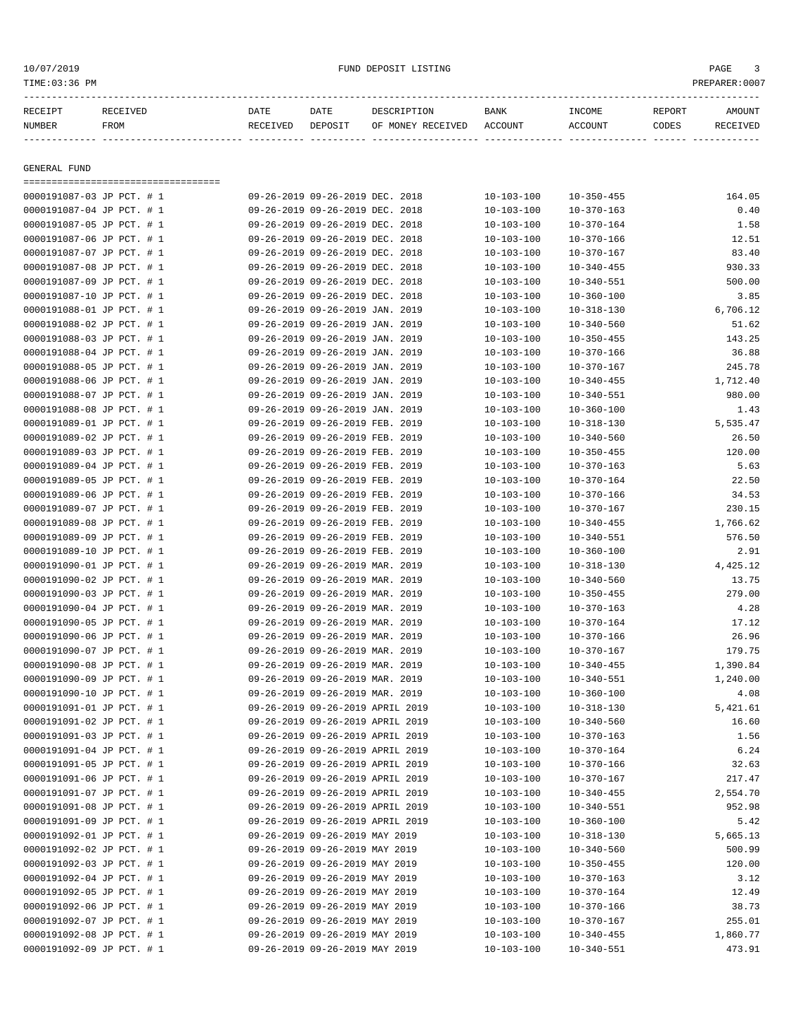| RECEIPT NUMBER | RECEIVED FROM | DATE RECEIVED | DATE DEPOSIT | DESCRIPTION OF MONEY RECEIVED | BANK ACCOUNT | INCOME ACCOUNT | REPORT CODES | AMOUNT RECEIVED |
|---|---|---|---|---|---|---|---|---|

## GENERAL FUND

| RECEIPT NUMBER | RECEIVED FROM | DATE RECEIVED | DATE DEPOSIT | DESCRIPTION OF MONEY RECEIVED | BANK ACCOUNT | INCOME ACCOUNT | REPORT CODES | AMOUNT RECEIVED |
|---|---|---|---|---|---|---|---|---|
| 0000191087-03 | JP PCT. # 1 | 09-26-2019 | 09-26-2019 | DEC. 2018 | 10-103-100 | 10-350-455 | | 164.05 |
| 0000191087-04 | JP PCT. # 1 | 09-26-2019 | 09-26-2019 | DEC. 2018 | 10-103-100 | 10-370-163 | | 0.40 |
| 0000191087-05 | JP PCT. # 1 | 09-26-2019 | 09-26-2019 | DEC. 2018 | 10-103-100 | 10-370-164 | | 1.58 |
| 0000191087-06 | JP PCT. # 1 | 09-26-2019 | 09-26-2019 | DEC. 2018 | 10-103-100 | 10-370-166 | | 12.51 |
| 0000191087-07 | JP PCT. # 1 | 09-26-2019 | 09-26-2019 | DEC. 2018 | 10-103-100 | 10-370-167 | | 83.40 |
| 0000191087-08 | JP PCT. # 1 | 09-26-2019 | 09-26-2019 | DEC. 2018 | 10-103-100 | 10-340-455 | | 930.33 |
| 0000191087-09 | JP PCT. # 1 | 09-26-2019 | 09-26-2019 | DEC. 2018 | 10-103-100 | 10-340-551 | | 500.00 |
| 0000191087-10 | JP PCT. # 1 | 09-26-2019 | 09-26-2019 | DEC. 2018 | 10-103-100 | 10-360-100 | | 3.85 |
| 0000191088-01 | JP PCT. # 1 | 09-26-2019 | 09-26-2019 | JAN. 2019 | 10-103-100 | 10-318-130 | | 6,706.12 |
| 0000191088-02 | JP PCT. # 1 | 09-26-2019 | 09-26-2019 | JAN. 2019 | 10-103-100 | 10-340-560 | | 51.62 |
| 0000191088-03 | JP PCT. # 1 | 09-26-2019 | 09-26-2019 | JAN. 2019 | 10-103-100 | 10-350-455 | | 143.25 |
| 0000191088-04 | JP PCT. # 1 | 09-26-2019 | 09-26-2019 | JAN. 2019 | 10-103-100 | 10-370-166 | | 36.88 |
| 0000191088-05 | JP PCT. # 1 | 09-26-2019 | 09-26-2019 | JAN. 2019 | 10-103-100 | 10-370-167 | | 245.78 |
| 0000191088-06 | JP PCT. # 1 | 09-26-2019 | 09-26-2019 | JAN. 2019 | 10-103-100 | 10-340-455 | | 1,712.40 |
| 0000191088-07 | JP PCT. # 1 | 09-26-2019 | 09-26-2019 | JAN. 2019 | 10-103-100 | 10-340-551 | | 980.00 |
| 0000191088-08 | JP PCT. # 1 | 09-26-2019 | 09-26-2019 | JAN. 2019 | 10-103-100 | 10-360-100 | | 1.43 |
| 0000191089-01 | JP PCT. # 1 | 09-26-2019 | 09-26-2019 | FEB. 2019 | 10-103-100 | 10-318-130 | | 5,535.47 |
| 0000191089-02 | JP PCT. # 1 | 09-26-2019 | 09-26-2019 | FEB. 2019 | 10-103-100 | 10-340-560 | | 26.50 |
| 0000191089-03 | JP PCT. # 1 | 09-26-2019 | 09-26-2019 | FEB. 2019 | 10-103-100 | 10-350-455 | | 120.00 |
| 0000191089-04 | JP PCT. # 1 | 09-26-2019 | 09-26-2019 | FEB. 2019 | 10-103-100 | 10-370-163 | | 5.63 |
| 0000191089-05 | JP PCT. # 1 | 09-26-2019 | 09-26-2019 | FEB. 2019 | 10-103-100 | 10-370-164 | | 22.50 |
| 0000191089-06 | JP PCT. # 1 | 09-26-2019 | 09-26-2019 | FEB. 2019 | 10-103-100 | 10-370-166 | | 34.53 |
| 0000191089-07 | JP PCT. # 1 | 09-26-2019 | 09-26-2019 | FEB. 2019 | 10-103-100 | 10-370-167 | | 230.15 |
| 0000191089-08 | JP PCT. # 1 | 09-26-2019 | 09-26-2019 | FEB. 2019 | 10-103-100 | 10-340-455 | | 1,766.62 |
| 0000191089-09 | JP PCT. # 1 | 09-26-2019 | 09-26-2019 | FEB. 2019 | 10-103-100 | 10-340-551 | | 576.50 |
| 0000191089-10 | JP PCT. # 1 | 09-26-2019 | 09-26-2019 | FEB. 2019 | 10-103-100 | 10-360-100 | | 2.91 |
| 0000191090-01 | JP PCT. # 1 | 09-26-2019 | 09-26-2019 | MAR. 2019 | 10-103-100 | 10-318-130 | | 4,425.12 |
| 0000191090-02 | JP PCT. # 1 | 09-26-2019 | 09-26-2019 | MAR. 2019 | 10-103-100 | 10-340-560 | | 13.75 |
| 0000191090-03 | JP PCT. # 1 | 09-26-2019 | 09-26-2019 | MAR. 2019 | 10-103-100 | 10-350-455 | | 279.00 |
| 0000191090-04 | JP PCT. # 1 | 09-26-2019 | 09-26-2019 | MAR. 2019 | 10-103-100 | 10-370-163 | | 4.28 |
| 0000191090-05 | JP PCT. # 1 | 09-26-2019 | 09-26-2019 | MAR. 2019 | 10-103-100 | 10-370-164 | | 17.12 |
| 0000191090-06 | JP PCT. # 1 | 09-26-2019 | 09-26-2019 | MAR. 2019 | 10-103-100 | 10-370-166 | | 26.96 |
| 0000191090-07 | JP PCT. # 1 | 09-26-2019 | 09-26-2019 | MAR. 2019 | 10-103-100 | 10-370-167 | | 179.75 |
| 0000191090-08 | JP PCT. # 1 | 09-26-2019 | 09-26-2019 | MAR. 2019 | 10-103-100 | 10-340-455 | | 1,390.84 |
| 0000191090-09 | JP PCT. # 1 | 09-26-2019 | 09-26-2019 | MAR. 2019 | 10-103-100 | 10-340-551 | | 1,240.00 |
| 0000191090-10 | JP PCT. # 1 | 09-26-2019 | 09-26-2019 | MAR. 2019 | 10-103-100 | 10-360-100 | | 4.08 |
| 0000191091-01 | JP PCT. # 1 | 09-26-2019 | 09-26-2019 | APRIL 2019 | 10-103-100 | 10-318-130 | | 5,421.61 |
| 0000191091-02 | JP PCT. # 1 | 09-26-2019 | 09-26-2019 | APRIL 2019 | 10-103-100 | 10-340-560 | | 16.60 |
| 0000191091-03 | JP PCT. # 1 | 09-26-2019 | 09-26-2019 | APRIL 2019 | 10-103-100 | 10-370-163 | | 1.56 |
| 0000191091-04 | JP PCT. # 1 | 09-26-2019 | 09-26-2019 | APRIL 2019 | 10-103-100 | 10-370-164 | | 6.24 |
| 0000191091-05 | JP PCT. # 1 | 09-26-2019 | 09-26-2019 | APRIL 2019 | 10-103-100 | 10-370-166 | | 32.63 |
| 0000191091-06 | JP PCT. # 1 | 09-26-2019 | 09-26-2019 | APRIL 2019 | 10-103-100 | 10-370-167 | | 217.47 |
| 0000191091-07 | JP PCT. # 1 | 09-26-2019 | 09-26-2019 | APRIL 2019 | 10-103-100 | 10-340-455 | | 2,554.70 |
| 0000191091-08 | JP PCT. # 1 | 09-26-2019 | 09-26-2019 | APRIL 2019 | 10-103-100 | 10-340-551 | | 952.98 |
| 0000191091-09 | JP PCT. # 1 | 09-26-2019 | 09-26-2019 | APRIL 2019 | 10-103-100 | 10-360-100 | | 5.42 |
| 0000191092-01 | JP PCT. # 1 | 09-26-2019 | 09-26-2019 | MAY 2019 | 10-103-100 | 10-318-130 | | 5,665.13 |
| 0000191092-02 | JP PCT. # 1 | 09-26-2019 | 09-26-2019 | MAY 2019 | 10-103-100 | 10-340-560 | | 500.99 |
| 0000191092-03 | JP PCT. # 1 | 09-26-2019 | 09-26-2019 | MAY 2019 | 10-103-100 | 10-350-455 | | 120.00 |
| 0000191092-04 | JP PCT. # 1 | 09-26-2019 | 09-26-2019 | MAY 2019 | 10-103-100 | 10-370-163 | | 3.12 |
| 0000191092-05 | JP PCT. # 1 | 09-26-2019 | 09-26-2019 | MAY 2019 | 10-103-100 | 10-370-164 | | 12.49 |
| 0000191092-06 | JP PCT. # 1 | 09-26-2019 | 09-26-2019 | MAY 2019 | 10-103-100 | 10-370-166 | | 38.73 |
| 0000191092-07 | JP PCT. # 1 | 09-26-2019 | 09-26-2019 | MAY 2019 | 10-103-100 | 10-370-167 | | 255.01 |
| 0000191092-08 | JP PCT. # 1 | 09-26-2019 | 09-26-2019 | MAY 2019 | 10-103-100 | 10-340-455 | | 1,860.77 |
| 0000191092-09 | JP PCT. # 1 | 09-26-2019 | 09-26-2019 | MAY 2019 | 10-103-100 | 10-340-551 | | 473.91 |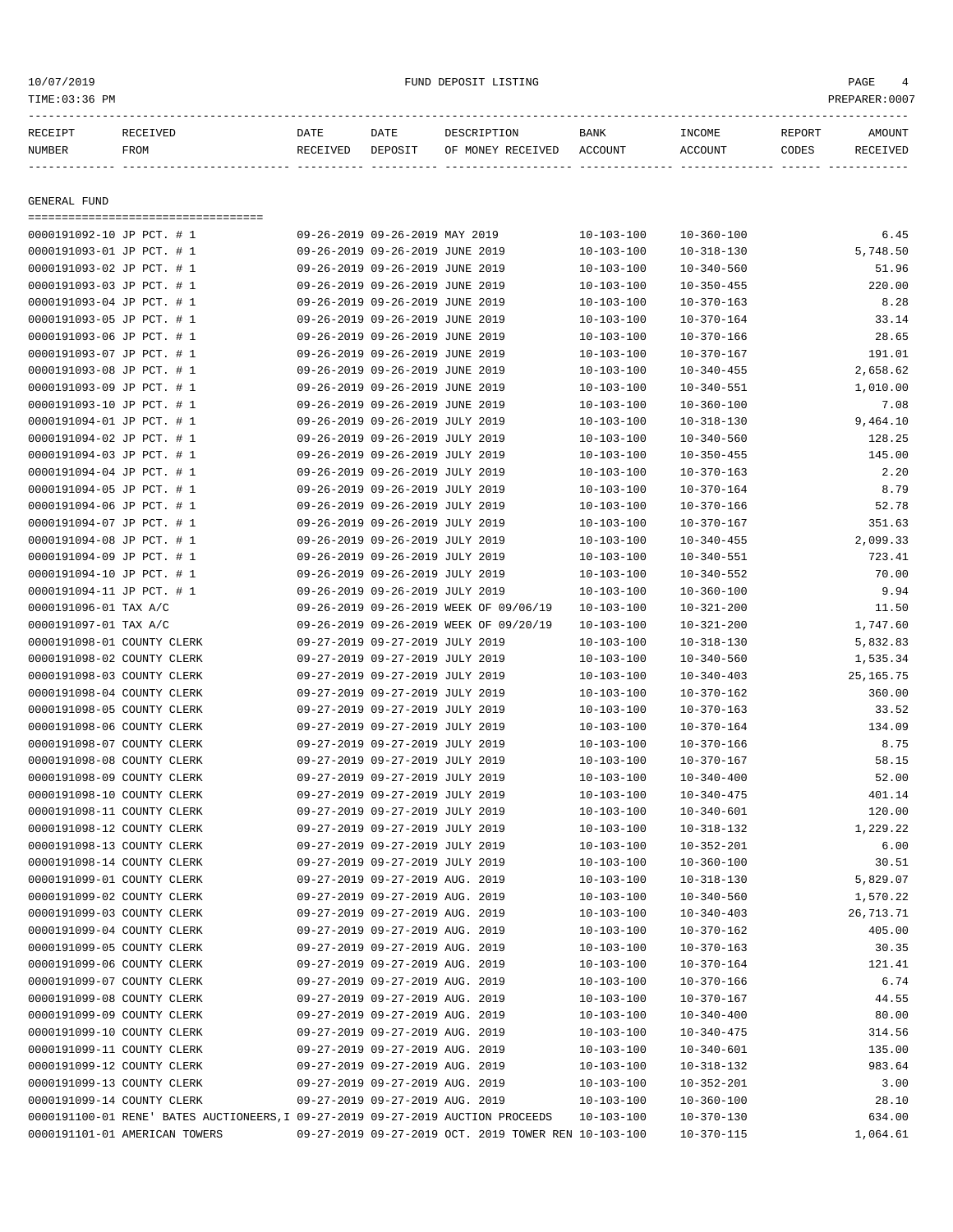FUND DEPOSIT LISTING

TIME:03:36 PM

PREPARER:0007

| RECEIPT NUMBER | RECEIVED FROM | DATE RECEIVED | DATE DEPOSIT | DESCRIPTION OF MONEY RECEIVED | BANK ACCOUNT | INCOME ACCOUNT | REPORT CODES | AMOUNT RECEIVED |
|---|---|---|---|---|---|---|---|---|
| **GENERAL FUND** | | | | | | | | |
| 0000191092-10 | JP PCT. # 1 | 09-26-2019 | 09-26-2019 | MAY 2019 | 10-103-100 | 10-360-100 | | 6.45 |
| 0000191093-01 | JP PCT. # 1 | 09-26-2019 | 09-26-2019 | JUNE 2019 | 10-103-100 | 10-318-130 | | 5,748.50 |
| 0000191093-02 | JP PCT. # 1 | 09-26-2019 | 09-26-2019 | JUNE 2019 | 10-103-100 | 10-340-560 | | 51.96 |
| 0000191093-03 | JP PCT. # 1 | 09-26-2019 | 09-26-2019 | JUNE 2019 | 10-103-100 | 10-350-455 | | 220.00 |
| 0000191093-04 | JP PCT. # 1 | 09-26-2019 | 09-26-2019 | JUNE 2019 | 10-103-100 | 10-370-163 | | 8.28 |
| 0000191093-05 | JP PCT. # 1 | 09-26-2019 | 09-26-2019 | JUNE 2019 | 10-103-100 | 10-370-164 | | 33.14 |
| 0000191093-06 | JP PCT. # 1 | 09-26-2019 | 09-26-2019 | JUNE 2019 | 10-103-100 | 10-370-166 | | 28.65 |
| 0000191093-07 | JP PCT. # 1 | 09-26-2019 | 09-26-2019 | JUNE 2019 | 10-103-100 | 10-370-167 | | 191.01 |
| 0000191093-08 | JP PCT. # 1 | 09-26-2019 | 09-26-2019 | JUNE 2019 | 10-103-100 | 10-340-455 | | 2,658.62 |
| 0000191093-09 | JP PCT. # 1 | 09-26-2019 | 09-26-2019 | JUNE 2019 | 10-103-100 | 10-340-551 | | 1,010.00 |
| 0000191093-10 | JP PCT. # 1 | 09-26-2019 | 09-26-2019 | JUNE 2019 | 10-103-100 | 10-360-100 | | 7.08 |
| 0000191094-01 | JP PCT. # 1 | 09-26-2019 | 09-26-2019 | JULY 2019 | 10-103-100 | 10-318-130 | | 9,464.10 |
| 0000191094-02 | JP PCT. # 1 | 09-26-2019 | 09-26-2019 | JULY 2019 | 10-103-100 | 10-340-560 | | 128.25 |
| 0000191094-03 | JP PCT. # 1 | 09-26-2019 | 09-26-2019 | JULY 2019 | 10-103-100 | 10-350-455 | | 145.00 |
| 0000191094-04 | JP PCT. # 1 | 09-26-2019 | 09-26-2019 | JULY 2019 | 10-103-100 | 10-370-163 | | 2.20 |
| 0000191094-05 | JP PCT. # 1 | 09-26-2019 | 09-26-2019 | JULY 2019 | 10-103-100 | 10-370-164 | | 8.79 |
| 0000191094-06 | JP PCT. # 1 | 09-26-2019 | 09-26-2019 | JULY 2019 | 10-103-100 | 10-370-166 | | 52.78 |
| 0000191094-07 | JP PCT. # 1 | 09-26-2019 | 09-26-2019 | JULY 2019 | 10-103-100 | 10-370-167 | | 351.63 |
| 0000191094-08 | JP PCT. # 1 | 09-26-2019 | 09-26-2019 | JULY 2019 | 10-103-100 | 10-340-455 | | 2,099.33 |
| 0000191094-09 | JP PCT. # 1 | 09-26-2019 | 09-26-2019 | JULY 2019 | 10-103-100 | 10-340-551 | | 723.41 |
| 0000191094-10 | JP PCT. # 1 | 09-26-2019 | 09-26-2019 | JULY 2019 | 10-103-100 | 10-340-552 | | 70.00 |
| 0000191094-11 | JP PCT. # 1 | 09-26-2019 | 09-26-2019 | JULY 2019 | 10-103-100 | 10-360-100 | | 9.94 |
| 0000191096-01 | TAX A/C | 09-26-2019 | 09-26-2019 | WEEK OF 09/06/19 | 10-103-100 | 10-321-200 | | 11.50 |
| 0000191097-01 | TAX A/C | 09-26-2019 | 09-26-2019 | WEEK OF 09/20/19 | 10-103-100 | 10-321-200 | | 1,747.60 |
| 0000191098-01 | COUNTY CLERK | 09-27-2019 | 09-27-2019 | JULY 2019 | 10-103-100 | 10-318-130 | | 5,832.83 |
| 0000191098-02 | COUNTY CLERK | 09-27-2019 | 09-27-2019 | JULY 2019 | 10-103-100 | 10-340-560 | | 1,535.34 |
| 0000191098-03 | COUNTY CLERK | 09-27-2019 | 09-27-2019 | JULY 2019 | 10-103-100 | 10-340-403 | | 25,165.75 |
| 0000191098-04 | COUNTY CLERK | 09-27-2019 | 09-27-2019 | JULY 2019 | 10-103-100 | 10-370-162 | | 360.00 |
| 0000191098-05 | COUNTY CLERK | 09-27-2019 | 09-27-2019 | JULY 2019 | 10-103-100 | 10-370-163 | | 33.52 |
| 0000191098-06 | COUNTY CLERK | 09-27-2019 | 09-27-2019 | JULY 2019 | 10-103-100 | 10-370-164 | | 134.09 |
| 0000191098-07 | COUNTY CLERK | 09-27-2019 | 09-27-2019 | JULY 2019 | 10-103-100 | 10-370-166 | | 8.75 |
| 0000191098-08 | COUNTY CLERK | 09-27-2019 | 09-27-2019 | JULY 2019 | 10-103-100 | 10-370-167 | | 58.15 |
| 0000191098-09 | COUNTY CLERK | 09-27-2019 | 09-27-2019 | JULY 2019 | 10-103-100 | 10-340-400 | | 52.00 |
| 0000191098-10 | COUNTY CLERK | 09-27-2019 | 09-27-2019 | JULY 2019 | 10-103-100 | 10-340-475 | | 401.14 |
| 0000191098-11 | COUNTY CLERK | 09-27-2019 | 09-27-2019 | JULY 2019 | 10-103-100 | 10-340-601 | | 120.00 |
| 0000191098-12 | COUNTY CLERK | 09-27-2019 | 09-27-2019 | JULY 2019 | 10-103-100 | 10-318-132 | | 1,229.22 |
| 0000191098-13 | COUNTY CLERK | 09-27-2019 | 09-27-2019 | JULY 2019 | 10-103-100 | 10-352-201 | | 6.00 |
| 0000191098-14 | COUNTY CLERK | 09-27-2019 | 09-27-2019 | JULY 2019 | 10-103-100 | 10-360-100 | | 30.51 |
| 0000191099-01 | COUNTY CLERK | 09-27-2019 | 09-27-2019 | AUG. 2019 | 10-103-100 | 10-318-130 | | 5,829.07 |
| 0000191099-02 | COUNTY CLERK | 09-27-2019 | 09-27-2019 | AUG. 2019 | 10-103-100 | 10-340-560 | | 1,570.22 |
| 0000191099-03 | COUNTY CLERK | 09-27-2019 | 09-27-2019 | AUG. 2019 | 10-103-100 | 10-340-403 | | 26,713.71 |
| 0000191099-04 | COUNTY CLERK | 09-27-2019 | 09-27-2019 | AUG. 2019 | 10-103-100 | 10-370-162 | | 405.00 |
| 0000191099-05 | COUNTY CLERK | 09-27-2019 | 09-27-2019 | AUG. 2019 | 10-103-100 | 10-370-163 | | 30.35 |
| 0000191099-06 | COUNTY CLERK | 09-27-2019 | 09-27-2019 | AUG. 2019 | 10-103-100 | 10-370-164 | | 121.41 |
| 0000191099-07 | COUNTY CLERK | 09-27-2019 | 09-27-2019 | AUG. 2019 | 10-103-100 | 10-370-166 | | 6.74 |
| 0000191099-08 | COUNTY CLERK | 09-27-2019 | 09-27-2019 | AUG. 2019 | 10-103-100 | 10-370-167 | | 44.55 |
| 0000191099-09 | COUNTY CLERK | 09-27-2019 | 09-27-2019 | AUG. 2019 | 10-103-100 | 10-340-400 | | 80.00 |
| 0000191099-10 | COUNTY CLERK | 09-27-2019 | 09-27-2019 | AUG. 2019 | 10-103-100 | 10-340-475 | | 314.56 |
| 0000191099-11 | COUNTY CLERK | 09-27-2019 | 09-27-2019 | AUG. 2019 | 10-103-100 | 10-340-601 | | 135.00 |
| 0000191099-12 | COUNTY CLERK | 09-27-2019 | 09-27-2019 | AUG. 2019 | 10-103-100 | 10-318-132 | | 983.64 |
| 0000191099-13 | COUNTY CLERK | 09-27-2019 | 09-27-2019 | AUG. 2019 | 10-103-100 | 10-352-201 | | 3.00 |
| 0000191099-14 | COUNTY CLERK | 09-27-2019 | 09-27-2019 | AUG. 2019 | 10-103-100 | 10-360-100 | | 28.10 |
| 0000191100-01 | RENE' BATES AUCTIONEERS,I | 09-27-2019 | 09-27-2019 | AUCTION PROCEEDS | 10-103-100 | 10-370-130 | | 634.00 |
| 0000191101-01 | AMERICAN TOWERS | 09-27-2019 | 09-27-2019 | OCT. 2019 TOWER REN | 10-103-100 | 10-370-115 | | 1,064.61 |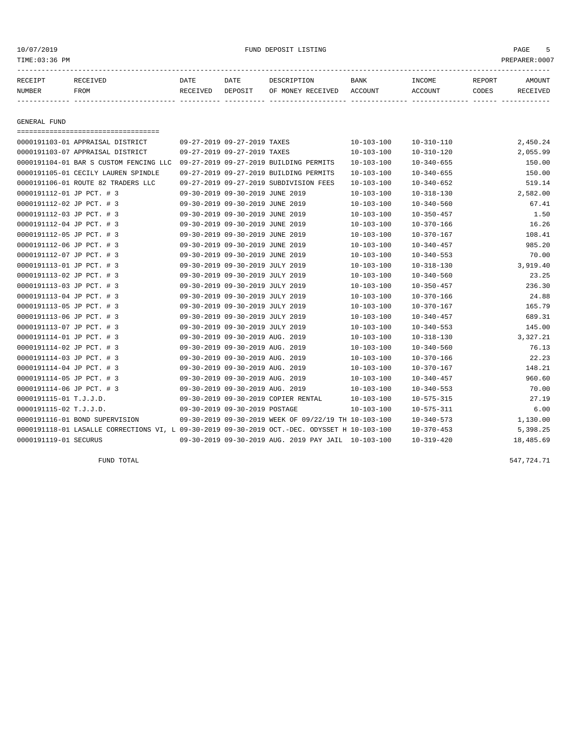| RECEIPT NUMBER | RECEIVED FROM | DATE RECEIVED | DATE DEPOSIT | DESCRIPTION OF MONEY RECEIVED | BANK ACCOUNT | INCOME ACCOUNT | REPORT CODES | AMOUNT RECEIVED |
|---|---|---|---|---|---|---|---|---|

## GENERAL FUND

| RECEIPT NUMBER | RECEIVED FROM | DATE RECEIVED | DATE DEPOSIT | DESCRIPTION OF MONEY RECEIVED | BANK ACCOUNT | INCOME ACCOUNT | REPORT CODES | AMOUNT RECEIVED |
|---|---|---|---|---|---|---|---|---|
| 0000191103-01 | APPRAISAL DISTRICT | 09-27-2019 | 09-27-2019 | TAXES | 10-103-100 | 10-310-110 | | 2,450.24 |
| 0000191103-07 | APPRAISAL DISTRICT | 09-27-2019 | 09-27-2019 | TAXES | 10-103-100 | 10-310-120 | | 2,055.99 |
| 0000191104-01 | BAR S CUSTOM FENCING LLC | 09-27-2019 | 09-27-2019 | BUILDING PERMITS | 10-103-100 | 10-340-655 | | 150.00 |
| 0000191105-01 | CECILY LAUREN SPINDLE | 09-27-2019 | 09-27-2019 | BUILDING PERMITS | 10-103-100 | 10-340-655 | | 150.00 |
| 0000191106-01 | ROUTE 82 TRADERS LLC | 09-27-2019 | 09-27-2019 | SUBDIVISION FEES | 10-103-100 | 10-340-652 | | 519.14 |
| 0000191112-01 | JP PCT. # 3 | 09-30-2019 | 09-30-2019 | JUNE 2019 | 10-103-100 | 10-318-130 | | 2,582.00 |
| 0000191112-02 | JP PCT. # 3 | 09-30-2019 | 09-30-2019 | JUNE 2019 | 10-103-100 | 10-340-560 | | 67.41 |
| 0000191112-03 | JP PCT. # 3 | 09-30-2019 | 09-30-2019 | JUNE 2019 | 10-103-100 | 10-350-457 | | 1.50 |
| 0000191112-04 | JP PCT. # 3 | 09-30-2019 | 09-30-2019 | JUNE 2019 | 10-103-100 | 10-370-166 | | 16.26 |
| 0000191112-05 | JP PCT. # 3 | 09-30-2019 | 09-30-2019 | JUNE 2019 | 10-103-100 | 10-370-167 | | 108.41 |
| 0000191112-06 | JP PCT. # 3 | 09-30-2019 | 09-30-2019 | JUNE 2019 | 10-103-100 | 10-340-457 | | 985.20 |
| 0000191112-07 | JP PCT. # 3 | 09-30-2019 | 09-30-2019 | JUNE 2019 | 10-103-100 | 10-340-553 | | 70.00 |
| 0000191113-01 | JP PCT. # 3 | 09-30-2019 | 09-30-2019 | JULY 2019 | 10-103-100 | 10-318-130 | | 3,919.40 |
| 0000191113-02 | JP PCT. # 3 | 09-30-2019 | 09-30-2019 | JULY 2019 | 10-103-100 | 10-340-560 | | 23.25 |
| 0000191113-03 | JP PCT. # 3 | 09-30-2019 | 09-30-2019 | JULY 2019 | 10-103-100 | 10-350-457 | | 236.30 |
| 0000191113-04 | JP PCT. # 3 | 09-30-2019 | 09-30-2019 | JULY 2019 | 10-103-100 | 10-370-166 | | 24.88 |
| 0000191113-05 | JP PCT. # 3 | 09-30-2019 | 09-30-2019 | JULY 2019 | 10-103-100 | 10-370-167 | | 165.79 |
| 0000191113-06 | JP PCT. # 3 | 09-30-2019 | 09-30-2019 | JULY 2019 | 10-103-100 | 10-340-457 | | 689.31 |
| 0000191113-07 | JP PCT. # 3 | 09-30-2019 | 09-30-2019 | JULY 2019 | 10-103-100 | 10-340-553 | | 145.00 |
| 0000191114-01 | JP PCT. # 3 | 09-30-2019 | 09-30-2019 | AUG. 2019 | 10-103-100 | 10-318-130 | | 3,327.21 |
| 0000191114-02 | JP PCT. # 3 | 09-30-2019 | 09-30-2019 | AUG. 2019 | 10-103-100 | 10-340-560 | | 76.13 |
| 0000191114-03 | JP PCT. # 3 | 09-30-2019 | 09-30-2019 | AUG. 2019 | 10-103-100 | 10-370-166 | | 22.23 |
| 0000191114-04 | JP PCT. # 3 | 09-30-2019 | 09-30-2019 | AUG. 2019 | 10-103-100 | 10-370-167 | | 148.21 |
| 0000191114-05 | JP PCT. # 3 | 09-30-2019 | 09-30-2019 | AUG. 2019 | 10-103-100 | 10-340-457 | | 960.60 |
| 0000191114-06 | JP PCT. # 3 | 09-30-2019 | 09-30-2019 | AUG. 2019 | 10-103-100 | 10-340-553 | | 70.00 |
| 0000191115-01 | T.J.J.D. | 09-30-2019 | 09-30-2019 | COPIER RENTAL | 10-103-100 | 10-575-315 | | 27.19 |
| 0000191115-02 | T.J.J.D. | 09-30-2019 | 09-30-2019 | POSTAGE | 10-103-100 | 10-575-311 | | 6.00 |
| 0000191116-01 | BOND SUPERVISION | 09-30-2019 | 09-30-2019 | WEEK OF 09/22/19 TH | 10-103-100 | 10-340-573 | | 1,130.00 |
| 0000191118-01 | LASALLE CORRECTIONS VI, L | 09-30-2019 | 09-30-2019 | OCT.-DEC. ODYSSET H | 10-103-100 | 10-370-453 | | 5,398.25 |
| 0000191119-01 | SECURUS | 09-30-2019 | 09-30-2019 | AUG. 2019 PAY JAIL | 10-103-100 | 10-319-420 | | 18,485.69 |
| | FUND TOTAL | | | | | | | 547,724.71 |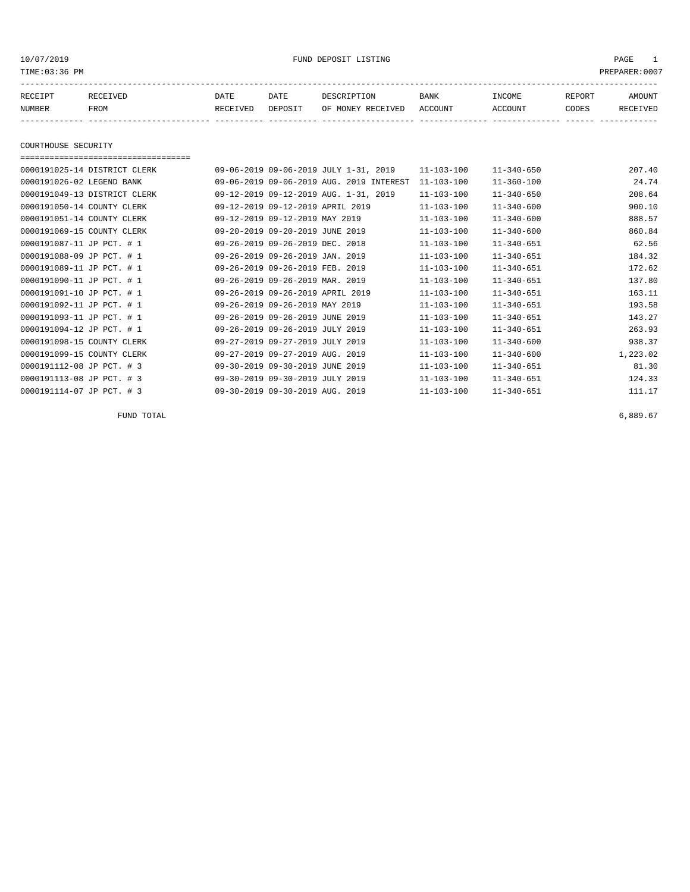10/07/2019 FUND DEPOSIT LISTING

TIME:03:36 PM PREPARER:0007

| RECEIPT NUMBER | RECEIVED FROM | DATE RECEIVED | DATE DEPOSIT | DESCRIPTION OF MONEY RECEIVED | BANK ACCOUNT | INCOME ACCOUNT | REPORT CODES | AMOUNT RECEIVED |
|---|---|---|---|---|---|---|---|---|

## COURTHOUSE SECURITY

| RECEIPT NUMBER | RECEIVED FROM | DATE RECEIVED | DATE DEPOSIT | DESCRIPTION OF MONEY RECEIVED | BANK ACCOUNT | INCOME ACCOUNT | REPORT CODES | AMOUNT RECEIVED |
|---|---|---|---|---|---|---|---|---|
| 0000191025-14 | DISTRICT CLERK | 09-06-2019 | 09-06-2019 | JULY 1-31, 2019 | 11-103-100 | 11-340-650 | | 207.40 |
| 0000191026-02 | LEGEND BANK | 09-06-2019 | 09-06-2019 | AUG. 2019 INTEREST | 11-103-100 | 11-360-100 | | 24.74 |
| 0000191049-13 | DISTRICT CLERK | 09-12-2019 | 09-12-2019 | AUG. 1-31, 2019 | 11-103-100 | 11-340-650 | | 208.64 |
| 0000191050-14 | COUNTY CLERK | 09-12-2019 | 09-12-2019 | APRIL 2019 | 11-103-100 | 11-340-600 | | 900.10 |
| 0000191051-14 | COUNTY CLERK | 09-12-2019 | 09-12-2019 | MAY 2019 | 11-103-100 | 11-340-600 | | 888.57 |
| 0000191069-15 | COUNTY CLERK | 09-20-2019 | 09-20-2019 | JUNE 2019 | 11-103-100 | 11-340-600 | | 860.84 |
| 0000191087-11 | JP PCT. # 1 | 09-26-2019 | 09-26-2019 | DEC. 2018 | 11-103-100 | 11-340-651 | | 62.56 |
| 0000191088-09 | JP PCT. # 1 | 09-26-2019 | 09-26-2019 | JAN. 2019 | 11-103-100 | 11-340-651 | | 184.32 |
| 0000191089-11 | JP PCT. # 1 | 09-26-2019 | 09-26-2019 | FEB. 2019 | 11-103-100 | 11-340-651 | | 172.62 |
| 0000191090-11 | JP PCT. # 1 | 09-26-2019 | 09-26-2019 | MAR. 2019 | 11-103-100 | 11-340-651 | | 137.80 |
| 0000191091-10 | JP PCT. # 1 | 09-26-2019 | 09-26-2019 | APRIL 2019 | 11-103-100 | 11-340-651 | | 163.11 |
| 0000191092-11 | JP PCT. # 1 | 09-26-2019 | 09-26-2019 | MAY 2019 | 11-103-100 | 11-340-651 | | 193.58 |
| 0000191093-11 | JP PCT. # 1 | 09-26-2019 | 09-26-2019 | JUNE 2019 | 11-103-100 | 11-340-651 | | 143.27 |
| 0000191094-12 | JP PCT. # 1 | 09-26-2019 | 09-26-2019 | JULY 2019 | 11-103-100 | 11-340-651 | | 263.93 |
| 0000191098-15 | COUNTY CLERK | 09-27-2019 | 09-27-2019 | JULY 2019 | 11-103-100 | 11-340-600 | | 938.37 |
| 0000191099-15 | COUNTY CLERK | 09-27-2019 | 09-27-2019 | AUG. 2019 | 11-103-100 | 11-340-600 | | 1,223.02 |
| 0000191112-08 | JP PCT. # 3 | 09-30-2019 | 09-30-2019 | JUNE 2019 | 11-103-100 | 11-340-651 | | 81.30 |
| 0000191113-08 | JP PCT. # 3 | 09-30-2019 | 09-30-2019 | JULY 2019 | 11-103-100 | 11-340-651 | | 124.33 |
| 0000191114-07 | JP PCT. # 3 | 09-30-2019 | 09-30-2019 | AUG. 2019 | 11-103-100 | 11-340-651 | | 111.17 |

FUND TOTAL 6,889.67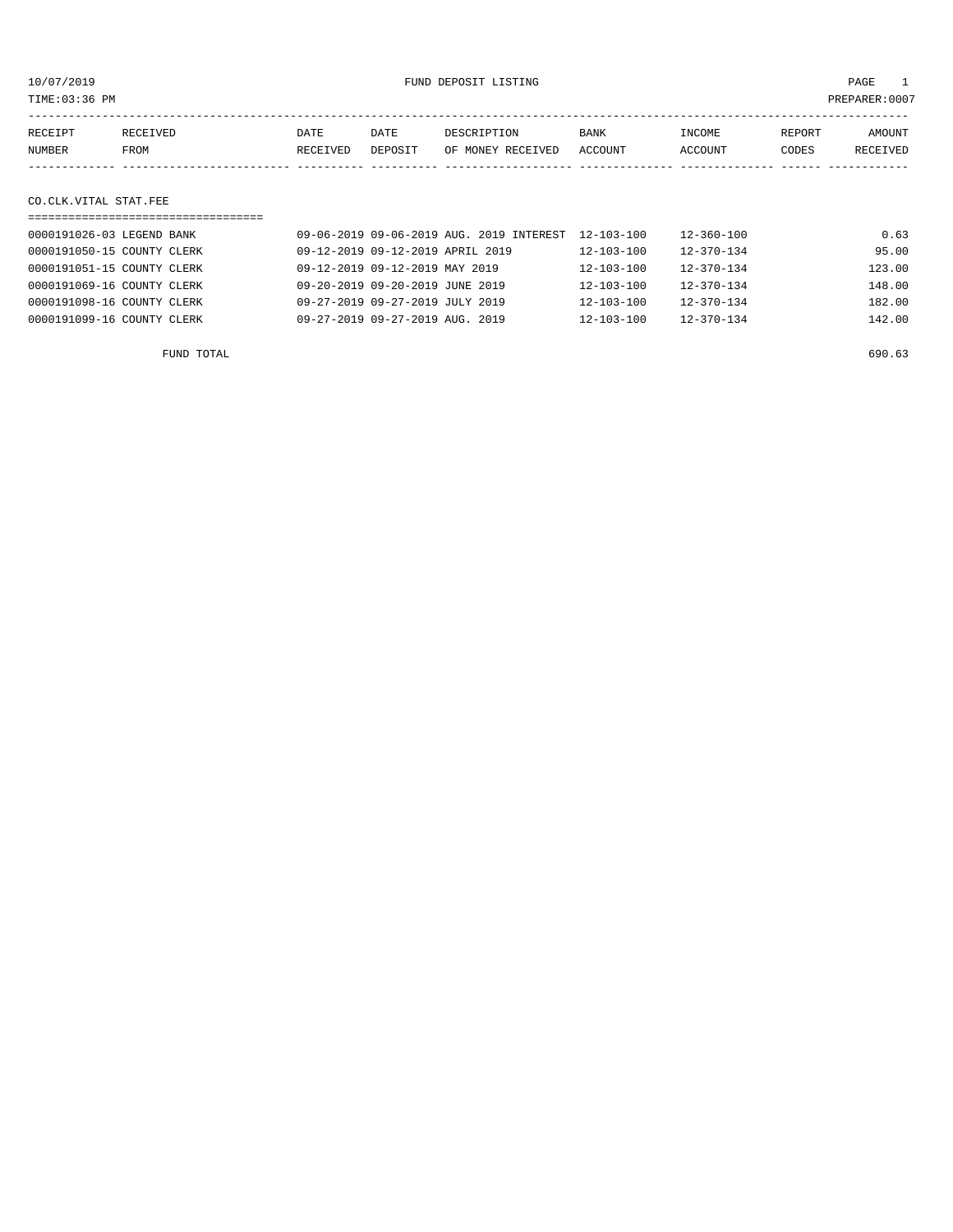10/07/2019 FUND DEPOSIT LISTING

TIME:03:36 PM PREPARER:0007

| RECEIPT NUMBER | RECEIVED FROM | DATE RECEIVED | DATE DEPOSIT | DESCRIPTION OF MONEY RECEIVED | BANK ACCOUNT | INCOME ACCOUNT | REPORT CODES | AMOUNT RECEIVED |
|---|---|---|---|---|---|---|---|---|

CO.CLK.VITAL STAT.FEE

| RECEIPT NUMBER | RECEIVED FROM | DATE RECEIVED | DATE DEPOSIT | DESCRIPTION OF MONEY RECEIVED | BANK ACCOUNT | INCOME ACCOUNT | REPORT CODES | AMOUNT RECEIVED |
|---|---|---|---|---|---|---|---|---|
| 0000191026-03 | LEGEND BANK | 09-06-2019 | 09-06-2019 | AUG. 2019 INTEREST | 12-103-100 | 12-360-100 | | 0.63 |
| 0000191050-15 | COUNTY CLERK | 09-12-2019 | 09-12-2019 | APRIL 2019 | 12-103-100 | 12-370-134 | | 95.00 |
| 0000191051-15 | COUNTY CLERK | 09-12-2019 | 09-12-2019 | MAY 2019 | 12-103-100 | 12-370-134 | | 123.00 |
| 0000191069-16 | COUNTY CLERK | 09-20-2019 | 09-20-2019 | JUNE 2019 | 12-103-100 | 12-370-134 | | 148.00 |
| 0000191098-16 | COUNTY CLERK | 09-27-2019 | 09-27-2019 | JULY 2019 | 12-103-100 | 12-370-134 | | 182.00 |
| 0000191099-16 | COUNTY CLERK | 09-27-2019 | 09-27-2019 | AUG. 2019 | 12-103-100 | 12-370-134 | | 142.00 |
| | FUND TOTAL | | | | | | | 690.63 |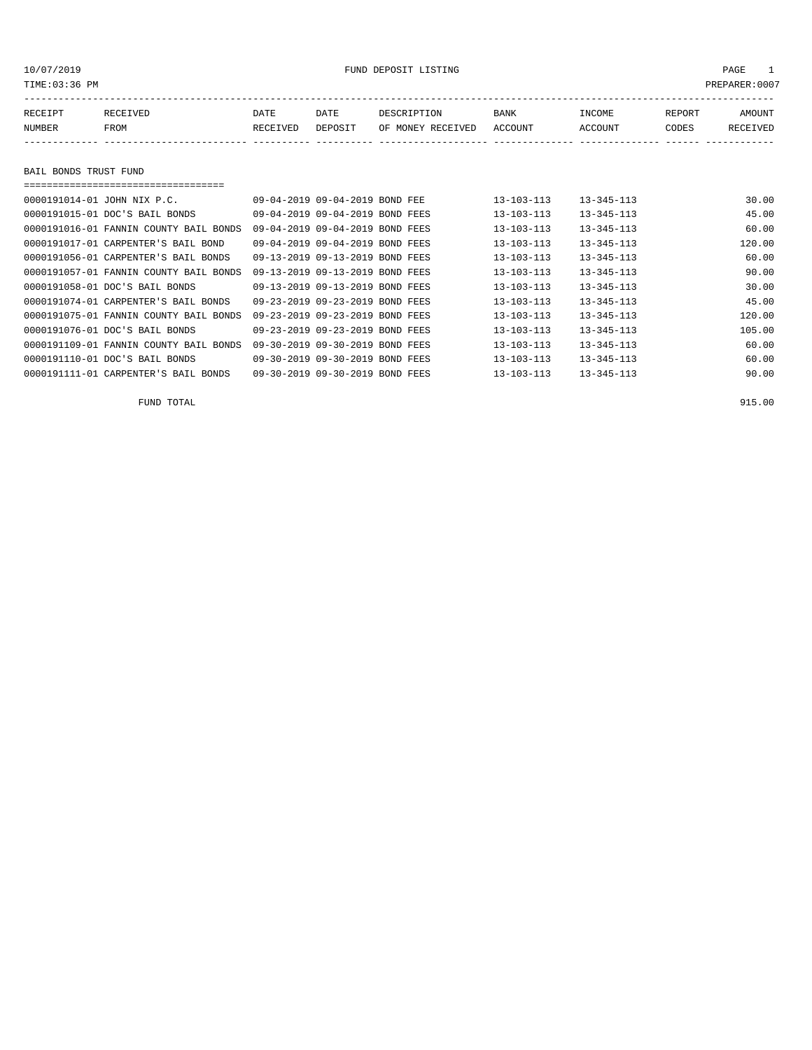10/07/2019 FUND DEPOSIT LISTING

TIME:03:36 PM PREPARER:0007

| RECEIPT NUMBER | RECEIVED FROM | DATE RECEIVED | DATE DEPOSIT | DESCRIPTION OF MONEY RECEIVED | BANK ACCOUNT | INCOME ACCOUNT | REPORT CODES | AMOUNT RECEIVED |
|---|---|---|---|---|---|---|---|---|

## BAIL BONDS TRUST FUND

| RECEIPT NUMBER | RECEIVED FROM | DATE RECEIVED | DATE DEPOSIT | DESCRIPTION OF MONEY RECEIVED | BANK ACCOUNT | INCOME ACCOUNT | REPORT CODES | AMOUNT RECEIVED |
|---|---|---|---|---|---|---|---|---|
| 0000191014-01 | JOHN NIX P.C. | 09-04-2019 | 09-04-2019 | BOND FEE | 13-103-113 | 13-345-113 | | 30.00 |
| 0000191015-01 | DOC'S BAIL BONDS | 09-04-2019 | 09-04-2019 | BOND FEES | 13-103-113 | 13-345-113 | | 45.00 |
| 0000191016-01 | FANNIN COUNTY BAIL BONDS | 09-04-2019 | 09-04-2019 | BOND FEES | 13-103-113 | 13-345-113 | | 60.00 |
| 0000191017-01 | CARPENTER'S BAIL BOND | 09-04-2019 | 09-04-2019 | BOND FEES | 13-103-113 | 13-345-113 | | 120.00 |
| 0000191056-01 | CARPENTER'S BAIL BONDS | 09-13-2019 | 09-13-2019 | BOND FEES | 13-103-113 | 13-345-113 | | 60.00 |
| 0000191057-01 | FANNIN COUNTY BAIL BONDS | 09-13-2019 | 09-13-2019 | BOND FEES | 13-103-113 | 13-345-113 | | 90.00 |
| 0000191058-01 | DOC'S BAIL BONDS | 09-13-2019 | 09-13-2019 | BOND FEES | 13-103-113 | 13-345-113 | | 30.00 |
| 0000191074-01 | CARPENTER'S BAIL BONDS | 09-23-2019 | 09-23-2019 | BOND FEES | 13-103-113 | 13-345-113 | | 45.00 |
| 0000191075-01 | FANNIN COUNTY BAIL BONDS | 09-23-2019 | 09-23-2019 | BOND FEES | 13-103-113 | 13-345-113 | | 120.00 |
| 0000191076-01 | DOC'S BAIL BONDS | 09-23-2019 | 09-23-2019 | BOND FEES | 13-103-113 | 13-345-113 | | 105.00 |
| 0000191109-01 | FANNIN COUNTY BAIL BONDS | 09-30-2019 | 09-30-2019 | BOND FEES | 13-103-113 | 13-345-113 | | 60.00 |
| 0000191110-01 | DOC'S BAIL BONDS | 09-30-2019 | 09-30-2019 | BOND FEES | 13-103-113 | 13-345-113 | | 60.00 |
| 0000191111-01 | CARPENTER'S BAIL BONDS | 09-30-2019 | 09-30-2019 | BOND FEES | 13-103-113 | 13-345-113 | | 90.00 |
| | FUND TOTAL | | | | | | | 915.00 |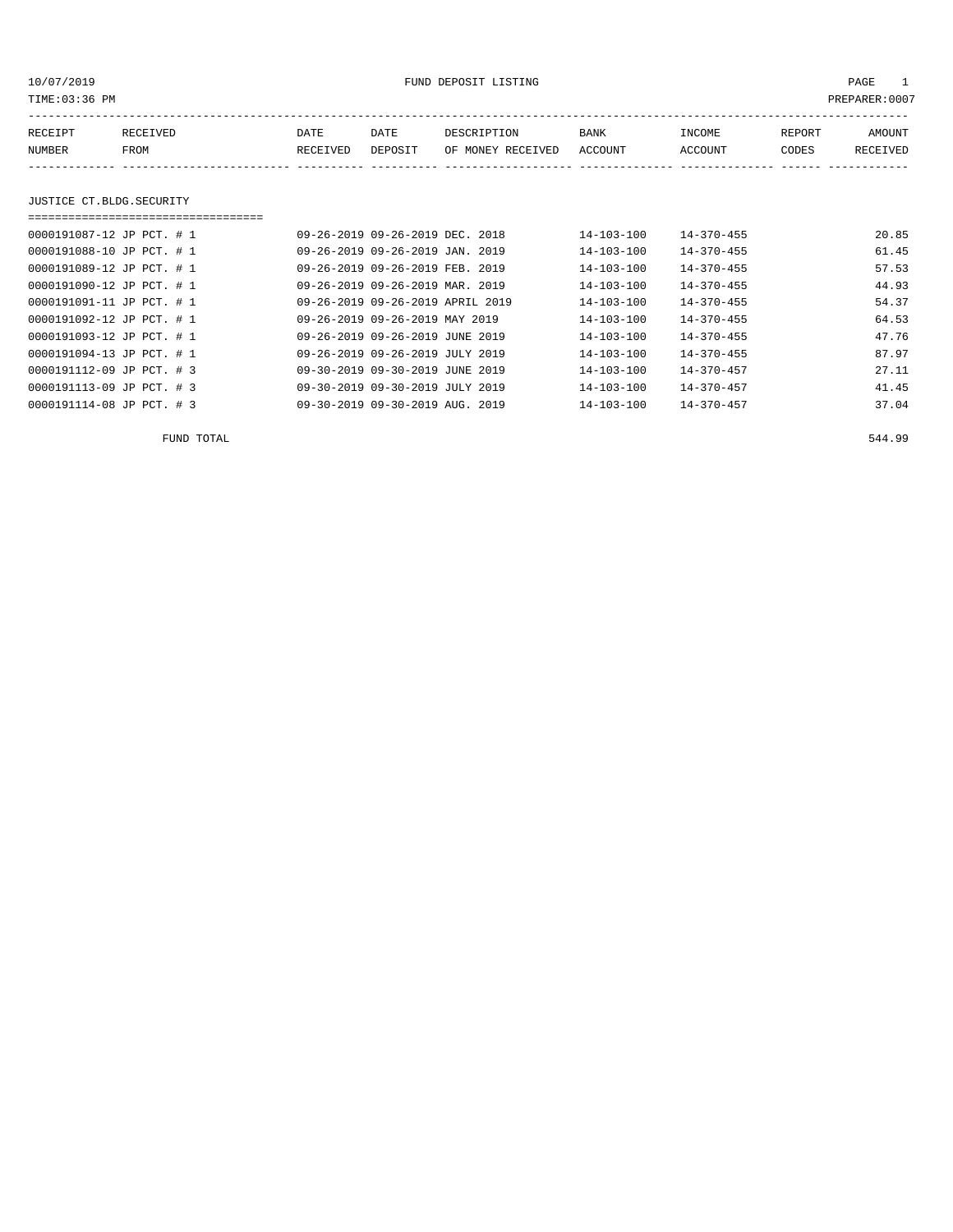10/07/2019 FUND DEPOSIT LISTING

TIME:03:36 PM PREPARER:0007

| RECEIPT NUMBER | RECEIVED FROM | DATE RECEIVED | DATE DEPOSIT | DESCRIPTION OF MONEY RECEIVED | BANK ACCOUNT | INCOME ACCOUNT | REPORT CODES | AMOUNT RECEIVED |
|---|---|---|---|---|---|---|---|---|

## JUSTICE CT.BLDG.SECURITY

| RECEIPT NUMBER | RECEIVED FROM | DATE RECEIVED | DATE DEPOSIT | DESCRIPTION OF MONEY RECEIVED | BANK ACCOUNT | INCOME ACCOUNT | REPORT CODES | AMOUNT RECEIVED |
|---|---|---|---|---|---|---|---|---|
| 0000191087-12 | JP PCT. # 1 | 09-26-2019 | 09-26-2019 | DEC. 2018 | 14-103-100 | 14-370-455 | | 20.85 |
| 0000191088-10 | JP PCT. # 1 | 09-26-2019 | 09-26-2019 | JAN. 2019 | 14-103-100 | 14-370-455 | | 61.45 |
| 0000191089-12 | JP PCT. # 1 | 09-26-2019 | 09-26-2019 | FEB. 2019 | 14-103-100 | 14-370-455 | | 57.53 |
| 0000191090-12 | JP PCT. # 1 | 09-26-2019 | 09-26-2019 | MAR. 2019 | 14-103-100 | 14-370-455 | | 44.93 |
| 0000191091-11 | JP PCT. # 1 | 09-26-2019 | 09-26-2019 | APRIL 2019 | 14-103-100 | 14-370-455 | | 54.37 |
| 0000191092-12 | JP PCT. # 1 | 09-26-2019 | 09-26-2019 | MAY 2019 | 14-103-100 | 14-370-455 | | 64.53 |
| 0000191093-12 | JP PCT. # 1 | 09-26-2019 | 09-26-2019 | JUNE 2019 | 14-103-100 | 14-370-455 | | 47.76 |
| 0000191094-13 | JP PCT. # 1 | 09-26-2019 | 09-26-2019 | JULY 2019 | 14-103-100 | 14-370-455 | | 87.97 |
| 0000191112-09 | JP PCT. # 3 | 09-30-2019 | 09-30-2019 | JUNE 2019 | 14-103-100 | 14-370-457 | | 27.11 |
| 0000191113-09 | JP PCT. # 3 | 09-30-2019 | 09-30-2019 | JULY 2019 | 14-103-100 | 14-370-457 | | 41.45 |
| 0000191114-08 | JP PCT. # 3 | 09-30-2019 | 09-30-2019 | AUG. 2019 | 14-103-100 | 14-370-457 | | 37.04 |

FUND TOTAL 544.99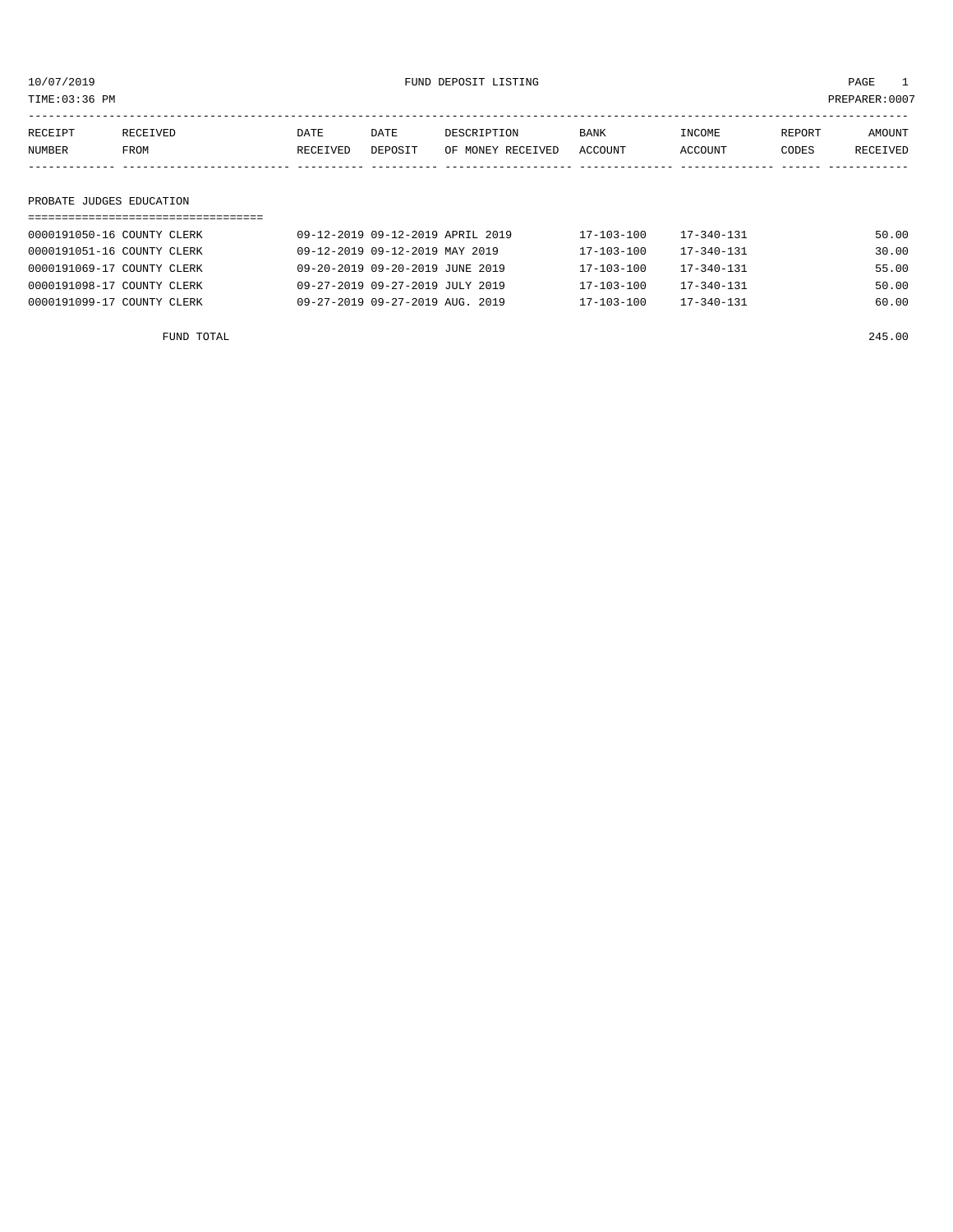10/07/2019 FUND DEPOSIT LISTING

TIME:03:36 PM PREPARER:0007

| RECEIPT NUMBER | RECEIVED FROM | DATE RECEIVED | DATE DEPOSIT | DESCRIPTION OF MONEY RECEIVED | BANK ACCOUNT | INCOME ACCOUNT | REPORT CODES | AMOUNT RECEIVED |
|---|---|---|---|---|---|---|---|---|
| **PROBATE JUDGES EDUCATION** | | | | | | | | |
| 0000191050-16 | COUNTY CLERK | 09-12-2019 | 09-12-2019 | APRIL 2019 | 17-103-100 | 17-340-131 | | 50.00 |
| 0000191051-16 | COUNTY CLERK | 09-12-2019 | 09-12-2019 | MAY 2019 | 17-103-100 | 17-340-131 | | 30.00 |
| 0000191069-17 | COUNTY CLERK | 09-20-2019 | 09-20-2019 | JUNE 2019 | 17-103-100 | 17-340-131 | | 55.00 |
| 0000191098-17 | COUNTY CLERK | 09-27-2019 | 09-27-2019 | JULY 2019 | 17-103-100 | 17-340-131 | | 50.00 |
| 0000191099-17 | COUNTY CLERK | 09-27-2019 | 09-27-2019 | AUG. 2019 | 17-103-100 | 17-340-131 | | 60.00 |
| | FUND TOTAL | | | | | | | 245.00 |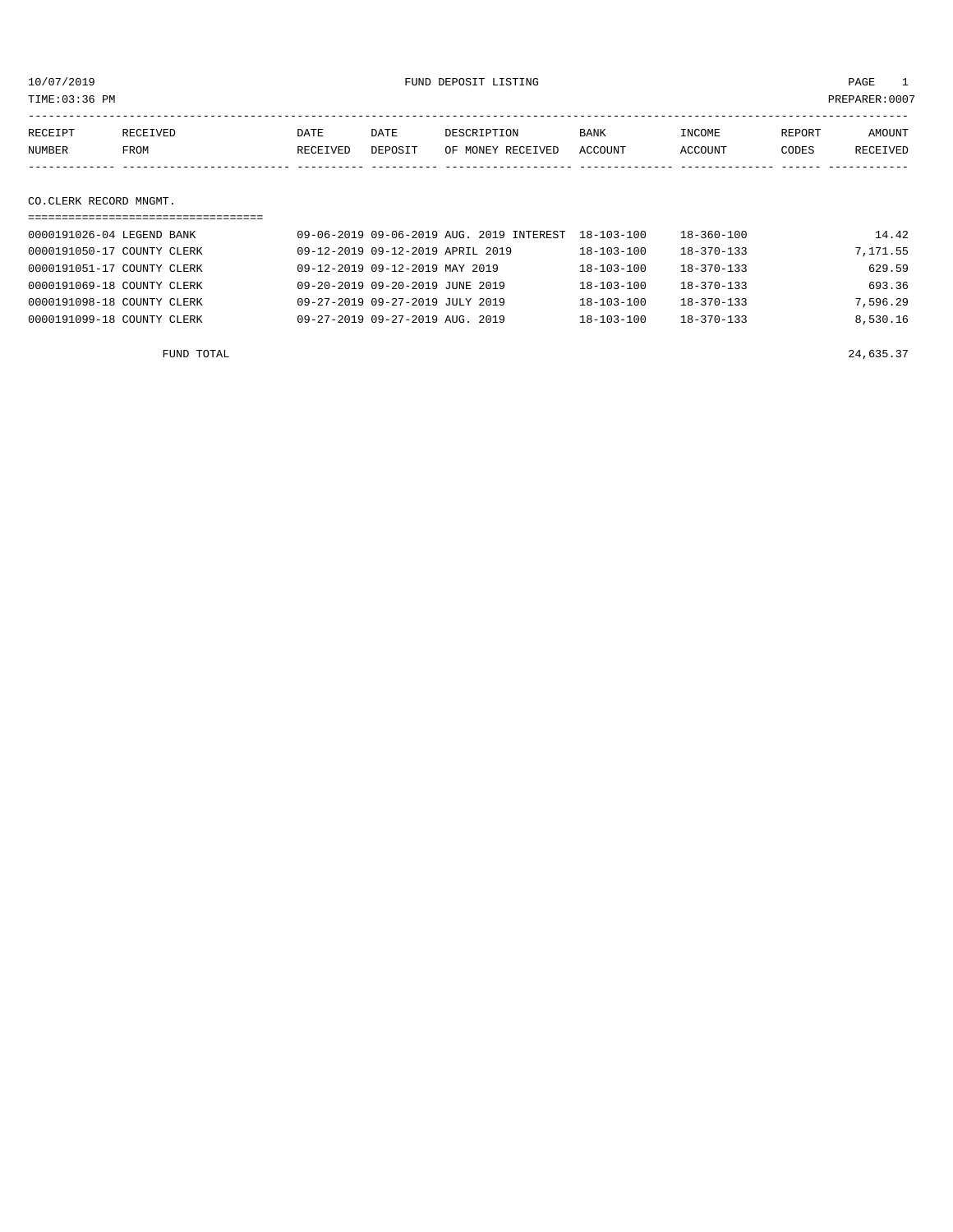FUND DEPOSIT LISTING

10/07/2019
TIME:03:36 PM
PREPARER:0007

| RECEIPT NUMBER | RECEIVED FROM | DATE RECEIVED | DATE DEPOSIT | DESCRIPTION OF MONEY RECEIVED | BANK ACCOUNT | INCOME ACCOUNT | REPORT CODES | AMOUNT RECEIVED |
|---|---|---|---|---|---|---|---|---|
| **CO.CLERK RECORD MNGMT.** | | | | | | | | |
| 0000191026-04 | LEGEND BANK | 09-06-2019 | 09-06-2019 | AUG. 2019 INTEREST | 18-103-100 | 18-360-100 | | 14.42 |
| 0000191050-17 | COUNTY CLERK | 09-12-2019 | 09-12-2019 | APRIL 2019 | 18-103-100 | 18-370-133 | | 7,171.55 |
| 0000191051-17 | COUNTY CLERK | 09-12-2019 | 09-12-2019 | MAY 2019 | 18-103-100 | 18-370-133 | | 629.59 |
| 0000191069-18 | COUNTY CLERK | 09-20-2019 | 09-20-2019 | JUNE 2019 | 18-103-100 | 18-370-133 | | 693.36 |
| 0000191098-18 | COUNTY CLERK | 09-27-2019 | 09-27-2019 | JULY 2019 | 18-103-100 | 18-370-133 | | 7,596.29 |
| 0000191099-18 | COUNTY CLERK | 09-27-2019 | 09-27-2019 | AUG. 2019 | 18-103-100 | 18-370-133 | | 8,530.16 |
| | FUND TOTAL | | | | | | | 24,635.37 |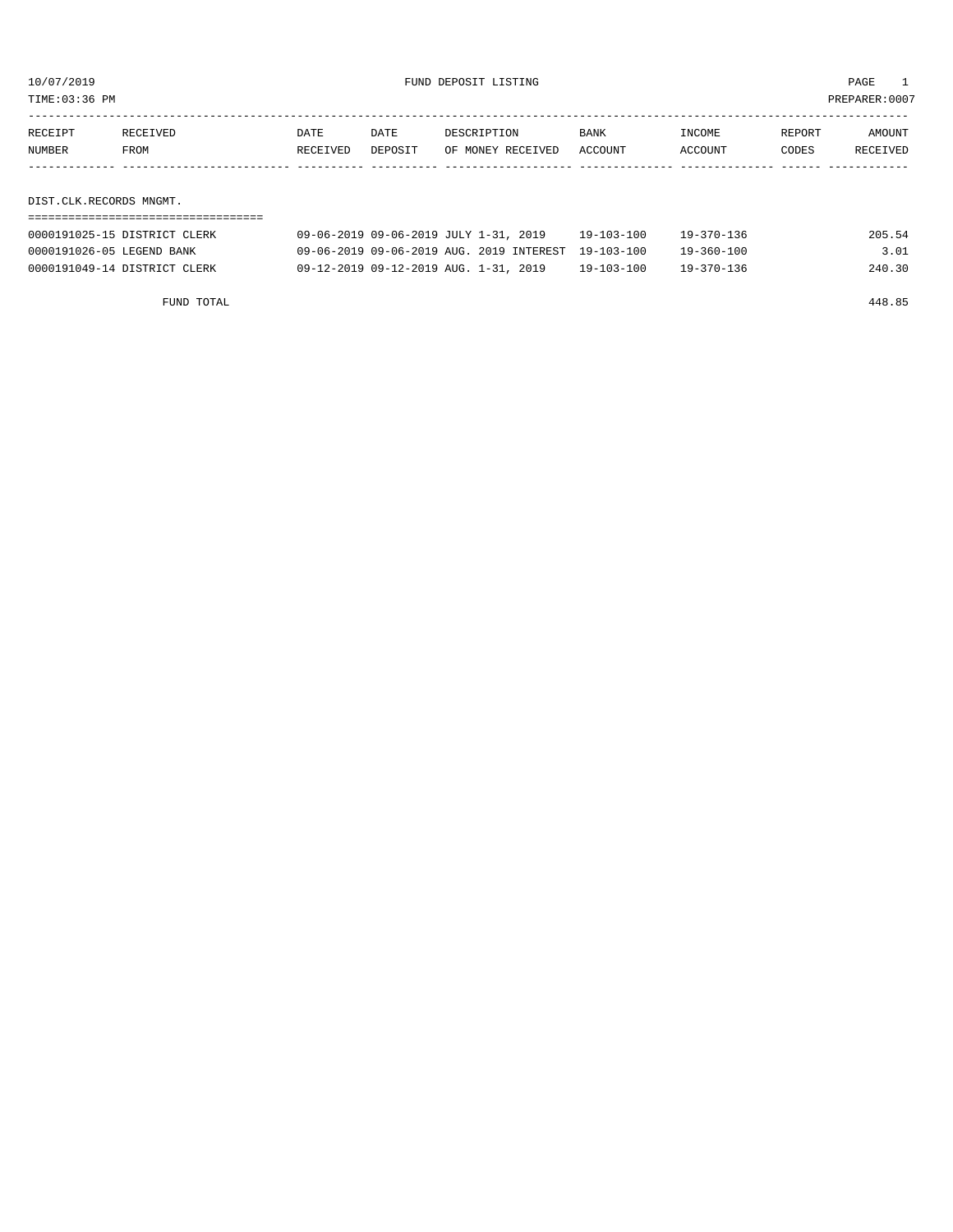10/07/2019 FUND DEPOSIT LISTING

TIME:03:36 PM PREPARER:0007

| RECEIPT NUMBER | RECEIVED FROM | DATE RECEIVED | DATE DEPOSIT | DESCRIPTION OF MONEY RECEIVED | BANK ACCOUNT | INCOME ACCOUNT | REPORT CODES | AMOUNT RECEIVED |
|---|---|---|---|---|---|---|---|---|

DIST.CLK.RECORDS MNGMT.

| RECEIPT NUMBER | RECEIVED FROM | DATE RECEIVED | DATE DEPOSIT | DESCRIPTION OF MONEY RECEIVED | BANK ACCOUNT | INCOME ACCOUNT | REPORT CODES | AMOUNT RECEIVED |
|---|---|---|---|---|---|---|---|---|
| 0000191025-15 | DISTRICT CLERK | 09-06-2019 | 09-06-2019 | JULY 1-31, 2019 | 19-103-100 | 19-370-136 | | 205.54 |
| 0000191026-05 | LEGEND BANK | 09-06-2019 | 09-06-2019 | AUG. 2019 INTEREST | 19-103-100 | 19-360-100 | | 3.01 |
| 0000191049-14 | DISTRICT CLERK | 09-12-2019 | 09-12-2019 | AUG. 1-31, 2019 | 19-103-100 | 19-370-136 | | 240.30 |
| | FUND TOTAL | | | | | | | 448.85 |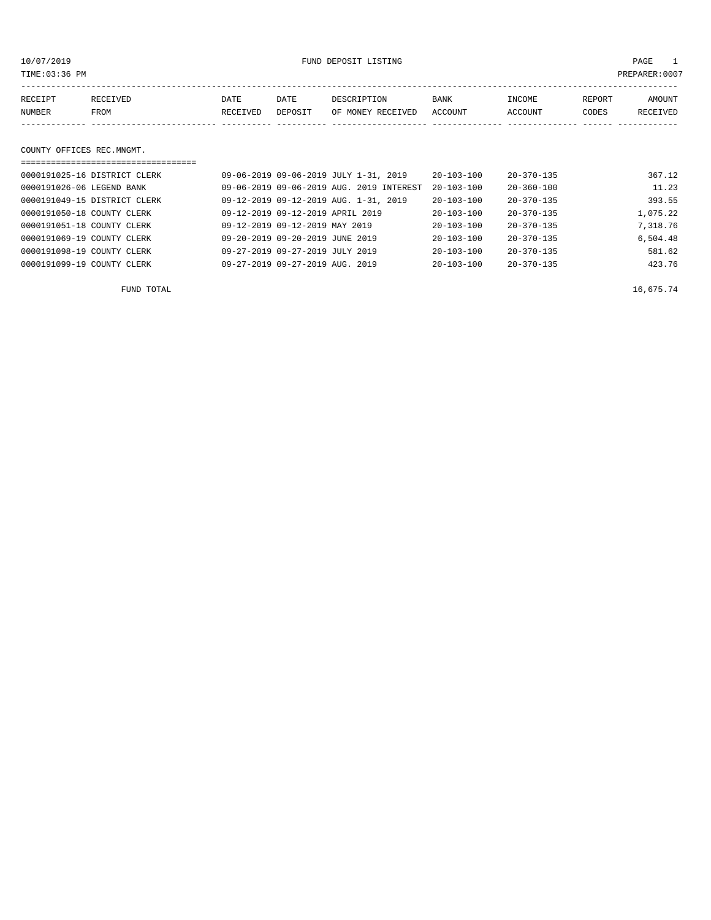# FUND DEPOSIT LISTING

10/07/2019
TIME:03:36 PM
PREPARER:0007

| RECEIPT NUMBER | RECEIVED FROM | DATE RECEIVED | DATE DEPOSIT | DESCRIPTION OF MONEY RECEIVED | BANK ACCOUNT | INCOME ACCOUNT | REPORT CODES | AMOUNT RECEIVED |
|---|---|---|---|---|---|---|---|---|

## COUNTY OFFICES REC.MNGMT.

| RECEIPT NUMBER | RECEIVED FROM | DATE RECEIVED | DATE DEPOSIT | DESCRIPTION OF MONEY RECEIVED | BANK ACCOUNT | INCOME ACCOUNT | REPORT CODES | AMOUNT RECEIVED |
|---|---|---|---|---|---|---|---|---|
| 0000191025-16 | DISTRICT CLERK | 09-06-2019 | 09-06-2019 | JULY 1-31, 2019 | 20-103-100 | 20-370-135 | | 367.12 |
| 0000191026-06 | LEGEND BANK | 09-06-2019 | 09-06-2019 | AUG. 2019 INTEREST | 20-103-100 | 20-360-100 | | 11.23 |
| 0000191049-15 | DISTRICT CLERK | 09-12-2019 | 09-12-2019 | AUG. 1-31, 2019 | 20-103-100 | 20-370-135 | | 393.55 |
| 0000191050-18 | COUNTY CLERK | 09-12-2019 | 09-12-2019 | APRIL 2019 | 20-103-100 | 20-370-135 | | 1,075.22 |
| 0000191051-18 | COUNTY CLERK | 09-12-2019 | 09-12-2019 | MAY 2019 | 20-103-100 | 20-370-135 | | 7,318.76 |
| 0000191069-19 | COUNTY CLERK | 09-20-2019 | 09-20-2019 | JUNE 2019 | 20-103-100 | 20-370-135 | | 6,504.48 |
| 0000191098-19 | COUNTY CLERK | 09-27-2019 | 09-27-2019 | JULY 2019 | 20-103-100 | 20-370-135 | | 581.62 |
| 0000191099-19 | COUNTY CLERK | 09-27-2019 | 09-27-2019 | AUG. 2019 | 20-103-100 | 20-370-135 | | 423.76 |

FUND TOTAL 16,675.74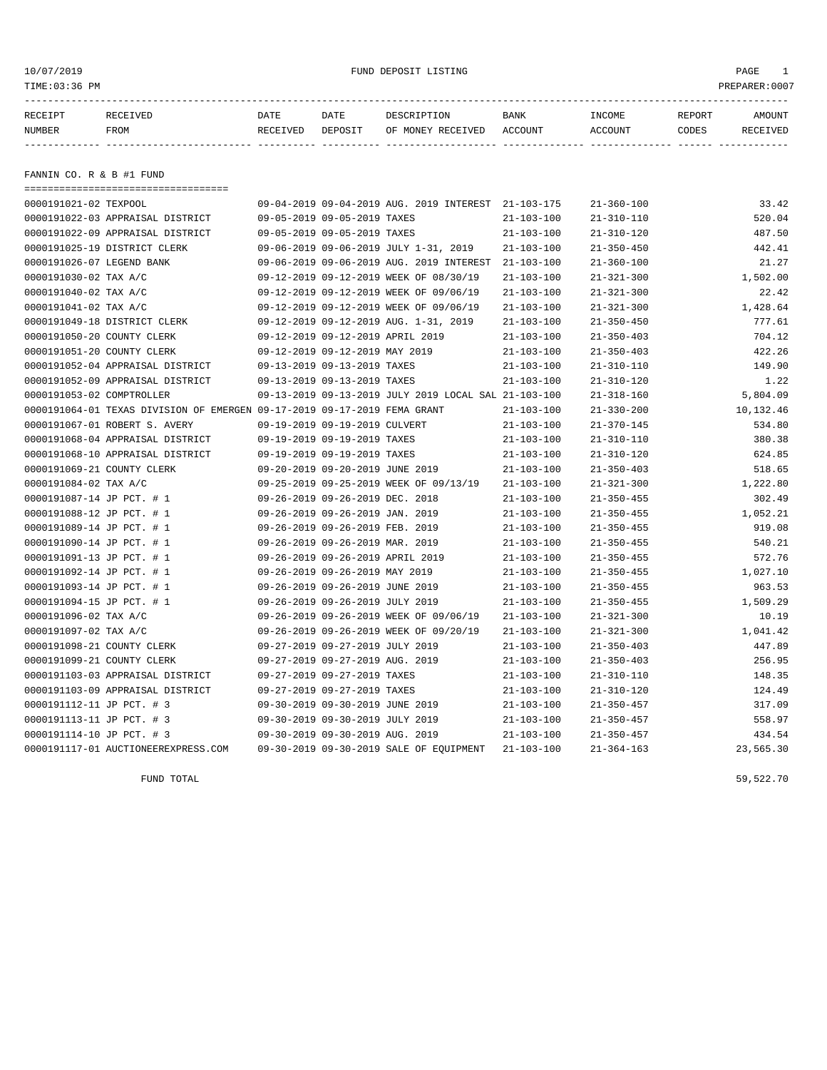10/07/2019 FUND DEPOSIT LISTING
TIME:03:36 PM PREPARER:0007

| RECEIPT NUMBER | RECEIVED FROM | DATE RECEIVED | DATE DEPOSIT | DESCRIPTION OF MONEY RECEIVED | BANK ACCOUNT | INCOME ACCOUNT | REPORT CODES | AMOUNT RECEIVED |
|---|---|---|---|---|---|---|---|---|

## FANNIN CO. R & B #1 FUND

| RECEIPT NUMBER | RECEIVED FROM | DATE RECEIVED | DATE DEPOSIT | DESCRIPTION OF MONEY RECEIVED | BANK ACCOUNT | INCOME ACCOUNT | REPORT CODES | AMOUNT RECEIVED |
|---|---|---|---|---|---|---|---|---|
| 0000191021-02 | TEXPOOL | 09-04-2019 | 09-04-2019 | AUG. 2019 INTEREST | 21-103-175 | 21-360-100 | | 33.42 |
| 0000191022-03 | APPRAISAL DISTRICT | 09-05-2019 | 09-05-2019 | TAXES | 21-103-100 | 21-310-110 | | 520.04 |
| 0000191022-09 | APPRAISAL DISTRICT | 09-05-2019 | 09-05-2019 | TAXES | 21-103-100 | 21-310-120 | | 487.50 |
| 0000191025-19 | DISTRICT CLERK | 09-06-2019 | 09-06-2019 | JULY 1-31, 2019 | 21-103-100 | 21-350-450 | | 442.41 |
| 0000191026-07 | LEGEND BANK | 09-06-2019 | 09-06-2019 | AUG. 2019 INTEREST | 21-103-100 | 21-360-100 | | 21.27 |
| 0000191030-02 | TAX A/C | 09-12-2019 | 09-12-2019 | WEEK OF 08/30/19 | 21-103-100 | 21-321-300 | | 1,502.00 |
| 0000191040-02 | TAX A/C | 09-12-2019 | 09-12-2019 | WEEK OF 09/06/19 | 21-103-100 | 21-321-300 | | 22.42 |
| 0000191041-02 | TAX A/C | 09-12-2019 | 09-12-2019 | WEEK OF 09/06/19 | 21-103-100 | 21-321-300 | | 1,428.64 |
| 0000191049-18 | DISTRICT CLERK | 09-12-2019 | 09-12-2019 | AUG. 1-31, 2019 | 21-103-100 | 21-350-450 | | 777.61 |
| 0000191050-20 | COUNTY CLERK | 09-12-2019 | 09-12-2019 | APRIL 2019 | 21-103-100 | 21-350-403 | | 704.12 |
| 0000191051-20 | COUNTY CLERK | 09-12-2019 | 09-12-2019 | MAY 2019 | 21-103-100 | 21-350-403 | | 422.26 |
| 0000191052-04 | APPRAISAL DISTRICT | 09-13-2019 | 09-13-2019 | TAXES | 21-103-100 | 21-310-110 | | 149.90 |
| 0000191052-09 | APPRAISAL DISTRICT | 09-13-2019 | 09-13-2019 | TAXES | 21-103-100 | 21-310-120 | | 1.22 |
| 0000191053-02 | COMPTROLLER | 09-13-2019 | 09-13-2019 | JULY 2019 LOCAL SAL | 21-103-100 | 21-318-160 | | 5,804.09 |
| 0000191064-01 | TEXAS DIVISION OF EMERGEN | 09-17-2019 | 09-17-2019 | FEMA GRANT | 21-103-100 | 21-330-200 | | 10,132.46 |
| 0000191067-01 | ROBERT S. AVERY | 09-19-2019 | 09-19-2019 | CULVERT | 21-103-100 | 21-370-145 | | 534.80 |
| 0000191068-04 | APPRAISAL DISTRICT | 09-19-2019 | 09-19-2019 | TAXES | 21-103-100 | 21-310-110 | | 380.38 |
| 0000191068-10 | APPRAISAL DISTRICT | 09-19-2019 | 09-19-2019 | TAXES | 21-103-100 | 21-310-120 | | 624.85 |
| 0000191069-21 | COUNTY CLERK | 09-20-2019 | 09-20-2019 | JUNE 2019 | 21-103-100 | 21-350-403 | | 518.65 |
| 0000191084-02 | TAX A/C | 09-25-2019 | 09-25-2019 | WEEK OF 09/13/19 | 21-103-100 | 21-321-300 | | 1,222.80 |
| 0000191087-14 | JP PCT. # 1 | 09-26-2019 | 09-26-2019 | DEC. 2018 | 21-103-100 | 21-350-455 | | 302.49 |
| 0000191088-12 | JP PCT. # 1 | 09-26-2019 | 09-26-2019 | JAN. 2019 | 21-103-100 | 21-350-455 | | 1,052.21 |
| 0000191089-14 | JP PCT. # 1 | 09-26-2019 | 09-26-2019 | FEB. 2019 | 21-103-100 | 21-350-455 | | 919.08 |
| 0000191090-14 | JP PCT. # 1 | 09-26-2019 | 09-26-2019 | MAR. 2019 | 21-103-100 | 21-350-455 | | 540.21 |
| 0000191091-13 | JP PCT. # 1 | 09-26-2019 | 09-26-2019 | APRIL 2019 | 21-103-100 | 21-350-455 | | 572.76 |
| 0000191092-14 | JP PCT. # 1 | 09-26-2019 | 09-26-2019 | MAY 2019 | 21-103-100 | 21-350-455 | | 1,027.10 |
| 0000191093-14 | JP PCT. # 1 | 09-26-2019 | 09-26-2019 | JUNE 2019 | 21-103-100 | 21-350-455 | | 963.53 |
| 0000191094-15 | JP PCT. # 1 | 09-26-2019 | 09-26-2019 | JULY 2019 | 21-103-100 | 21-350-455 | | 1,509.29 |
| 0000191096-02 | TAX A/C | 09-26-2019 | 09-26-2019 | WEEK OF 09/06/19 | 21-103-100 | 21-321-300 | | 10.19 |
| 0000191097-02 | TAX A/C | 09-26-2019 | 09-26-2019 | WEEK OF 09/20/19 | 21-103-100 | 21-321-300 | | 1,041.42 |
| 0000191098-21 | COUNTY CLERK | 09-27-2019 | 09-27-2019 | JULY 2019 | 21-103-100 | 21-350-403 | | 447.89 |
| 0000191099-21 | COUNTY CLERK | 09-27-2019 | 09-27-2019 | AUG. 2019 | 21-103-100 | 21-350-403 | | 256.95 |
| 0000191103-03 | APPRAISAL DISTRICT | 09-27-2019 | 09-27-2019 | TAXES | 21-103-100 | 21-310-110 | | 148.35 |
| 0000191103-09 | APPRAISAL DISTRICT | 09-27-2019 | 09-27-2019 | TAXES | 21-103-100 | 21-310-120 | | 124.49 |
| 0000191112-11 | JP PCT. # 3 | 09-30-2019 | 09-30-2019 | JUNE 2019 | 21-103-100 | 21-350-457 | | 317.09 |
| 0000191113-11 | JP PCT. # 3 | 09-30-2019 | 09-30-2019 | JULY 2019 | 21-103-100 | 21-350-457 | | 558.97 |
| 0000191114-10 | JP PCT. # 3 | 09-30-2019 | 09-30-2019 | AUG. 2019 | 21-103-100 | 21-350-457 | | 434.54 |
| 0000191117-01 | AUCTIONEEREXPRESS.COM | 09-30-2019 | 09-30-2019 | SALE OF EQUIPMENT | 21-103-100 | 21-364-163 | | 23,565.30 |
| | FUND TOTAL | | | | | | | 59,522.70 |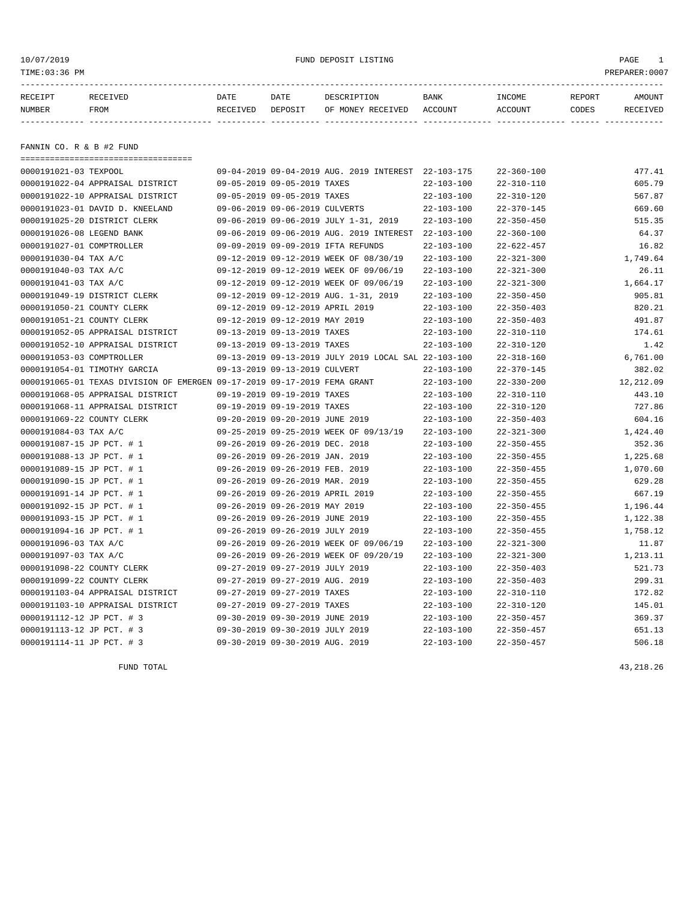10/07/2019 FUND DEPOSIT LISTING

TIME:03:36 PM PREPARER:0007

| RECEIPT NUMBER | RECEIVED FROM | DATE RECEIVED | DATE DEPOSIT | DESCRIPTION OF MONEY RECEIVED | BANK ACCOUNT | INCOME ACCOUNT | REPORT CODES | AMOUNT RECEIVED |
|---|---|---|---|---|---|---|---|---|

## FANNIN CO. R & B #2 FUND

| RECEIPT NUMBER | RECEIVED FROM | DATE RECEIVED | DATE DEPOSIT | DESCRIPTION OF MONEY RECEIVED | BANK ACCOUNT | INCOME ACCOUNT | REPORT CODES | AMOUNT RECEIVED |
|---|---|---|---|---|---|---|---|---|
| 0000191021-03 | TEXPOOL | 09-04-2019 | 09-04-2019 | AUG. 2019 INTEREST | 22-103-175 | 22-360-100 | | 477.41 |
| 0000191022-04 | APPRAISAL DISTRICT | 09-05-2019 | 09-05-2019 | TAXES | 22-103-100 | 22-310-110 | | 605.79 |
| 0000191022-10 | APPRAISAL DISTRICT | 09-05-2019 | 09-05-2019 | TAXES | 22-103-100 | 22-310-120 | | 567.87 |
| 0000191023-01 | DAVID D. KNEELAND | 09-06-2019 | 09-06-2019 | CULVERTS | 22-103-100 | 22-370-145 | | 669.60 |
| 0000191025-20 | DISTRICT CLERK | 09-06-2019 | 09-06-2019 | JULY 1-31, 2019 | 22-103-100 | 22-350-450 | | 515.35 |
| 0000191026-08 | LEGEND BANK | 09-06-2019 | 09-06-2019 | AUG. 2019 INTEREST | 22-103-100 | 22-360-100 | | 64.37 |
| 0000191027-01 | COMPTROLLER | 09-09-2019 | 09-09-2019 | IFTA REFUNDS | 22-103-100 | 22-622-457 | | 16.82 |
| 0000191030-04 | TAX A/C | 09-12-2019 | 09-12-2019 | WEEK OF 08/30/19 | 22-103-100 | 22-321-300 | | 1,749.64 |
| 0000191040-03 | TAX A/C | 09-12-2019 | 09-12-2019 | WEEK OF 09/06/19 | 22-103-100 | 22-321-300 | | 26.11 |
| 0000191041-03 | TAX A/C | 09-12-2019 | 09-12-2019 | WEEK OF 09/06/19 | 22-103-100 | 22-321-300 | | 1,664.17 |
| 0000191049-19 | DISTRICT CLERK | 09-12-2019 | 09-12-2019 | AUG. 1-31, 2019 | 22-103-100 | 22-350-450 | | 905.81 |
| 0000191050-21 | COUNTY CLERK | 09-12-2019 | 09-12-2019 | APRIL 2019 | 22-103-100 | 22-350-403 | | 820.21 |
| 0000191051-21 | COUNTY CLERK | 09-12-2019 | 09-12-2019 | MAY 2019 | 22-103-100 | 22-350-403 | | 491.87 |
| 0000191052-05 | APPRAISAL DISTRICT | 09-13-2019 | 09-13-2019 | TAXES | 22-103-100 | 22-310-110 | | 174.61 |
| 0000191052-10 | APPRAISAL DISTRICT | 09-13-2019 | 09-13-2019 | TAXES | 22-103-100 | 22-310-120 | | 1.42 |
| 0000191053-03 | COMPTROLLER | 09-13-2019 | 09-13-2019 | JULY 2019 LOCAL SAL | 22-103-100 | 22-318-160 | | 6,761.00 |
| 0000191054-01 | TIMOTHY GARCIA | 09-13-2019 | 09-13-2019 | CULVERT | 22-103-100 | 22-370-145 | | 382.02 |
| 0000191065-01 | TEXAS DIVISION OF EMERGEN | 09-17-2019 | 09-17-2019 | FEMA GRANT | 22-103-100 | 22-330-200 | | 12,212.09 |
| 0000191068-05 | APPRAISAL DISTRICT | 09-19-2019 | 09-19-2019 | TAXES | 22-103-100 | 22-310-110 | | 443.10 |
| 0000191068-11 | APPRAISAL DISTRICT | 09-19-2019 | 09-19-2019 | TAXES | 22-103-100 | 22-310-120 | | 727.86 |
| 0000191069-22 | COUNTY CLERK | 09-20-2019 | 09-20-2019 | JUNE 2019 | 22-103-100 | 22-350-403 | | 604.16 |
| 0000191084-03 | TAX A/C | 09-25-2019 | 09-25-2019 | WEEK OF 09/13/19 | 22-103-100 | 22-321-300 | | 1,424.40 |
| 0000191087-15 | JP PCT. # 1 | 09-26-2019 | 09-26-2019 | DEC. 2018 | 22-103-100 | 22-350-455 | | 352.36 |
| 0000191088-13 | JP PCT. # 1 | 09-26-2019 | 09-26-2019 | JAN. 2019 | 22-103-100 | 22-350-455 | | 1,225.68 |
| 0000191089-15 | JP PCT. # 1 | 09-26-2019 | 09-26-2019 | FEB. 2019 | 22-103-100 | 22-350-455 | | 1,070.60 |
| 0000191090-15 | JP PCT. # 1 | 09-26-2019 | 09-26-2019 | MAR. 2019 | 22-103-100 | 22-350-455 | | 629.28 |
| 0000191091-14 | JP PCT. # 1 | 09-26-2019 | 09-26-2019 | APRIL 2019 | 22-103-100 | 22-350-455 | | 667.19 |
| 0000191092-15 | JP PCT. # 1 | 09-26-2019 | 09-26-2019 | MAY 2019 | 22-103-100 | 22-350-455 | | 1,196.44 |
| 0000191093-15 | JP PCT. # 1 | 09-26-2019 | 09-26-2019 | JUNE 2019 | 22-103-100 | 22-350-455 | | 1,122.38 |
| 0000191094-16 | JP PCT. # 1 | 09-26-2019 | 09-26-2019 | JULY 2019 | 22-103-100 | 22-350-455 | | 1,758.12 |
| 0000191096-03 | TAX A/C | 09-26-2019 | 09-26-2019 | WEEK OF 09/06/19 | 22-103-100 | 22-321-300 | | 11.87 |
| 0000191097-03 | TAX A/C | 09-26-2019 | 09-26-2019 | WEEK OF 09/20/19 | 22-103-100 | 22-321-300 | | 1,213.11 |
| 0000191098-22 | COUNTY CLERK | 09-27-2019 | 09-27-2019 | JULY 2019 | 22-103-100 | 22-350-403 | | 521.73 |
| 0000191099-22 | COUNTY CLERK | 09-27-2019 | 09-27-2019 | AUG. 2019 | 22-103-100 | 22-350-403 | | 299.31 |
| 0000191103-04 | APPRAISAL DISTRICT | 09-27-2019 | 09-27-2019 | TAXES | 22-103-100 | 22-310-110 | | 172.82 |
| 0000191103-10 | APPRAISAL DISTRICT | 09-27-2019 | 09-27-2019 | TAXES | 22-103-100 | 22-310-120 | | 145.01 |
| 0000191112-12 | JP PCT. # 3 | 09-30-2019 | 09-30-2019 | JUNE 2019 | 22-103-100 | 22-350-457 | | 369.37 |
| 0000191113-12 | JP PCT. # 3 | 09-30-2019 | 09-30-2019 | JULY 2019 | 22-103-100 | 22-350-457 | | 651.13 |
| 0000191114-11 | JP PCT. # 3 | 09-30-2019 | 09-30-2019 | AUG. 2019 | 22-103-100 | 22-350-457 | | 506.18 |
| | FUND TOTAL | | | | | | | 43,218.26 |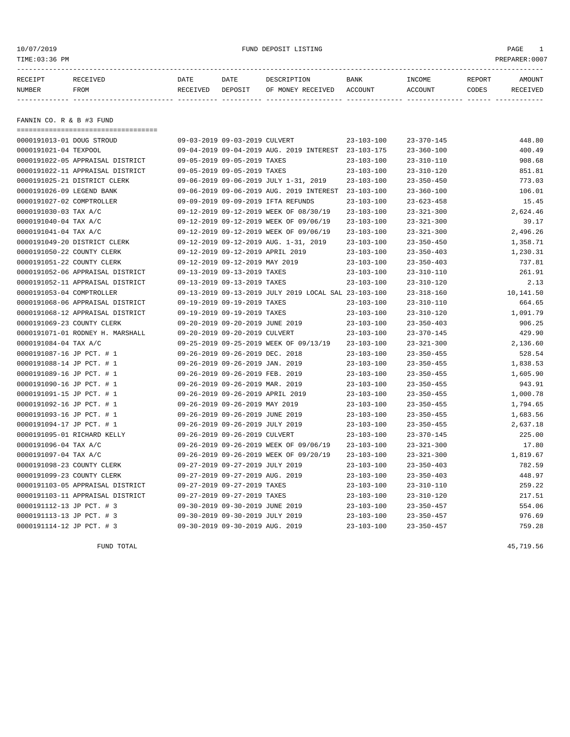FUND DEPOSIT LISTING

10/07/2019
TIME:03:36 PM
PREPARER:0007

| RECEIPT NUMBER | RECEIVED FROM | DATE RECEIVED | DATE DEPOSIT | DESCRIPTION OF MONEY RECEIVED | BANK ACCOUNT | INCOME ACCOUNT | REPORT CODES | AMOUNT RECEIVED |
|---|---|---|---|---|---|---|---|---|
| **FANNIN CO. R & B #3 FUND** | | | | | | | | |
| 0000191013-01 | DOUG STROUD | 09-03-2019 | 09-03-2019 | CULVERT | 23-103-100 | 23-370-145 | | 448.80 |
| 0000191021-04 | TEXPOOL | 09-04-2019 | 09-04-2019 | AUG. 2019 INTEREST | 23-103-175 | 23-360-100 | | 400.49 |
| 0000191022-05 | APPRAISAL DISTRICT | 09-05-2019 | 09-05-2019 | TAXES | 23-103-100 | 23-310-110 | | 908.68 |
| 0000191022-11 | APPRAISAL DISTRICT | 09-05-2019 | 09-05-2019 | TAXES | 23-103-100 | 23-310-120 | | 851.81 |
| 0000191025-21 | DISTRICT CLERK | 09-06-2019 | 09-06-2019 | JULY 1-31, 2019 | 23-103-100 | 23-350-450 | | 773.03 |
| 0000191026-09 | LEGEND BANK | 09-06-2019 | 09-06-2019 | AUG. 2019 INTEREST | 23-103-100 | 23-360-100 | | 106.01 |
| 0000191027-02 | COMPTROLLER | 09-09-2019 | 09-09-2019 | IFTA REFUNDS | 23-103-100 | 23-623-458 | | 15.45 |
| 0000191030-03 | TAX A/C | 09-12-2019 | 09-12-2019 | WEEK OF 08/30/19 | 23-103-100 | 23-321-300 | | 2,624.46 |
| 0000191040-04 | TAX A/C | 09-12-2019 | 09-12-2019 | WEEK OF 09/06/19 | 23-103-100 | 23-321-300 | | 39.17 |
| 0000191041-04 | TAX A/C | 09-12-2019 | 09-12-2019 | WEEK OF 09/06/19 | 23-103-100 | 23-321-300 | | 2,496.26 |
| 0000191049-20 | DISTRICT CLERK | 09-12-2019 | 09-12-2019 | AUG. 1-31, 2019 | 23-103-100 | 23-350-450 | | 1,358.71 |
| 0000191050-22 | COUNTY CLERK | 09-12-2019 | 09-12-2019 | APRIL 2019 | 23-103-100 | 23-350-403 | | 1,230.31 |
| 0000191051-22 | COUNTY CLERK | 09-12-2019 | 09-12-2019 | MAY 2019 | 23-103-100 | 23-350-403 | | 737.81 |
| 0000191052-06 | APPRAISAL DISTRICT | 09-13-2019 | 09-13-2019 | TAXES | 23-103-100 | 23-310-110 | | 261.91 |
| 0000191052-11 | APPRAISAL DISTRICT | 09-13-2019 | 09-13-2019 | TAXES | 23-103-100 | 23-310-120 | | 2.13 |
| 0000191053-04 | COMPTROLLER | 09-13-2019 | 09-13-2019 | JULY 2019 LOCAL SAL | 23-103-100 | 23-318-160 | | 10,141.50 |
| 0000191068-06 | APPRAISAL DISTRICT | 09-19-2019 | 09-19-2019 | TAXES | 23-103-100 | 23-310-110 | | 664.65 |
| 0000191068-12 | APPRAISAL DISTRICT | 09-19-2019 | 09-19-2019 | TAXES | 23-103-100 | 23-310-120 | | 1,091.79 |
| 0000191069-23 | COUNTY CLERK | 09-20-2019 | 09-20-2019 | JUNE 2019 | 23-103-100 | 23-350-403 | | 906.25 |
| 0000191071-01 | RODNEY H. MARSHALL | 09-20-2019 | 09-20-2019 | CULVERT | 23-103-100 | 23-370-145 | | 429.90 |
| 0000191084-04 | TAX A/C | 09-25-2019 | 09-25-2019 | WEEK OF 09/13/19 | 23-103-100 | 23-321-300 | | 2,136.60 |
| 0000191087-16 | JP PCT. # 1 | 09-26-2019 | 09-26-2019 | DEC. 2018 | 23-103-100 | 23-350-455 | | 528.54 |
| 0000191088-14 | JP PCT. # 1 | 09-26-2019 | 09-26-2019 | JAN. 2019 | 23-103-100 | 23-350-455 | | 1,838.53 |
| 0000191089-16 | JP PCT. # 1 | 09-26-2019 | 09-26-2019 | FEB. 2019 | 23-103-100 | 23-350-455 | | 1,605.90 |
| 0000191090-16 | JP PCT. # 1 | 09-26-2019 | 09-26-2019 | MAR. 2019 | 23-103-100 | 23-350-455 | | 943.91 |
| 0000191091-15 | JP PCT. # 1 | 09-26-2019 | 09-26-2019 | APRIL 2019 | 23-103-100 | 23-350-455 | | 1,000.78 |
| 0000191092-16 | JP PCT. # 1 | 09-26-2019 | 09-26-2019 | MAY 2019 | 23-103-100 | 23-350-455 | | 1,794.65 |
| 0000191093-16 | JP PCT. # 1 | 09-26-2019 | 09-26-2019 | JUNE 2019 | 23-103-100 | 23-350-455 | | 1,683.56 |
| 0000191094-17 | JP PCT. # 1 | 09-26-2019 | 09-26-2019 | JULY 2019 | 23-103-100 | 23-350-455 | | 2,637.18 |
| 0000191095-01 | RICHARD KELLY | 09-26-2019 | 09-26-2019 | CULVERT | 23-103-100 | 23-370-145 | | 225.00 |
| 0000191096-04 | TAX A/C | 09-26-2019 | 09-26-2019 | WEEK OF 09/06/19 | 23-103-100 | 23-321-300 | | 17.80 |
| 0000191097-04 | TAX A/C | 09-26-2019 | 09-26-2019 | WEEK OF 09/20/19 | 23-103-100 | 23-321-300 | | 1,819.67 |
| 0000191098-23 | COUNTY CLERK | 09-27-2019 | 09-27-2019 | JULY 2019 | 23-103-100 | 23-350-403 | | 782.59 |
| 0000191099-23 | COUNTY CLERK | 09-27-2019 | 09-27-2019 | AUG. 2019 | 23-103-100 | 23-350-403 | | 448.97 |
| 0000191103-05 | APPRAISAL DISTRICT | 09-27-2019 | 09-27-2019 | TAXES | 23-103-100 | 23-310-110 | | 259.22 |
| 0000191103-11 | APPRAISAL DISTRICT | 09-27-2019 | 09-27-2019 | TAXES | 23-103-100 | 23-310-120 | | 217.51 |
| 0000191112-13 | JP PCT. # 3 | 09-30-2019 | 09-30-2019 | JUNE 2019 | 23-103-100 | 23-350-457 | | 554.06 |
| 0000191113-13 | JP PCT. # 3 | 09-30-2019 | 09-30-2019 | JULY 2019 | 23-103-100 | 23-350-457 | | 976.69 |
| 0000191114-12 | JP PCT. # 3 | 09-30-2019 | 09-30-2019 | AUG. 2019 | 23-103-100 | 23-350-457 | | 759.28 |
| | FUND TOTAL | | | | | | | 45,719.56 |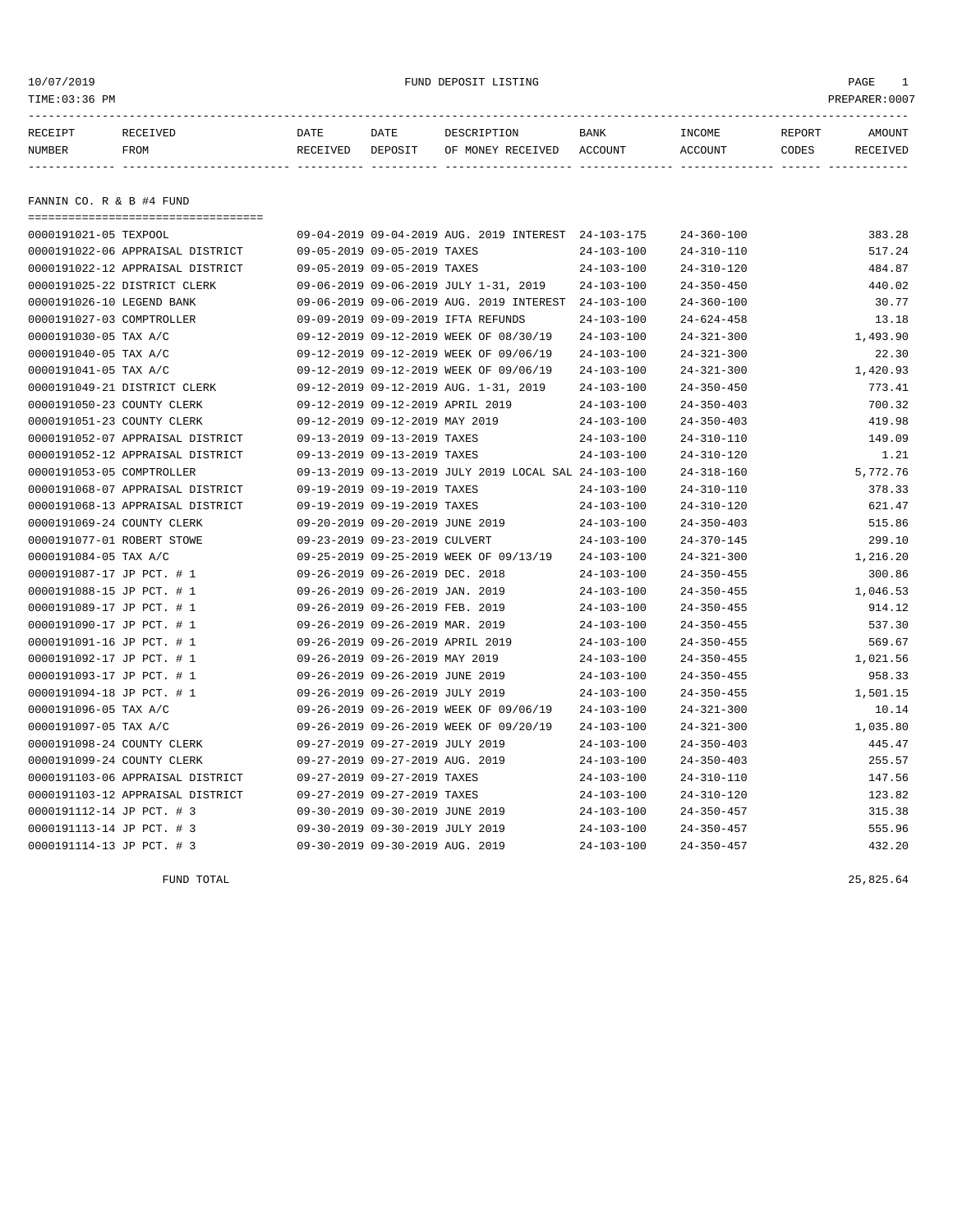FUND DEPOSIT LISTING

10/07/2019
TIME:03:36 PM
PREPARER:0007

## FANNIN CO. R & B #4 FUND

| RECEIPT NUMBER | RECEIVED FROM | DATE RECEIVED | DATE DEPOSIT | DESCRIPTION OF MONEY RECEIVED | BANK ACCOUNT | INCOME ACCOUNT | REPORT CODES | AMOUNT RECEIVED |
|---|---|---|---|---|---|---|---|---|
| 0000191021-05 | TEXPOOL | 09-04-2019 | 09-04-2019 | AUG. 2019 INTEREST | 24-103-175 | 24-360-100 | | 383.28 |
| 0000191022-06 | APPRAISAL DISTRICT | 09-05-2019 | 09-05-2019 | TAXES | 24-103-100 | 24-310-110 | | 517.24 |
| 0000191022-12 | APPRAISAL DISTRICT | 09-05-2019 | 09-05-2019 | TAXES | 24-103-100 | 24-310-120 | | 484.87 |
| 0000191025-22 | DISTRICT CLERK | 09-06-2019 | 09-06-2019 | JULY 1-31, 2019 | 24-103-100 | 24-350-450 | | 440.02 |
| 0000191026-10 | LEGEND BANK | 09-06-2019 | 09-06-2019 | AUG. 2019 INTEREST | 24-103-100 | 24-360-100 | | 30.77 |
| 0000191027-03 | COMPTROLLER | 09-09-2019 | 09-09-2019 | IFTA REFUNDS | 24-103-100 | 24-624-458 | | 13.18 |
| 0000191030-05 | TAX A/C | 09-12-2019 | 09-12-2019 | WEEK OF 08/30/19 | 24-103-100 | 24-321-300 | | 1,493.90 |
| 0000191040-05 | TAX A/C | 09-12-2019 | 09-12-2019 | WEEK OF 09/06/19 | 24-103-100 | 24-321-300 | | 22.30 |
| 0000191041-05 | TAX A/C | 09-12-2019 | 09-12-2019 | WEEK OF 09/06/19 | 24-103-100 | 24-321-300 | | 1,420.93 |
| 0000191049-21 | DISTRICT CLERK | 09-12-2019 | 09-12-2019 | AUG. 1-31, 2019 | 24-103-100 | 24-350-450 | | 773.41 |
| 0000191050-23 | COUNTY CLERK | 09-12-2019 | 09-12-2019 | APRIL 2019 | 24-103-100 | 24-350-403 | | 700.32 |
| 0000191051-23 | COUNTY CLERK | 09-12-2019 | 09-12-2019 | MAY 2019 | 24-103-100 | 24-350-403 | | 419.98 |
| 0000191052-07 | APPRAISAL DISTRICT | 09-13-2019 | 09-13-2019 | TAXES | 24-103-100 | 24-310-110 | | 149.09 |
| 0000191052-12 | APPRAISAL DISTRICT | 09-13-2019 | 09-13-2019 | TAXES | 24-103-100 | 24-310-120 | | 1.21 |
| 0000191053-05 | COMPTROLLER | 09-13-2019 | 09-13-2019 | JULY 2019 LOCAL SAL | 24-103-100 | 24-318-160 | | 5,772.76 |
| 0000191068-07 | APPRAISAL DISTRICT | 09-19-2019 | 09-19-2019 | TAXES | 24-103-100 | 24-310-110 | | 378.33 |
| 0000191068-13 | APPRAISAL DISTRICT | 09-19-2019 | 09-19-2019 | TAXES | 24-103-100 | 24-310-120 | | 621.47 |
| 0000191069-24 | COUNTY CLERK | 09-20-2019 | 09-20-2019 | JUNE 2019 | 24-103-100 | 24-350-403 | | 515.86 |
| 0000191077-01 | ROBERT STOWE | 09-23-2019 | 09-23-2019 | CULVERT | 24-103-100 | 24-370-145 | | 299.10 |
| 0000191084-05 | TAX A/C | 09-25-2019 | 09-25-2019 | WEEK OF 09/13/19 | 24-103-100 | 24-321-300 | | 1,216.20 |
| 0000191087-17 | JP PCT. # 1 | 09-26-2019 | 09-26-2019 | DEC. 2018 | 24-103-100 | 24-350-455 | | 300.86 |
| 0000191088-15 | JP PCT. # 1 | 09-26-2019 | 09-26-2019 | JAN. 2019 | 24-103-100 | 24-350-455 | | 1,046.53 |
| 0000191089-17 | JP PCT. # 1 | 09-26-2019 | 09-26-2019 | FEB. 2019 | 24-103-100 | 24-350-455 | | 914.12 |
| 0000191090-17 | JP PCT. # 1 | 09-26-2019 | 09-26-2019 | MAR. 2019 | 24-103-100 | 24-350-455 | | 537.30 |
| 0000191091-16 | JP PCT. # 1 | 09-26-2019 | 09-26-2019 | APRIL 2019 | 24-103-100 | 24-350-455 | | 569.67 |
| 0000191092-17 | JP PCT. # 1 | 09-26-2019 | 09-26-2019 | MAY 2019 | 24-103-100 | 24-350-455 | | 1,021.56 |
| 0000191093-17 | JP PCT. # 1 | 09-26-2019 | 09-26-2019 | JUNE 2019 | 24-103-100 | 24-350-455 | | 958.33 |
| 0000191094-18 | JP PCT. # 1 | 09-26-2019 | 09-26-2019 | JULY 2019 | 24-103-100 | 24-350-455 | | 1,501.15 |
| 0000191096-05 | TAX A/C | 09-26-2019 | 09-26-2019 | WEEK OF 09/06/19 | 24-103-100 | 24-321-300 | | 10.14 |
| 0000191097-05 | TAX A/C | 09-26-2019 | 09-26-2019 | WEEK OF 09/20/19 | 24-103-100 | 24-321-300 | | 1,035.80 |
| 0000191098-24 | COUNTY CLERK | 09-27-2019 | 09-27-2019 | JULY 2019 | 24-103-100 | 24-350-403 | | 445.47 |
| 0000191099-24 | COUNTY CLERK | 09-27-2019 | 09-27-2019 | AUG. 2019 | 24-103-100 | 24-350-403 | | 255.57 |
| 0000191103-06 | APPRAISAL DISTRICT | 09-27-2019 | 09-27-2019 | TAXES | 24-103-100 | 24-310-110 | | 147.56 |
| 0000191103-12 | APPRAISAL DISTRICT | 09-27-2019 | 09-27-2019 | TAXES | 24-103-100 | 24-310-120 | | 123.82 |
| 0000191112-14 | JP PCT. # 3 | 09-30-2019 | 09-30-2019 | JUNE 2019 | 24-103-100 | 24-350-457 | | 315.38 |
| 0000191113-14 | JP PCT. # 3 | 09-30-2019 | 09-30-2019 | JULY 2019 | 24-103-100 | 24-350-457 | | 555.96 |
| 0000191114-13 | JP PCT. # 3 | 09-30-2019 | 09-30-2019 | AUG. 2019 | 24-103-100 | 24-350-457 | | 432.20 |
| | FUND TOTAL | | | | | | | 25,825.64 |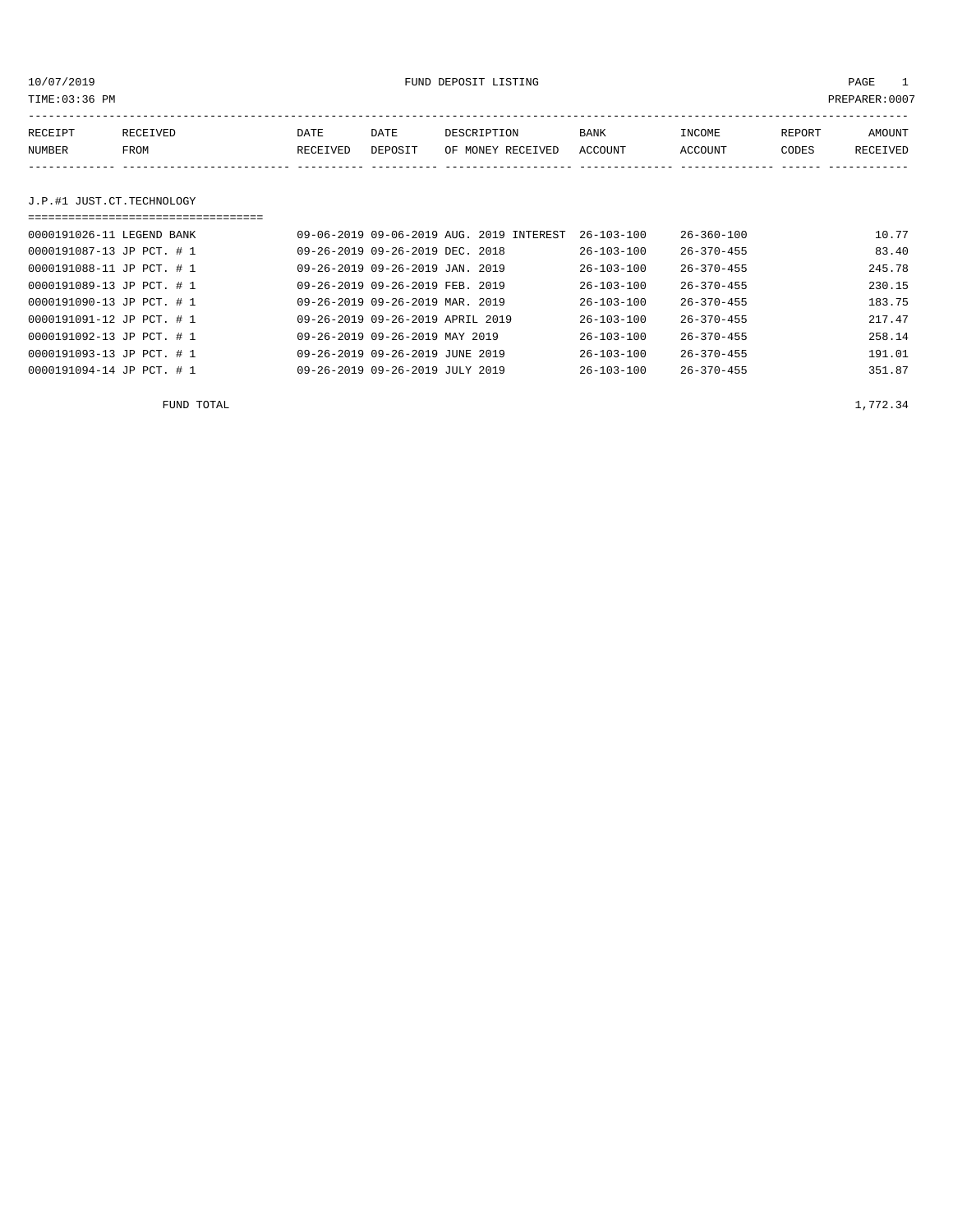# FUND DEPOSIT LISTING

10/07/2019
TIME:03:36 PM
PREPARER:0007

| RECEIPT NUMBER | RECEIVED FROM | DATE RECEIVED | DATE DEPOSIT | DESCRIPTION OF MONEY RECEIVED | BANK ACCOUNT | INCOME ACCOUNT | REPORT CODES | AMOUNT RECEIVED |
|---|---|---|---|---|---|---|---|---|

## J.P.#1 JUST.CT.TECHNOLOGY

| RECEIPT NUMBER | RECEIVED FROM | DATE RECEIVED | DATE DEPOSIT | DESCRIPTION OF MONEY RECEIVED | BANK ACCOUNT | INCOME ACCOUNT | REPORT CODES | AMOUNT RECEIVED |
|---|---|---|---|---|---|---|---|---|
| 0000191026-11 | LEGEND BANK | 09-06-2019 | 09-06-2019 | AUG. 2019 INTEREST | 26-103-100 | 26-360-100 | | 10.77 |
| 0000191087-13 | JP PCT. # 1 | 09-26-2019 | 09-26-2019 | DEC. 2018 | 26-103-100 | 26-370-455 | | 83.40 |
| 0000191088-11 | JP PCT. # 1 | 09-26-2019 | 09-26-2019 | JAN. 2019 | 26-103-100 | 26-370-455 | | 245.78 |
| 0000191089-13 | JP PCT. # 1 | 09-26-2019 | 09-26-2019 | FEB. 2019 | 26-103-100 | 26-370-455 | | 230.15 |
| 0000191090-13 | JP PCT. # 1 | 09-26-2019 | 09-26-2019 | MAR. 2019 | 26-103-100 | 26-370-455 | | 183.75 |
| 0000191091-12 | JP PCT. # 1 | 09-26-2019 | 09-26-2019 | APRIL 2019 | 26-103-100 | 26-370-455 | | 217.47 |
| 0000191092-13 | JP PCT. # 1 | 09-26-2019 | 09-26-2019 | MAY 2019 | 26-103-100 | 26-370-455 | | 258.14 |
| 0000191093-13 | JP PCT. # 1 | 09-26-2019 | 09-26-2019 | JUNE 2019 | 26-103-100 | 26-370-455 | | 191.01 |
| 0000191094-14 | JP PCT. # 1 | 09-26-2019 | 09-26-2019 | JULY 2019 | 26-103-100 | 26-370-455 | | 351.87 |

FUND TOTAL 1,772.34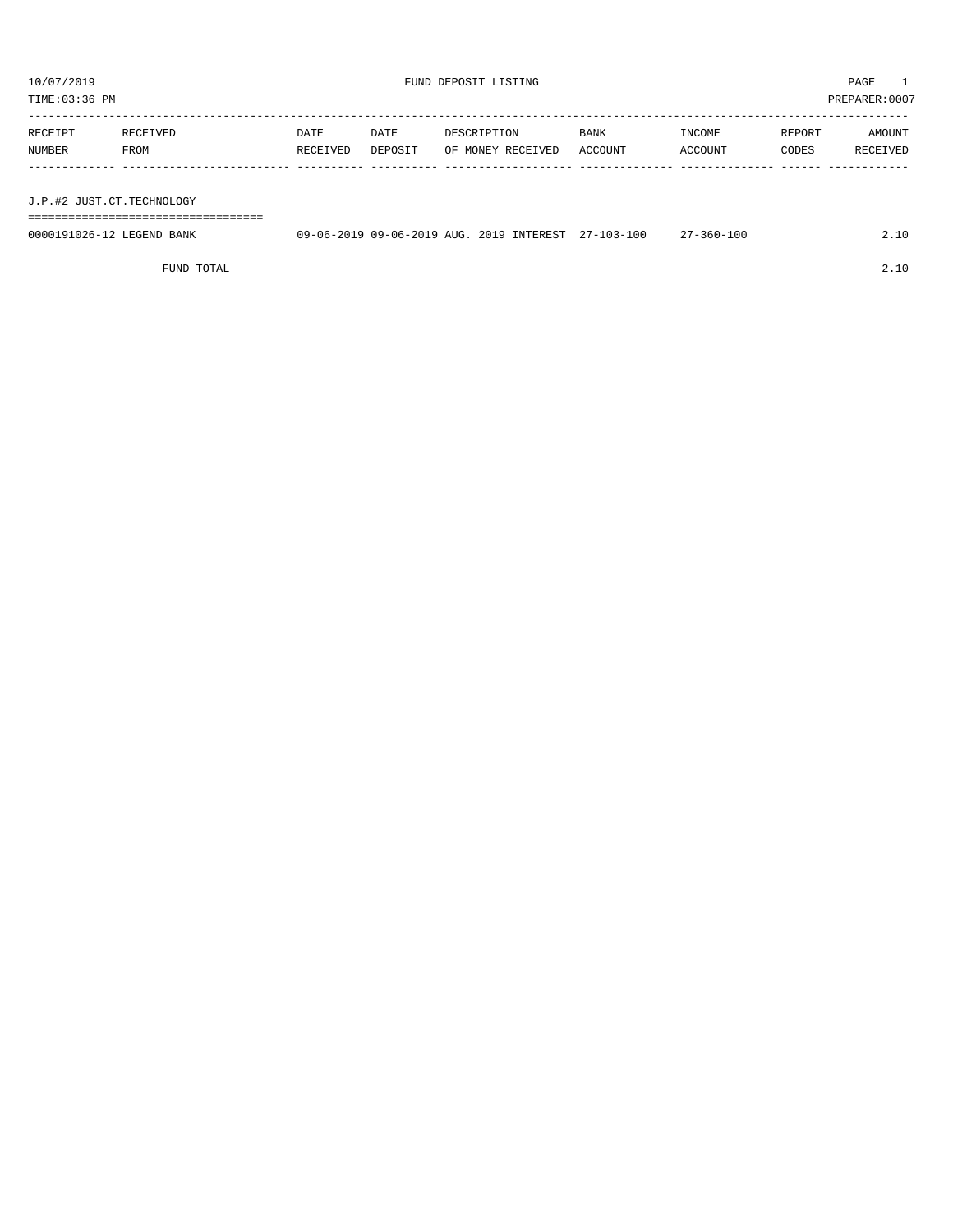10/07/2019 FUND DEPOSIT LISTING PAGE 1

TIME:03:36 PM PREPARER:0007

| RECEIPT NUMBER | RECEIVED FROM | DATE RECEIVED | DATE DEPOSIT | DESCRIPTION OF MONEY RECEIVED | BANK ACCOUNT | INCOME ACCOUNT | REPORT CODES | AMOUNT RECEIVED |
|---|---|---|---|---|---|---|---|---|
| **J.P.#2 JUST.CT.TECHNOLOGY** | | | | | | | | |
| 0000191026-12 | LEGEND BANK | 09-06-2019 | 09-06-2019 | AUG. 2019 INTEREST | 27-103-100 | 27-360-100 | | 2.10 |
| | FUND TOTAL | | | | | | | 2.10 |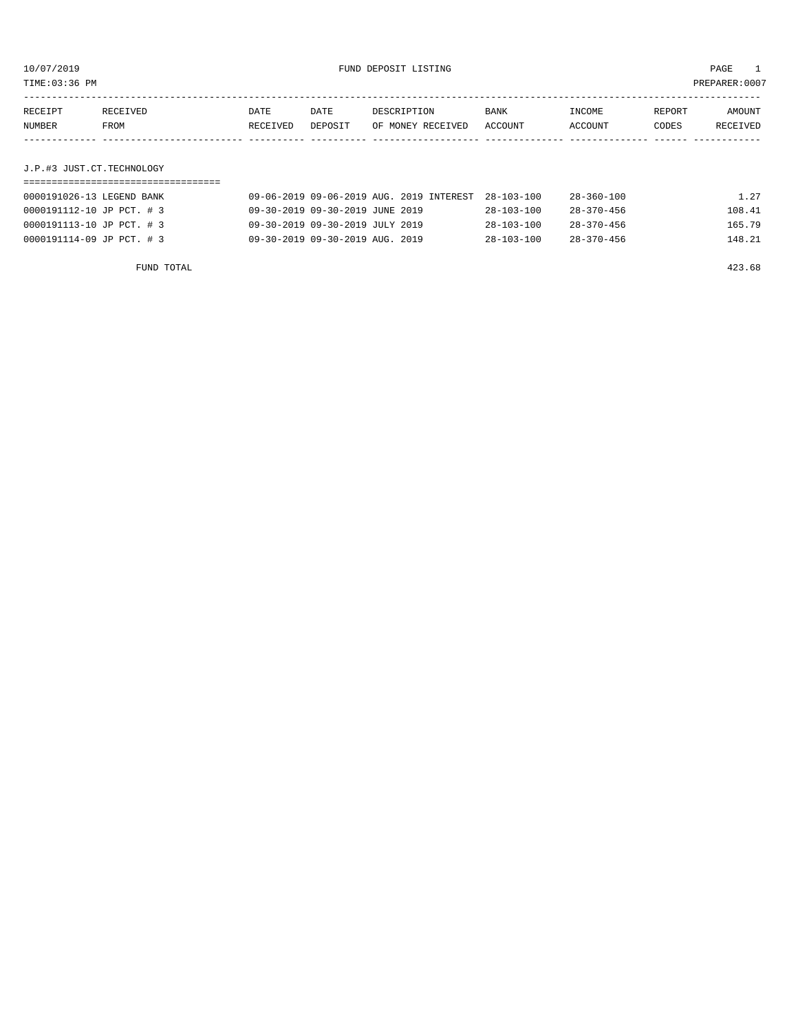10/07/2019 FUND DEPOSIT LISTING

TIME:03:36 PM PREPARER:0007

| RECEIPT NUMBER | RECEIVED FROM | DATE RECEIVED | DATE DEPOSIT | DESCRIPTION OF MONEY RECEIVED | BANK ACCOUNT | INCOME ACCOUNT | REPORT CODES | AMOUNT RECEIVED |
|---|---|---|---|---|---|---|---|---|

## J.P.#3 JUST.CT.TECHNOLOGY

| RECEIPT NUMBER | RECEIVED FROM | DATE RECEIVED | DATE DEPOSIT | DESCRIPTION OF MONEY RECEIVED | BANK ACCOUNT | INCOME ACCOUNT | REPORT CODES | AMOUNT RECEIVED |
|---|---|---|---|---|---|---|---|---|
| 0000191026-13 | LEGEND BANK | 09-06-2019 | 09-06-2019 | AUG. 2019 INTEREST | 28-103-100 | 28-360-100 | | 1.27 |
| 0000191112-10 | JP PCT. # 3 | 09-30-2019 | 09-30-2019 | JUNE 2019 | 28-103-100 | 28-370-456 | | 108.41 |
| 0000191113-10 | JP PCT. # 3 | 09-30-2019 | 09-30-2019 | JULY 2019 | 28-103-100 | 28-370-456 | | 165.79 |
| 0000191114-09 | JP PCT. # 3 | 09-30-2019 | 09-30-2019 | AUG. 2019 | 28-103-100 | 28-370-456 | | 148.21 |
| | FUND TOTAL | | | | | | | 423.68 |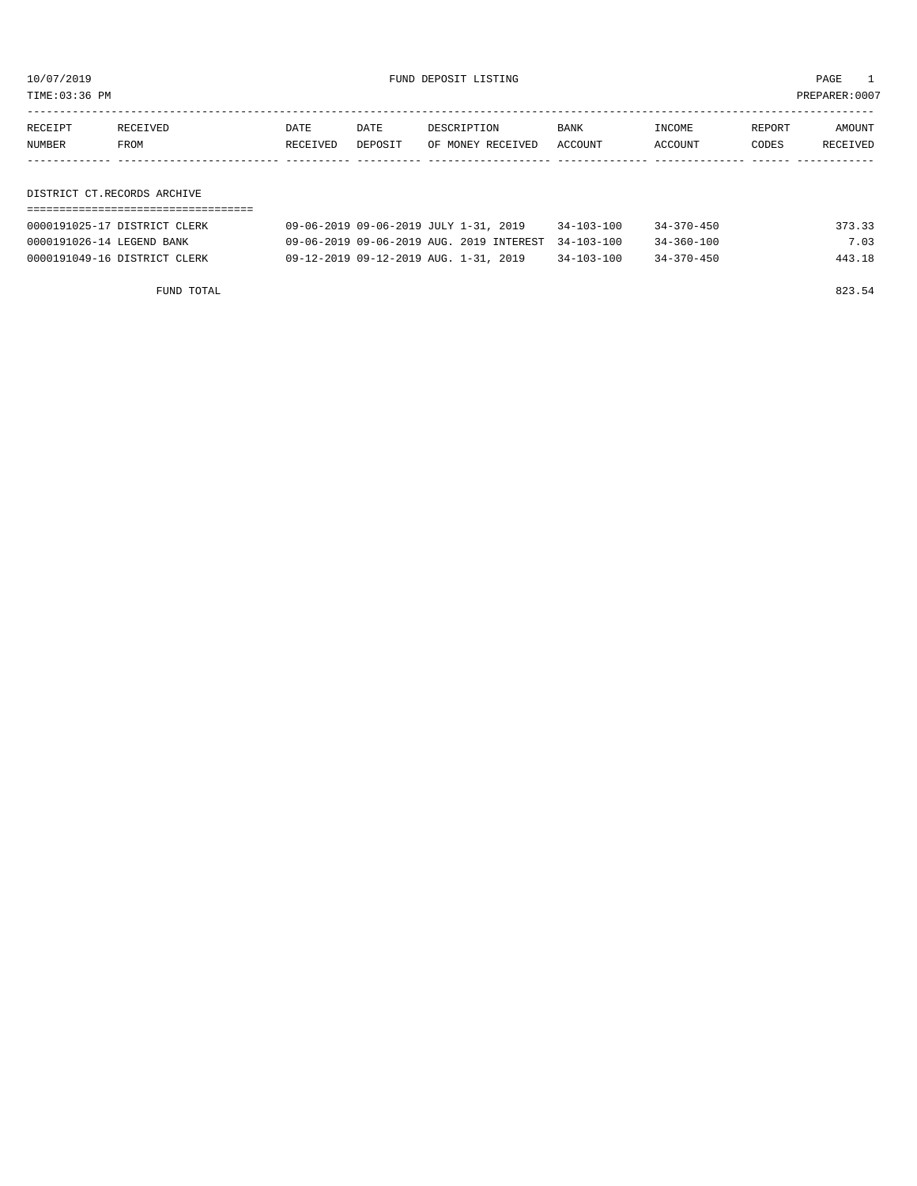10/07/2019 FUND DEPOSIT LISTING

TIME:03:36 PM PREPARER:0007

| RECEIPT NUMBER | RECEIVED FROM | DATE RECEIVED | DATE DEPOSIT | DESCRIPTION OF MONEY RECEIVED | BANK ACCOUNT | INCOME ACCOUNT | REPORT CODES | AMOUNT RECEIVED |
|---|---|---|---|---|---|---|---|---|

## DISTRICT CT.RECORDS ARCHIVE

| RECEIPT NUMBER | RECEIVED FROM | DATE RECEIVED | DATE DEPOSIT | DESCRIPTION OF MONEY RECEIVED | BANK ACCOUNT | INCOME ACCOUNT | REPORT CODES | AMOUNT RECEIVED |
|---|---|---|---|---|---|---|---|---|
| 0000191025-17 | DISTRICT CLERK | 09-06-2019 | 09-06-2019 | JULY 1-31, 2019 | 34-103-100 | 34-370-450 | | 373.33 |
| 0000191026-14 | LEGEND BANK | 09-06-2019 | 09-06-2019 | AUG. 2019 INTEREST | 34-103-100 | 34-360-100 | | 7.03 |
| 0000191049-16 | DISTRICT CLERK | 09-12-2019 | 09-12-2019 | AUG. 1-31, 2019 | 34-103-100 | 34-370-450 | | 443.18 |

FUND TOTAL 823.54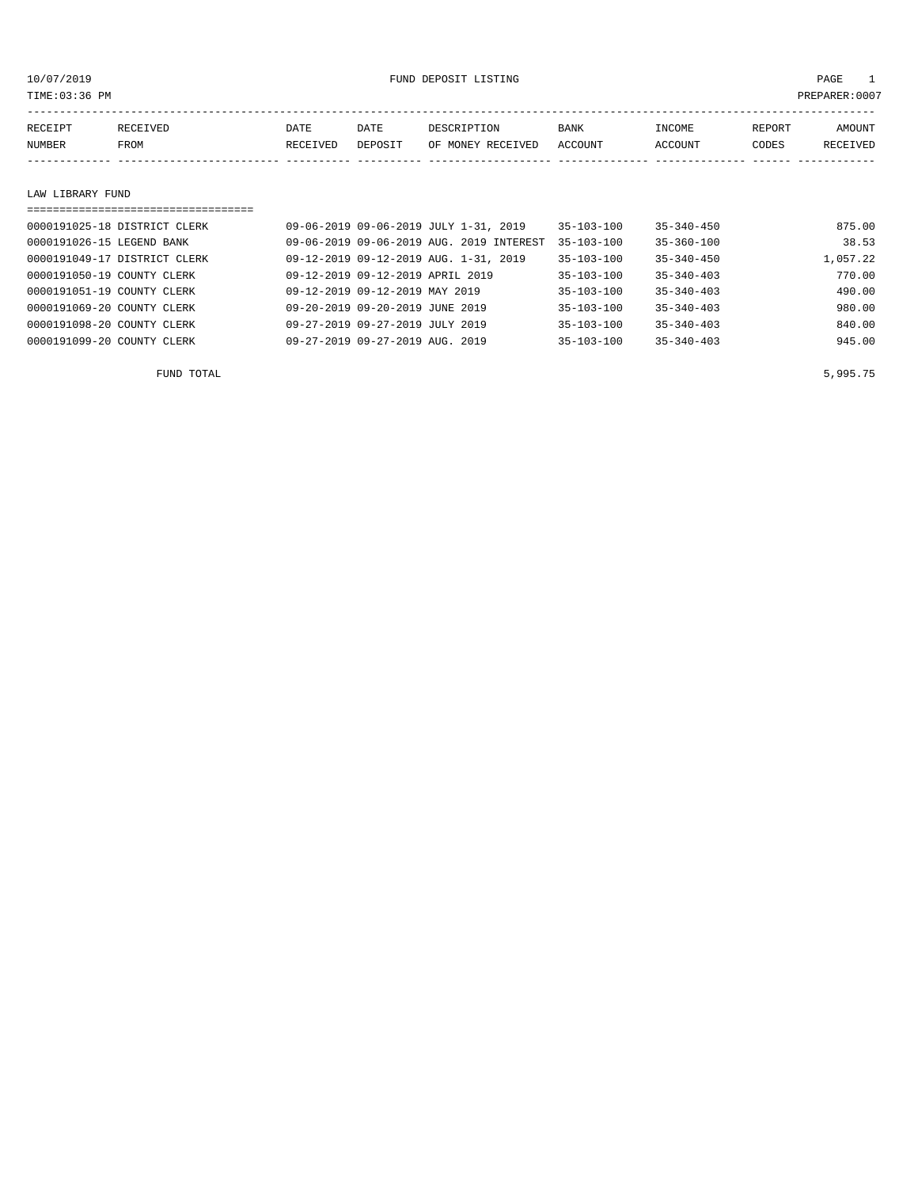10/07/2019 FUND DEPOSIT LISTING

TIME:03:36 PM PREPARER:0007

| RECEIPT NUMBER | RECEIVED FROM | DATE RECEIVED | DATE DEPOSIT | DESCRIPTION OF MONEY RECEIVED | BANK ACCOUNT | INCOME ACCOUNT | REPORT CODES | AMOUNT RECEIVED |
|---|---|---|---|---|---|---|---|---|

## LAW LIBRARY FUND

| RECEIPT NUMBER | RECEIVED FROM | DATE RECEIVED | DATE DEPOSIT | DESCRIPTION OF MONEY RECEIVED | BANK ACCOUNT | INCOME ACCOUNT | REPORT CODES | AMOUNT RECEIVED |
|---|---|---|---|---|---|---|---|---|
| 0000191025-18 | DISTRICT CLERK | 09-06-2019 | 09-06-2019 | JULY 1-31, 2019 | 35-103-100 | 35-340-450 | | 875.00 |
| 0000191026-15 | LEGEND BANK | 09-06-2019 | 09-06-2019 | AUG. 2019 INTEREST | 35-103-100 | 35-360-100 | | 38.53 |
| 0000191049-17 | DISTRICT CLERK | 09-12-2019 | 09-12-2019 | AUG. 1-31, 2019 | 35-103-100 | 35-340-450 | | 1,057.22 |
| 0000191050-19 | COUNTY CLERK | 09-12-2019 | 09-12-2019 | APRIL 2019 | 35-103-100 | 35-340-403 | | 770.00 |
| 0000191051-19 | COUNTY CLERK | 09-12-2019 | 09-12-2019 | MAY 2019 | 35-103-100 | 35-340-403 | | 490.00 |
| 0000191069-20 | COUNTY CLERK | 09-20-2019 | 09-20-2019 | JUNE 2019 | 35-103-100 | 35-340-403 | | 980.00 |
| 0000191098-20 | COUNTY CLERK | 09-27-2019 | 09-27-2019 | JULY 2019 | 35-103-100 | 35-340-403 | | 840.00 |
| 0000191099-20 | COUNTY CLERK | 09-27-2019 | 09-27-2019 | AUG. 2019 | 35-103-100 | 35-340-403 | | 945.00 |

FUND TOTAL 5,995.75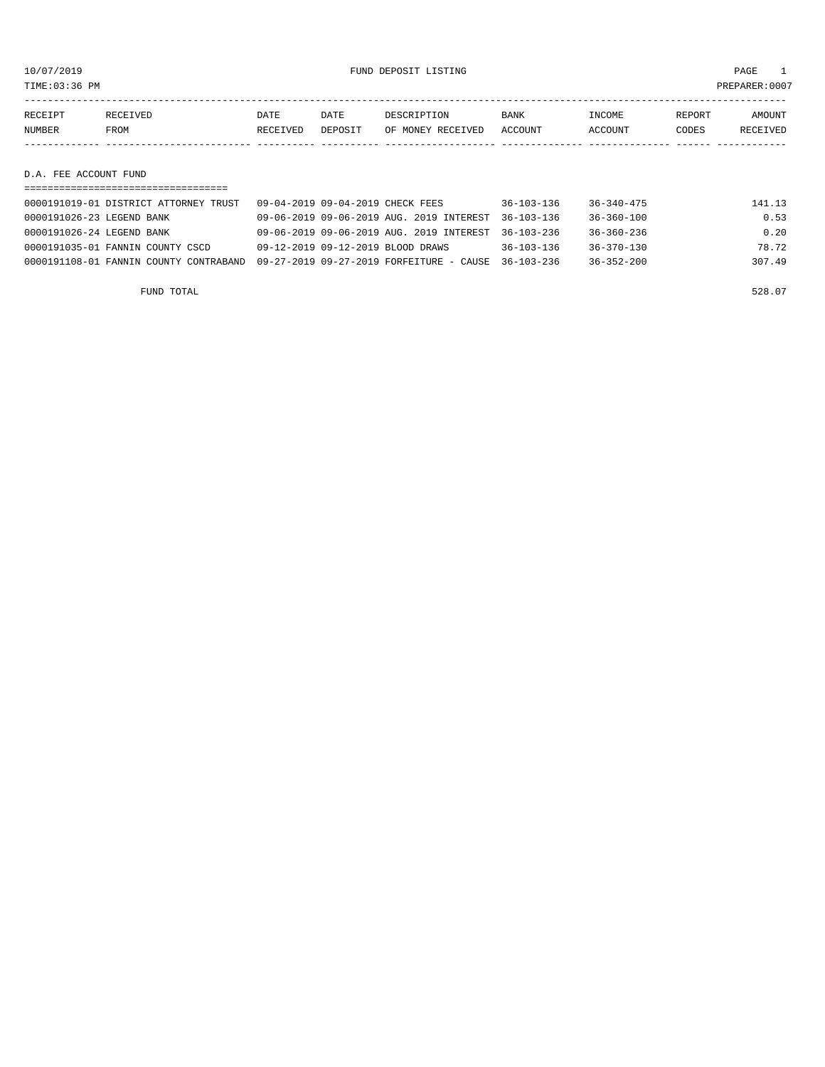10/07/2019 FUND DEPOSIT LISTING PAGE 1

TIME:03:36 PM PREPARER:0007

| RECEIPT NUMBER | RECEIVED FROM | DATE RECEIVED | DATE DEPOSIT | DESCRIPTION OF MONEY RECEIVED | BANK ACCOUNT | INCOME ACCOUNT | REPORT CODES | AMOUNT RECEIVED |
|---|---|---|---|---|---|---|---|---|

## D.A. FEE ACCOUNT FUND

| RECEIPT NUMBER | RECEIVED FROM | DATE RECEIVED | DATE DEPOSIT | DESCRIPTION OF MONEY RECEIVED | BANK ACCOUNT | INCOME ACCOUNT | REPORT CODES | AMOUNT RECEIVED |
|---|---|---|---|---|---|---|---|---|
| 0000191019-01 | DISTRICT ATTORNEY TRUST | 09-04-2019 | 09-04-2019 | CHECK FEES | 36-103-136 | 36-340-475 | | 141.13 |
| 0000191026-23 | LEGEND BANK | 09-06-2019 | 09-06-2019 | AUG. 2019 INTEREST | 36-103-136 | 36-360-100 | | 0.53 |
| 0000191026-24 | LEGEND BANK | 09-06-2019 | 09-06-2019 | AUG. 2019 INTEREST | 36-103-236 | 36-360-236 | | 0.20 |
| 0000191035-01 | FANNIN COUNTY CSCD | 09-12-2019 | 09-12-2019 | BLOOD DRAWS | 36-103-136 | 36-370-130 | | 78.72 |
| 0000191108-01 | FANNIN COUNTY CONTRABAND | 09-27-2019 | 09-27-2019 | FORFEITURE - CAUSE | 36-103-236 | 36-352-200 | | 307.49 |
| | FUND TOTAL | | | | | | | 528.07 |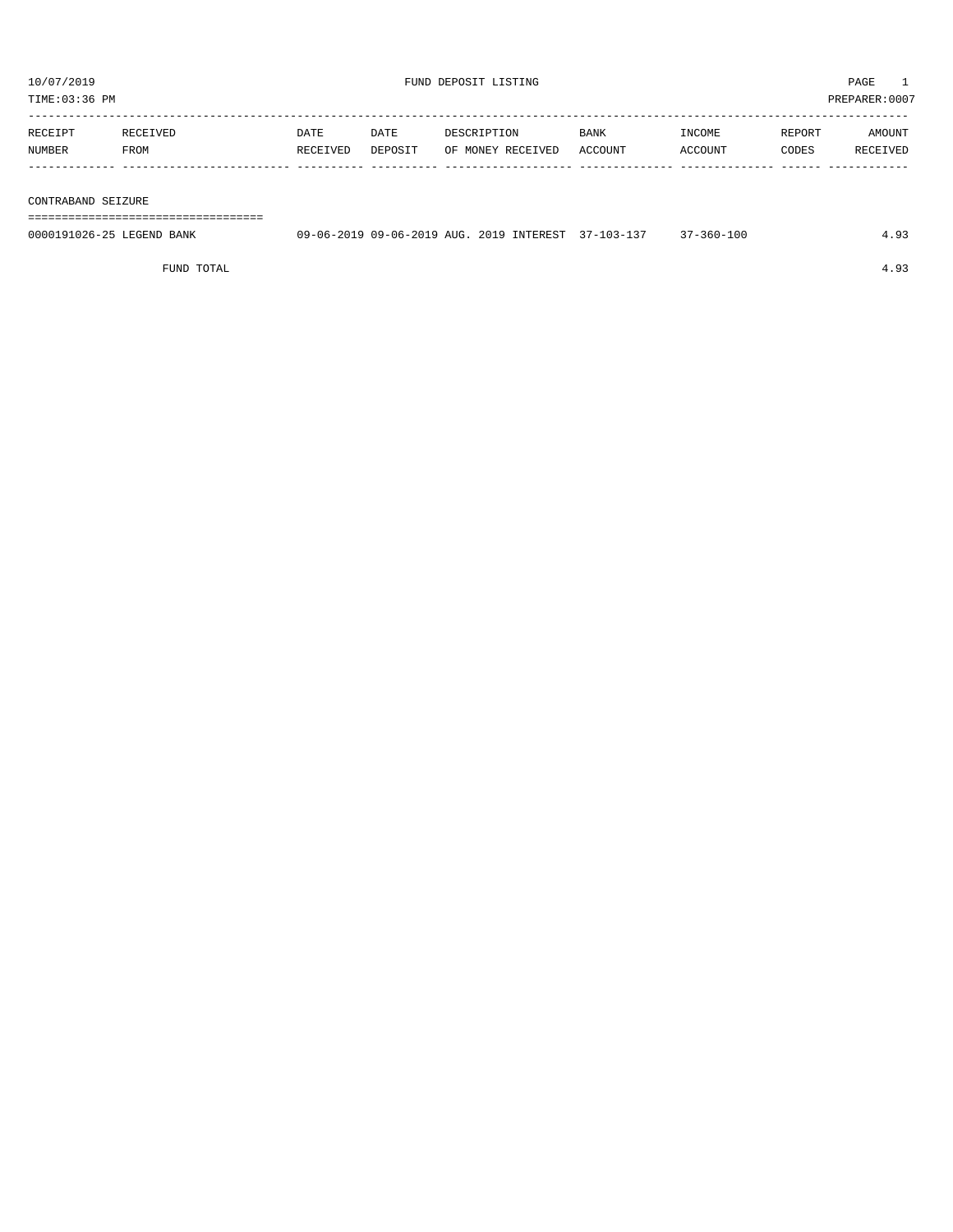10/07/2019 FUND DEPOSIT LISTING

TIME:03:36 PM PREPARER:0007

| RECEIPT NUMBER | RECEIVED FROM | DATE RECEIVED | DATE DEPOSIT | DESCRIPTION OF MONEY RECEIVED | BANK ACCOUNT | INCOME ACCOUNT | REPORT CODES | AMOUNT RECEIVED |
|---|---|---|---|---|---|---|---|---|
| **CONTRABAND SEIZURE** | | | | | | | | |
| 0000191026-25 | LEGEND BANK | 09-06-2019 | 09-06-2019 | AUG. 2019 INTEREST | 37-103-137 | 37-360-100 | | 4.93 |
| | FUND TOTAL | | | | | | | 4.93 |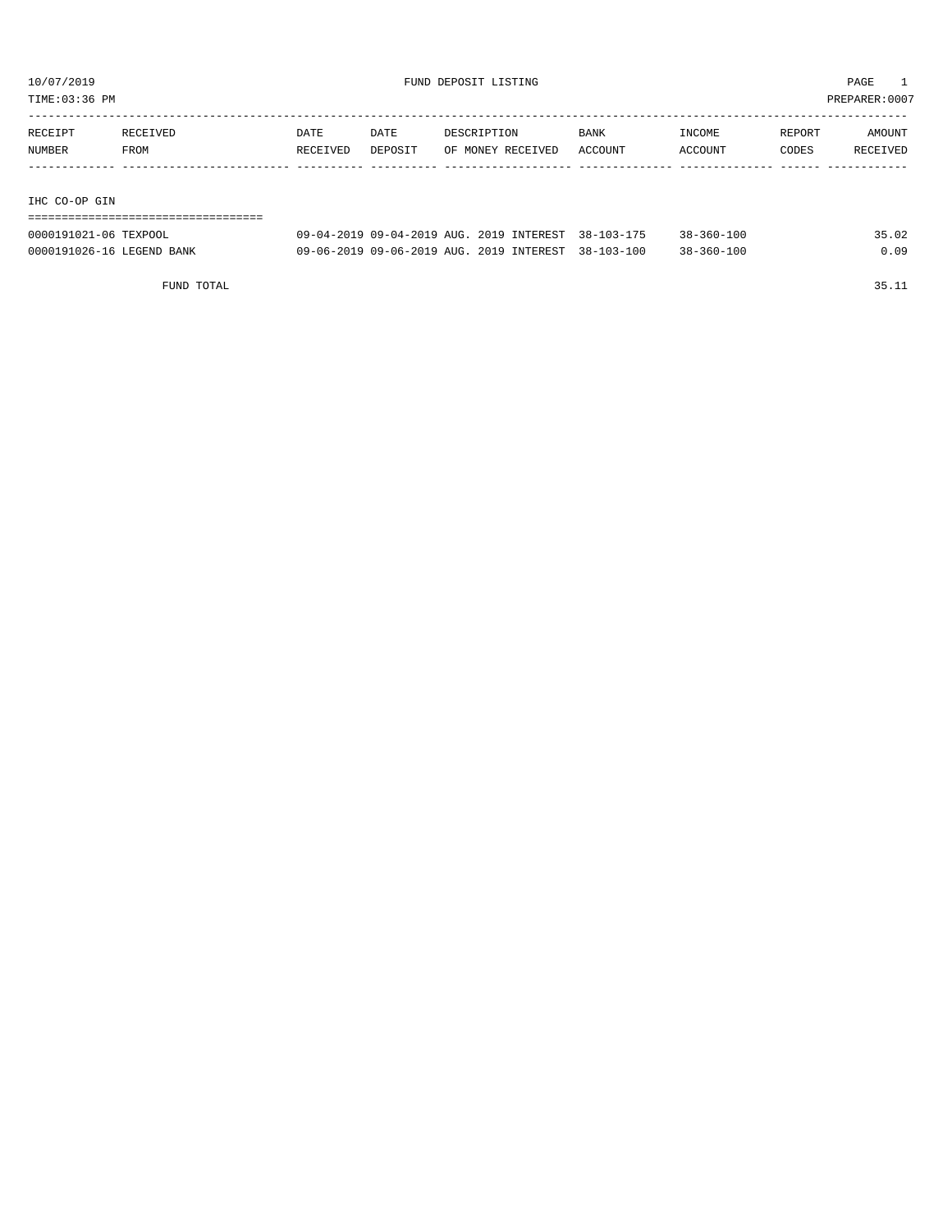10/07/2019 FUND DEPOSIT LISTING PAGE 1

TIME:03:36 PM PREPARER:0007

| RECEIPT NUMBER | RECEIVED FROM | DATE RECEIVED | DATE DEPOSIT | DESCRIPTION OF MONEY RECEIVED | BANK ACCOUNT | INCOME ACCOUNT | REPORT CODES | AMOUNT RECEIVED |
|---|---|---|---|---|---|---|---|---|
| **IHC CO-OP GIN** | | | | | | | | |
| 0000191021-06 | TEXPOOL | 09-04-2019 | 09-04-2019 | AUG. 2019 INTEREST | 38-103-175 | 38-360-100 | | 35.02 |
| 0000191026-16 | LEGEND BANK | 09-06-2019 | 09-06-2019 | AUG. 2019 INTEREST | 38-103-100 | 38-360-100 | | 0.09 |
| | FUND TOTAL | | | | | | | 35.11 |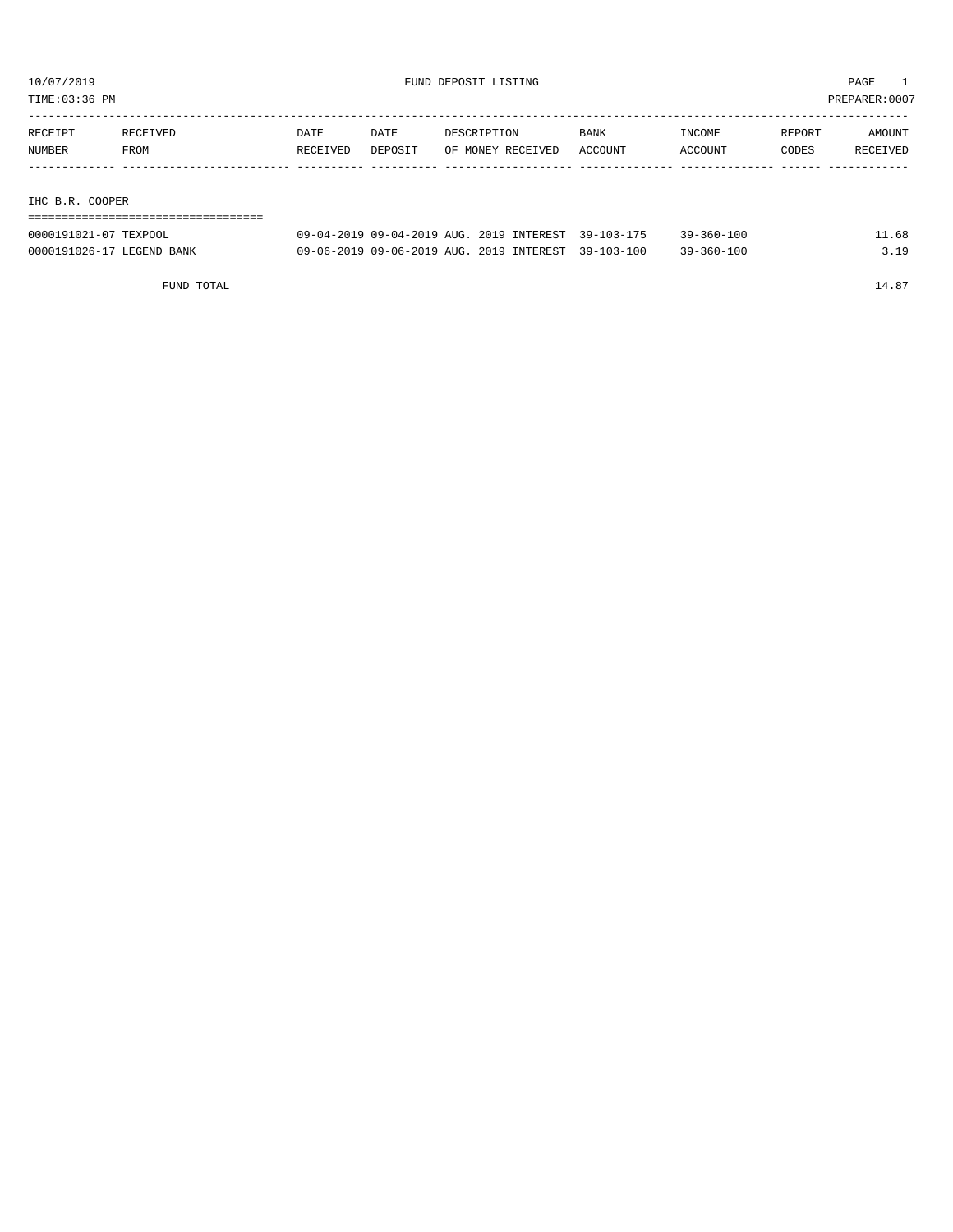# FUND DEPOSIT LISTING

10/07/2019
TIME:03:36 PM
PREPARER:0007

| RECEIPT NUMBER | RECEIVED FROM | DATE RECEIVED | DATE DEPOSIT | DESCRIPTION OF MONEY RECEIVED | BANK ACCOUNT | INCOME ACCOUNT | REPORT CODES | AMOUNT RECEIVED |
|---|---|---|---|---|---|---|---|---|

## IHC B.R. COOPER

| RECEIPT NUMBER | RECEIVED FROM | DATE RECEIVED | DATE DEPOSIT | DESCRIPTION OF MONEY RECEIVED | BANK ACCOUNT | INCOME ACCOUNT | REPORT CODES | AMOUNT RECEIVED |
|---|---|---|---|---|---|---|---|---|
| 0000191021-07 | TEXPOOL | 09-04-2019 | 09-04-2019 | AUG. 2019 INTEREST | 39-103-175 | 39-360-100 | | 11.68 |
| 0000191026-17 | LEGEND BANK | 09-06-2019 | 09-06-2019 | AUG. 2019 INTEREST | 39-103-100 | 39-360-100 | | 3.19 |
| | FUND TOTAL | | | | | | | 14.87 |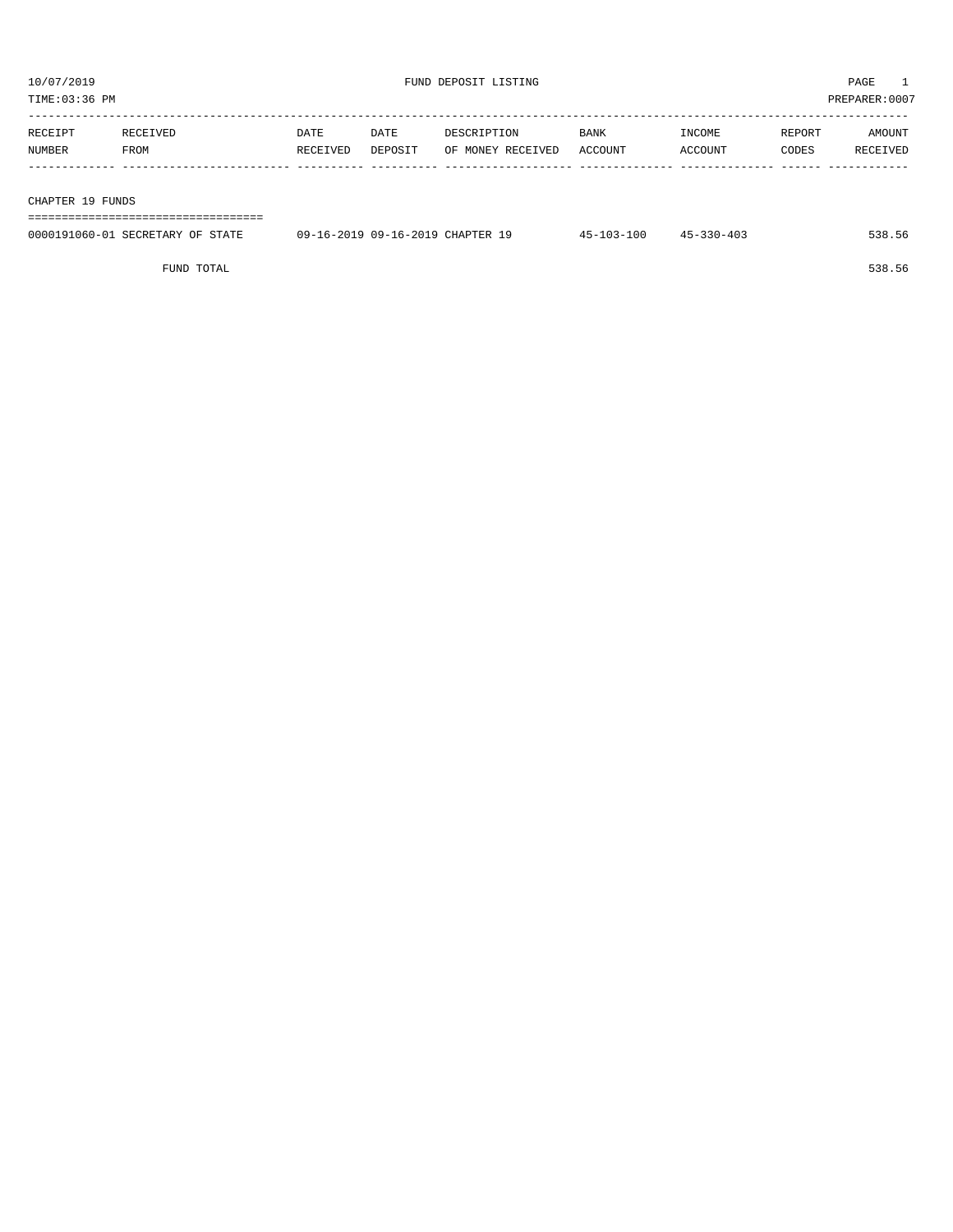10/07/2019 FUND DEPOSIT LISTING PAGE 1
TIME:03:36 PM PREPARER:0007

| RECEIPT NUMBER | RECEIVED FROM | DATE RECEIVED | DATE DEPOSIT | DESCRIPTION OF MONEY RECEIVED | BANK ACCOUNT | INCOME ACCOUNT | REPORT CODES | AMOUNT RECEIVED |
|---|---|---|---|---|---|---|---|---|
| **CHAPTER 19 FUNDS** | | | | | | | | |
| 0000191060-01 | SECRETARY OF STATE | 09-16-2019 | 09-16-2019 | CHAPTER 19 | 45-103-100 | 45-330-403 | | 538.56 |
| | FUND TOTAL | | | | | | | 538.56 |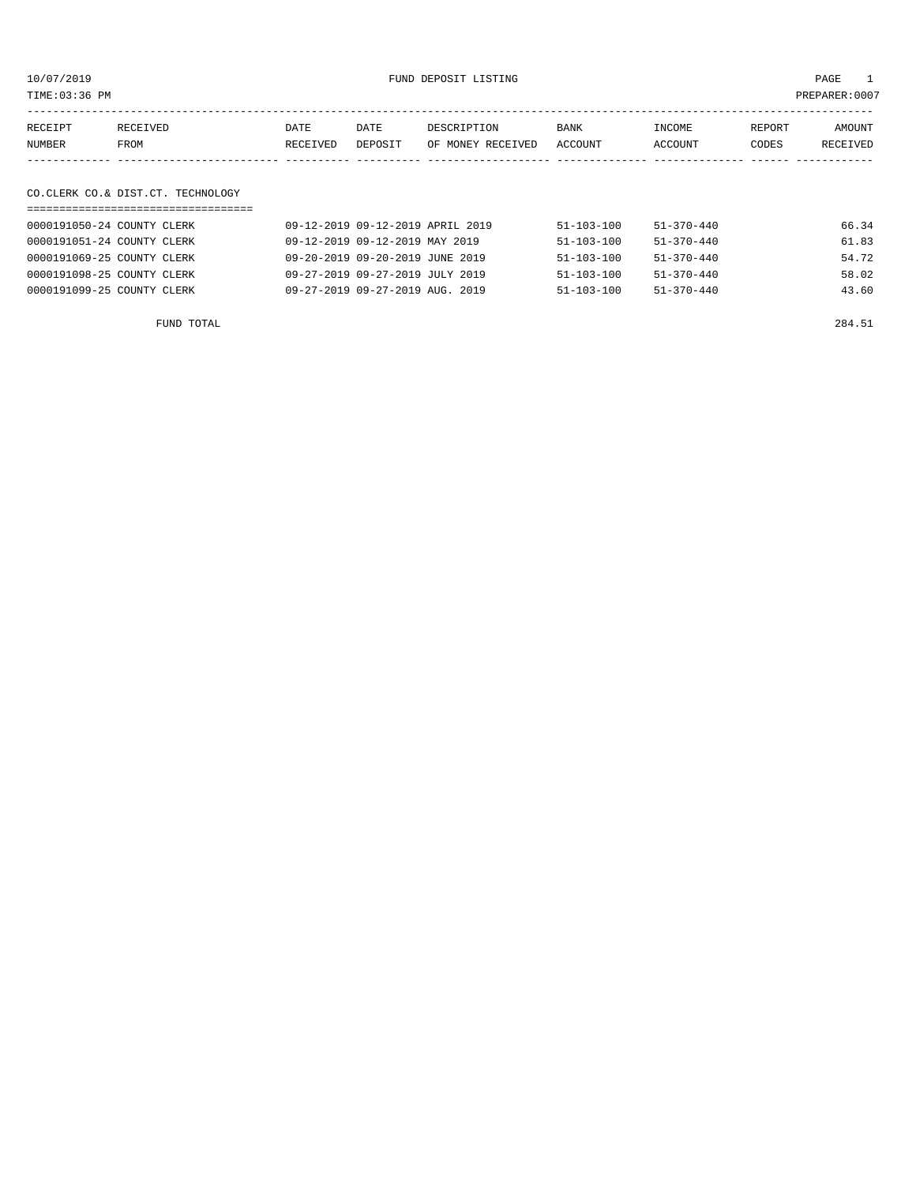10/07/2019 FUND DEPOSIT LISTING PAGE 1
TIME:03:36 PM PREPARER:0007

| RECEIPT NUMBER | RECEIVED FROM | DATE RECEIVED | DATE DEPOSIT | DESCRIPTION OF MONEY RECEIVED | BANK ACCOUNT | INCOME ACCOUNT | REPORT CODES | AMOUNT RECEIVED |
|---|---|---|---|---|---|---|---|---|
| **CO.CLERK CO.& DIST.CT. TECHNOLOGY** | | | | | | | | |
| 0000191050-24 | COUNTY CLERK | 09-12-2019 | 09-12-2019 | APRIL 2019 | 51-103-100 | 51-370-440 | | 66.34 |
| 0000191051-24 | COUNTY CLERK | 09-12-2019 | 09-12-2019 | MAY 2019 | 51-103-100 | 51-370-440 | | 61.83 |
| 0000191069-25 | COUNTY CLERK | 09-20-2019 | 09-20-2019 | JUNE 2019 | 51-103-100 | 51-370-440 | | 54.72 |
| 0000191098-25 | COUNTY CLERK | 09-27-2019 | 09-27-2019 | JULY 2019 | 51-103-100 | 51-370-440 | | 58.02 |
| 0000191099-25 | COUNTY CLERK | 09-27-2019 | 09-27-2019 | AUG. 2019 | 51-103-100 | 51-370-440 | | 43.60 |
| | FUND TOTAL | | | | | | | 284.51 |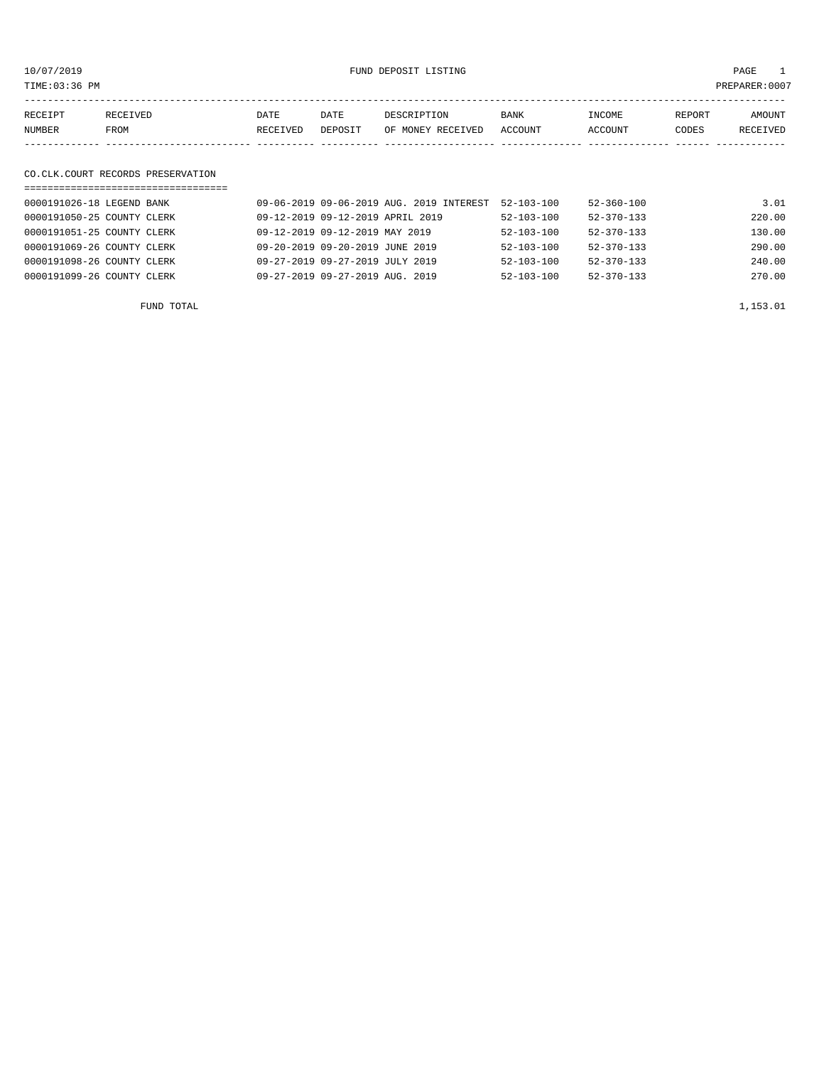10/07/2019 FUND DEPOSIT LISTING

TIME:03:36 PM PREPARER:0007

| RECEIPT NUMBER | RECEIVED FROM | DATE RECEIVED | DATE DEPOSIT | DESCRIPTION OF MONEY RECEIVED | BANK ACCOUNT | INCOME ACCOUNT | REPORT CODES | AMOUNT RECEIVED |
|---|---|---|---|---|---|---|---|---|

## CO.CLK.COURT RECORDS PRESERVATION

| RECEIPT NUMBER | RECEIVED FROM | DATE RECEIVED | DATE DEPOSIT | DESCRIPTION OF MONEY RECEIVED | BANK ACCOUNT | INCOME ACCOUNT | REPORT CODES | AMOUNT RECEIVED |
|---|---|---|---|---|---|---|---|---|
| 0000191026-18 | LEGEND BANK | 09-06-2019 | 09-06-2019 | AUG. 2019 INTEREST | 52-103-100 | 52-360-100 | | 3.01 |
| 0000191050-25 | COUNTY CLERK | 09-12-2019 | 09-12-2019 | APRIL 2019 | 52-103-100 | 52-370-133 | | 220.00 |
| 0000191051-25 | COUNTY CLERK | 09-12-2019 | 09-12-2019 | MAY 2019 | 52-103-100 | 52-370-133 | | 130.00 |
| 0000191069-26 | COUNTY CLERK | 09-20-2019 | 09-20-2019 | JUNE 2019 | 52-103-100 | 52-370-133 | | 290.00 |
| 0000191098-26 | COUNTY CLERK | 09-27-2019 | 09-27-2019 | JULY 2019 | 52-103-100 | 52-370-133 | | 240.00 |
| 0000191099-26 | COUNTY CLERK | 09-27-2019 | 09-27-2019 | AUG. 2019 | 52-103-100 | 52-370-133 | | 270.00 |
| | FUND TOTAL | | | | | | | 1,153.01 |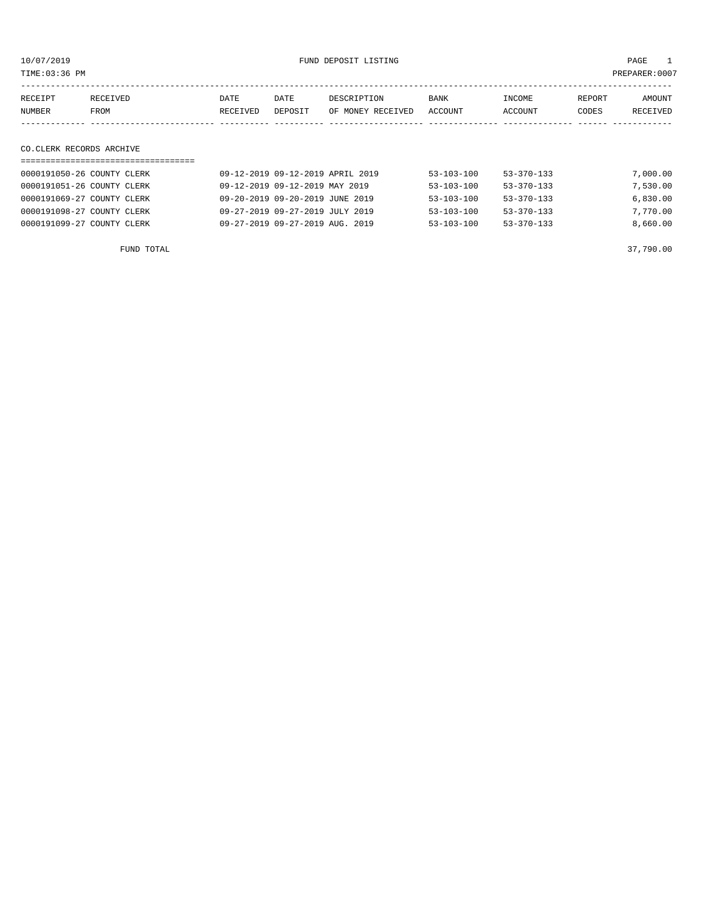10/07/2019 FUND DEPOSIT LISTING
TIME:03:36 PM PREPARER:0007

| RECEIPT NUMBER | RECEIVED FROM | DATE RECEIVED | DATE DEPOSIT | DESCRIPTION OF MONEY RECEIVED | BANK ACCOUNT | INCOME ACCOUNT | REPORT CODES | AMOUNT RECEIVED |
|---|---|---|---|---|---|---|---|---|
| **CO.CLERK RECORDS ARCHIVE** | | | | | | | | |
| 0000191050-26 | COUNTY CLERK | 09-12-2019 | 09-12-2019 | APRIL 2019 | 53-103-100 | 53-370-133 | | 7,000.00 |
| 0000191051-26 | COUNTY CLERK | 09-12-2019 | 09-12-2019 | MAY 2019 | 53-103-100 | 53-370-133 | | 7,530.00 |
| 0000191069-27 | COUNTY CLERK | 09-20-2019 | 09-20-2019 | JUNE 2019 | 53-103-100 | 53-370-133 | | 6,830.00 |
| 0000191098-27 | COUNTY CLERK | 09-27-2019 | 09-27-2019 | JULY 2019 | 53-103-100 | 53-370-133 | | 7,770.00 |
| 0000191099-27 | COUNTY CLERK | 09-27-2019 | 09-27-2019 | AUG. 2019 | 53-103-100 | 53-370-133 | | 8,660.00 |
| | FUND TOTAL | | | | | | | 37,790.00 |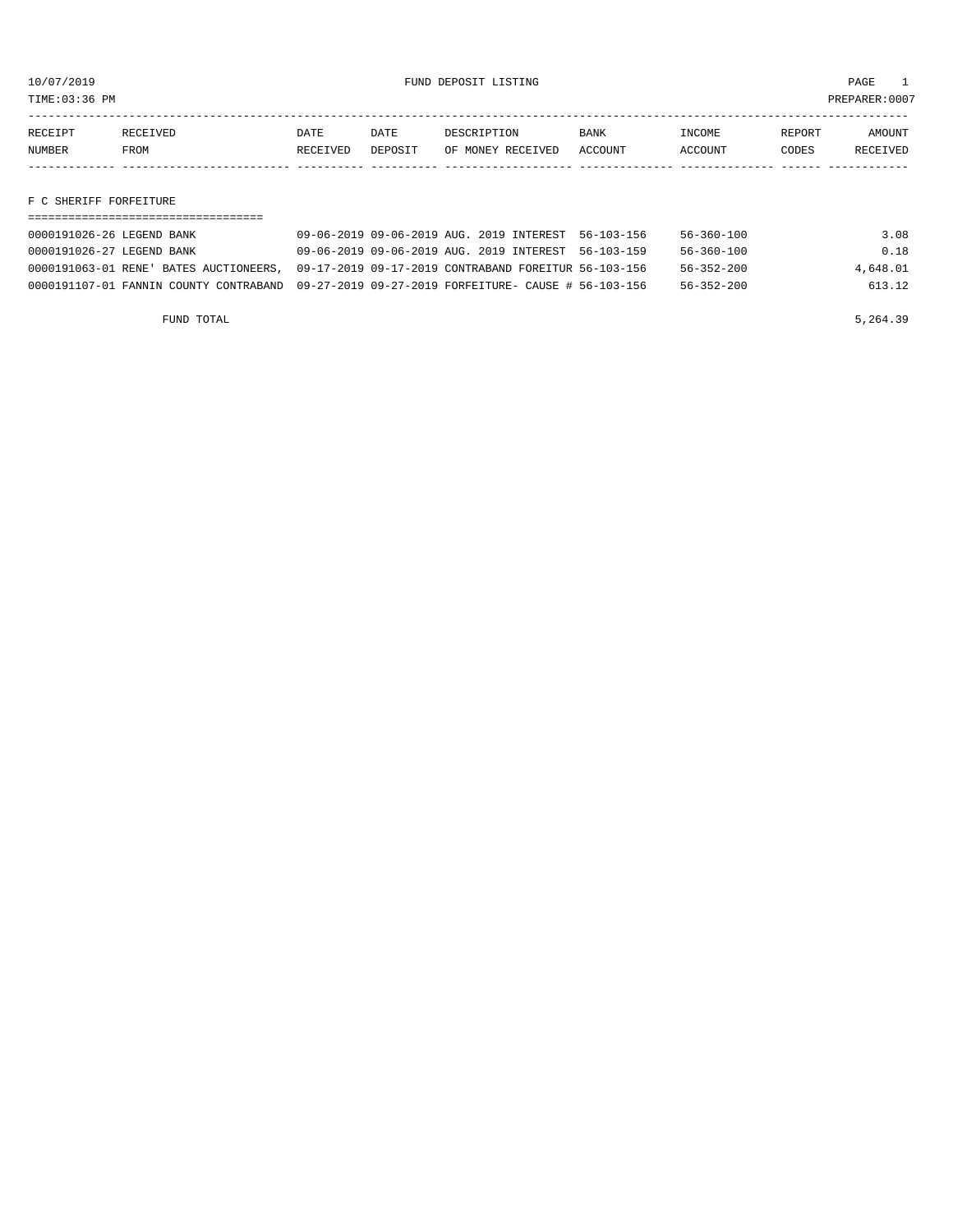10/07/2019 FUND DEPOSIT LISTING

TIME:03:36 PM PREPARER:0007

| RECEIPT NUMBER | RECEIVED FROM | DATE RECEIVED | DATE DEPOSIT | DESCRIPTION OF MONEY RECEIVED | BANK ACCOUNT | INCOME ACCOUNT | REPORT CODES | AMOUNT RECEIVED |
|---|---|---|---|---|---|---|---|---|

## F C SHERIFF FORFEITURE

| RECEIPT NUMBER | RECEIVED FROM | DATE RECEIVED | DATE DEPOSIT | DESCRIPTION OF MONEY RECEIVED | BANK ACCOUNT | INCOME ACCOUNT | REPORT CODES | AMOUNT RECEIVED |
|---|---|---|---|---|---|---|---|---|
| 0000191026-26 | LEGEND BANK | 09-06-2019 | 09-06-2019 | AUG. 2019 INTEREST | 56-103-156 | 56-360-100 | | 3.08 |
| 0000191026-27 | LEGEND BANK | 09-06-2019 | 09-06-2019 | AUG. 2019 INTEREST | 56-103-159 | 56-360-100 | | 0.18 |
| 0000191063-01 | RENE' BATES AUCTIONEERS, | 09-17-2019 | 09-17-2019 | CONTRABAND FOREITUR | 56-103-156 | 56-352-200 | | 4,648.01 |
| 0000191107-01 | FANNIN COUNTY CONTRABAND | 09-27-2019 | 09-27-2019 | FORFEITURE- CAUSE # | 56-103-156 | 56-352-200 | | 613.12 |
| | FUND TOTAL | | | | | | | 5,264.39 |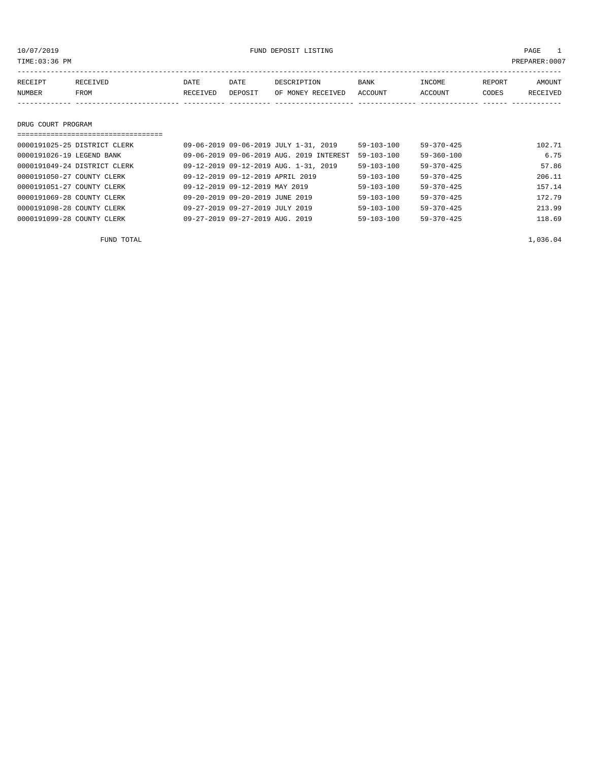10/07/2019 FUND DEPOSIT LISTING

TIME:03:36 PM PREPARER:0007

| RECEIPT NUMBER | RECEIVED FROM | DATE RECEIVED | DATE DEPOSIT | DESCRIPTION OF MONEY RECEIVED | BANK ACCOUNT | INCOME ACCOUNT | REPORT CODES | AMOUNT RECEIVED |
|---|---|---|---|---|---|---|---|---|
| **DRUG COURT PROGRAM** | | | | | | | | |
| 0000191025-25 | DISTRICT CLERK | 09-06-2019 | 09-06-2019 | JULY 1-31, 2019 | 59-103-100 | 59-370-425 | | 102.71 |
| 0000191026-19 | LEGEND BANK | 09-06-2019 | 09-06-2019 | AUG. 2019 INTEREST | 59-103-100 | 59-360-100 | | 6.75 |
| 0000191049-24 | DISTRICT CLERK | 09-12-2019 | 09-12-2019 | AUG. 1-31, 2019 | 59-103-100 | 59-370-425 | | 57.86 |
| 0000191050-27 | COUNTY CLERK | 09-12-2019 | 09-12-2019 | APRIL 2019 | 59-103-100 | 59-370-425 | | 206.11 |
| 0000191051-27 | COUNTY CLERK | 09-12-2019 | 09-12-2019 | MAY 2019 | 59-103-100 | 59-370-425 | | 157.14 |
| 0000191069-28 | COUNTY CLERK | 09-20-2019 | 09-20-2019 | JUNE 2019 | 59-103-100 | 59-370-425 | | 172.79 |
| 0000191098-28 | COUNTY CLERK | 09-27-2019 | 09-27-2019 | JULY 2019 | 59-103-100 | 59-370-425 | | 213.99 |
| 0000191099-28 | COUNTY CLERK | 09-27-2019 | 09-27-2019 | AUG. 2019 | 59-103-100 | 59-370-425 | | 118.69 |
| | FUND TOTAL | | | | | | | 1,036.04 |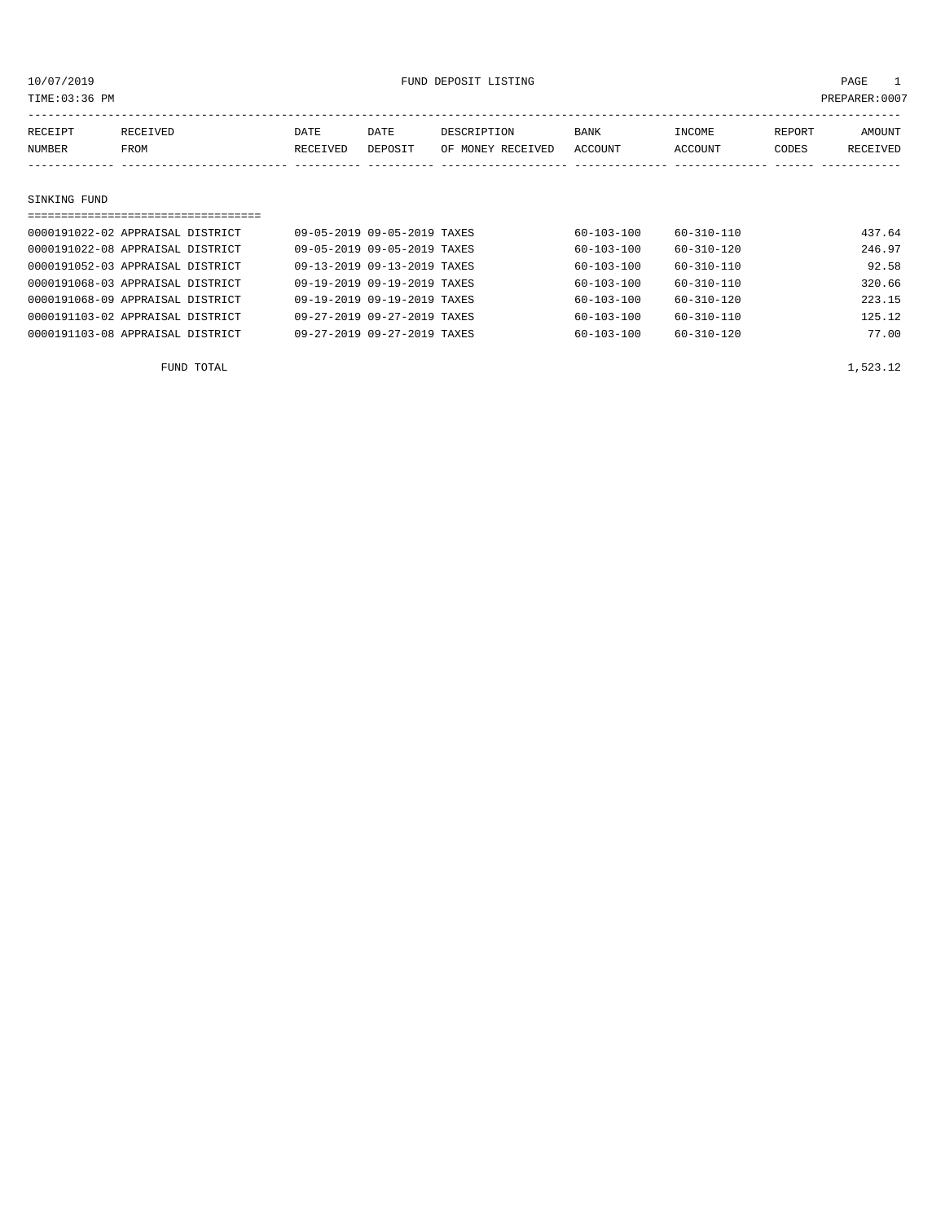10/07/2019 FUND DEPOSIT LISTING

TIME:03:36 PM PREPARER:0007

| RECEIPT NUMBER | RECEIVED FROM | DATE RECEIVED | DATE DEPOSIT | DESCRIPTION OF MONEY RECEIVED | BANK ACCOUNT | INCOME ACCOUNT | REPORT CODES | AMOUNT RECEIVED |
|---|---|---|---|---|---|---|---|---|
| **SINKING FUND** | | | | | | | | |
| 0000191022-02 | APPRAISAL DISTRICT | 09-05-2019 | 09-05-2019 | TAXES | 60-103-100 | 60-310-110 | | 437.64 |
| 0000191022-08 | APPRAISAL DISTRICT | 09-05-2019 | 09-05-2019 | TAXES | 60-103-100 | 60-310-120 | | 246.97 |
| 0000191052-03 | APPRAISAL DISTRICT | 09-13-2019 | 09-13-2019 | TAXES | 60-103-100 | 60-310-110 | | 92.58 |
| 0000191068-03 | APPRAISAL DISTRICT | 09-19-2019 | 09-19-2019 | TAXES | 60-103-100 | 60-310-110 | | 320.66 |
| 0000191068-09 | APPRAISAL DISTRICT | 09-19-2019 | 09-19-2019 | TAXES | 60-103-100 | 60-310-120 | | 223.15 |
| 0000191103-02 | APPRAISAL DISTRICT | 09-27-2019 | 09-27-2019 | TAXES | 60-103-100 | 60-310-110 | | 125.12 |
| 0000191103-08 | APPRAISAL DISTRICT | 09-27-2019 | 09-27-2019 | TAXES | 60-103-100 | 60-310-120 | | 77.00 |
| | FUND TOTAL | | | | | | | 1,523.12 |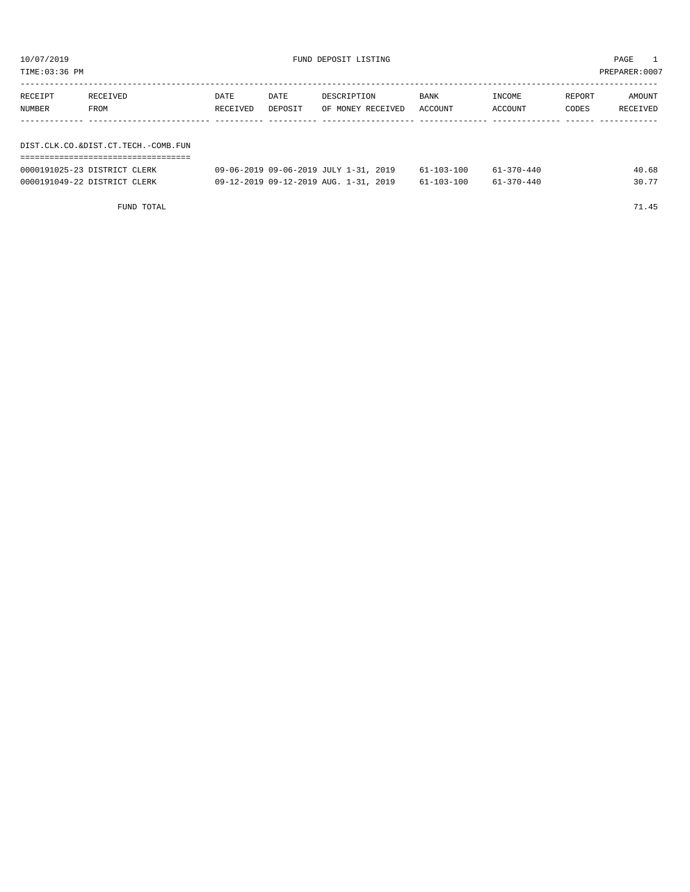10/07/2019 FUND DEPOSIT LISTING

TIME:03:36 PM PREPARER:0007

| RECEIPT NUMBER | RECEIVED FROM | DATE RECEIVED | DATE DEPOSIT | DESCRIPTION OF MONEY RECEIVED | BANK ACCOUNT | INCOME ACCOUNT | REPORT CODES | AMOUNT RECEIVED |
|---|---|---|---|---|---|---|---|---|

## DIST.CLK.CO.&DIST.CT.TECH.-COMB.FUN

| RECEIPT NUMBER | RECEIVED FROM | DATE RECEIVED | DATE DEPOSIT | DESCRIPTION OF MONEY RECEIVED | BANK ACCOUNT | INCOME ACCOUNT | REPORT CODES | AMOUNT RECEIVED |
|---|---|---|---|---|---|---|---|---|
| 0000191025-23 | DISTRICT CLERK | 09-06-2019 | 09-06-2019 | JULY 1-31, 2019 | 61-103-100 | 61-370-440 | | 40.68 |
| 0000191049-22 | DISTRICT CLERK | 09-12-2019 | 09-12-2019 | AUG. 1-31, 2019 | 61-103-100 | 61-370-440 | | 30.77 |
| | FUND TOTAL | | | | | | | 71.45 |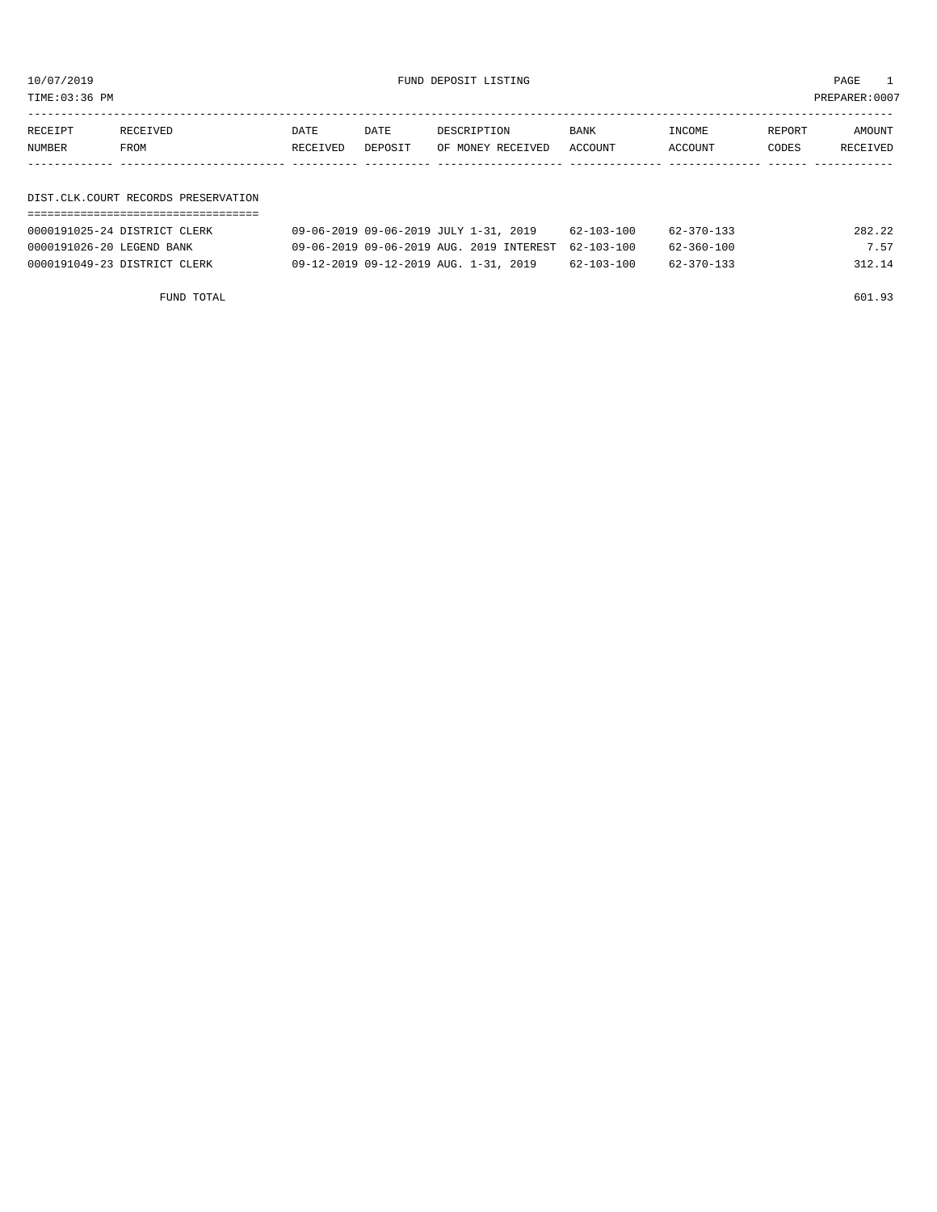10/07/2019 FUND DEPOSIT LISTING PAGE 1

TIME:03:36 PM PREPARER:0007

| RECEIPT NUMBER | RECEIVED FROM | DATE RECEIVED | DATE DEPOSIT | DESCRIPTION OF MONEY RECEIVED | BANK ACCOUNT | INCOME ACCOUNT | REPORT CODES | AMOUNT RECEIVED |
|---|---|---|---|---|---|---|---|---|

## DIST.CLK.COURT RECORDS PRESERVATION

| RECEIPT NUMBER | RECEIVED FROM | DATE RECEIVED | DATE DEPOSIT | DESCRIPTION OF MONEY RECEIVED | BANK ACCOUNT | INCOME ACCOUNT | REPORT CODES | AMOUNT RECEIVED |
|---|---|---|---|---|---|---|---|---|
| 0000191025-24 | DISTRICT CLERK | 09-06-2019 | 09-06-2019 | JULY 1-31, 2019 | 62-103-100 | 62-370-133 | | 282.22 |
| 0000191026-20 | LEGEND BANK | 09-06-2019 | 09-06-2019 | AUG. 2019 INTEREST | 62-103-100 | 62-360-100 | | 7.57 |
| 0000191049-23 | DISTRICT CLERK | 09-12-2019 | 09-12-2019 | AUG. 1-31, 2019 | 62-103-100 | 62-370-133 | | 312.14 |

FUND TOTAL 601.93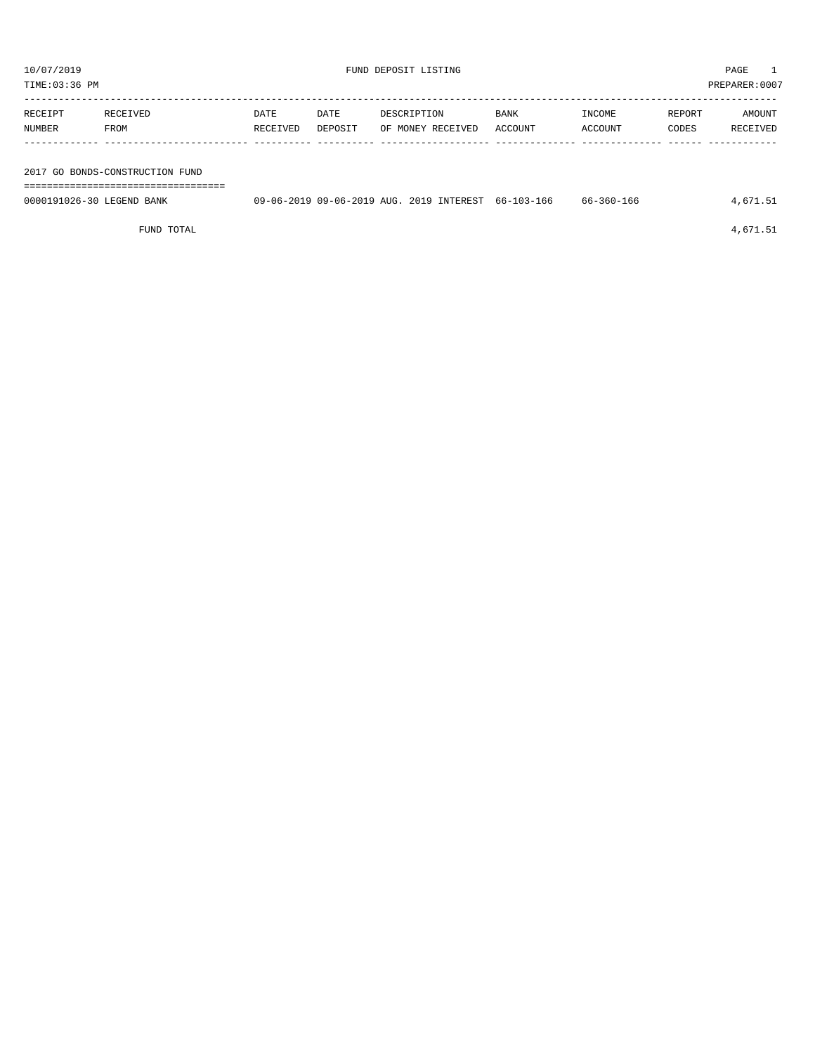10/07/2019 FUND DEPOSIT LISTING PAGE 1
TIME:03:36 PM PREPARER:0007

| RECEIPT NUMBER | RECEIVED FROM | DATE RECEIVED | DATE DEPOSIT | DESCRIPTION OF MONEY RECEIVED | BANK ACCOUNT | INCOME ACCOUNT | REPORT CODES | AMOUNT RECEIVED |
|---|---|---|---|---|---|---|---|---|
| **2017 GO BONDS-CONSTRUCTION FUND** | | | | | | | | |
| 0000191026-30 | LEGEND BANK | 09-06-2019 | 09-06-2019 | AUG. 2019 INTEREST | 66-103-166 | 66-360-166 | | 4,671.51 |
| | FUND TOTAL | | | | | | | 4,671.51 |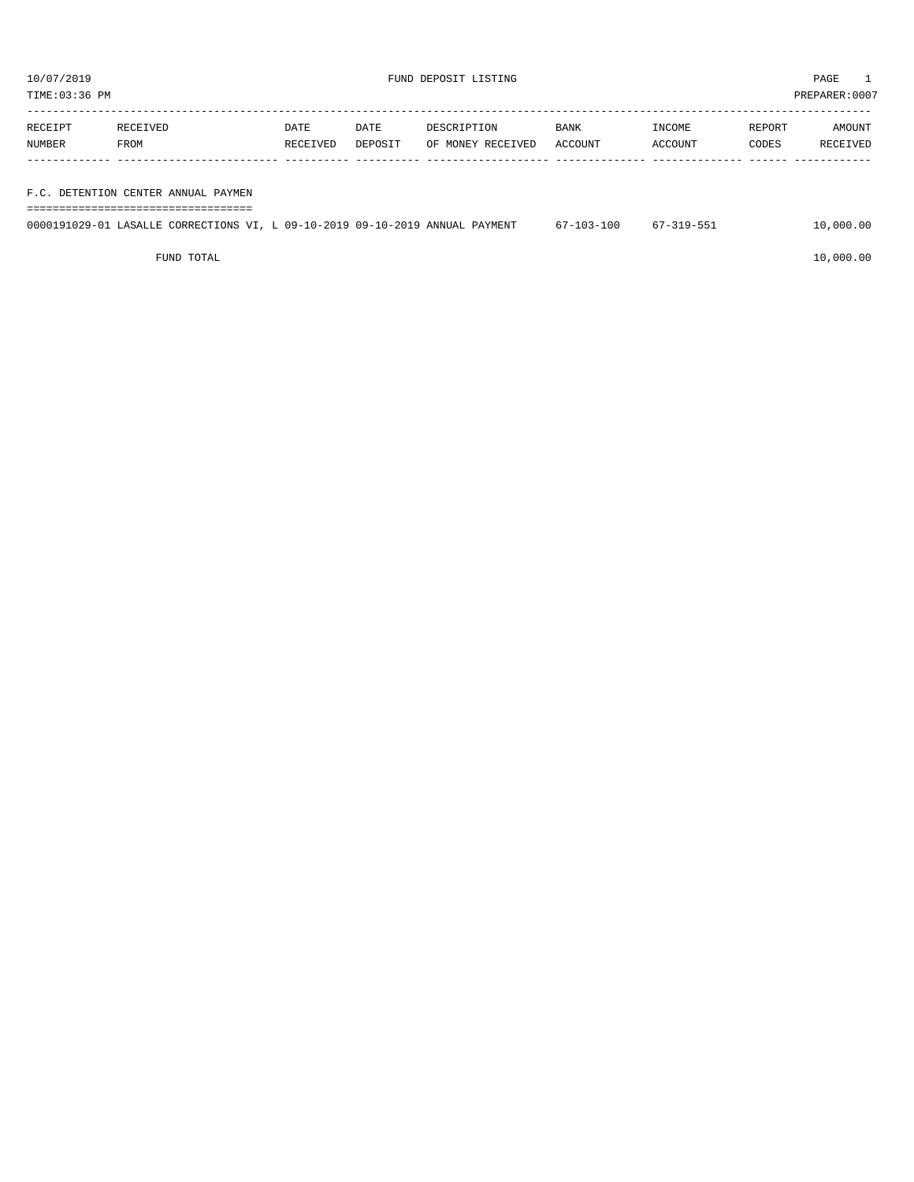10/07/2019 FUND DEPOSIT LISTING

TIME:03:36 PM PREPARER:0007

| RECEIPT NUMBER | RECEIVED FROM | DATE RECEIVED | DATE DEPOSIT | DESCRIPTION OF MONEY RECEIVED | BANK ACCOUNT | INCOME ACCOUNT | REPORT CODES | AMOUNT RECEIVED |
|---|---|---|---|---|---|---|---|---|
| **F.C. DETENTION CENTER ANNUAL PAYMEN** | | | | | | | | |
| 0000191029-01 | LASALLE CORRECTIONS VI, L | 09-10-2019 | 09-10-2019 | ANNUAL PAYMENT | 67-103-100 | 67-319-551 | | 10,000.00 |
| | FUND TOTAL | | | | | | | 10,000.00 |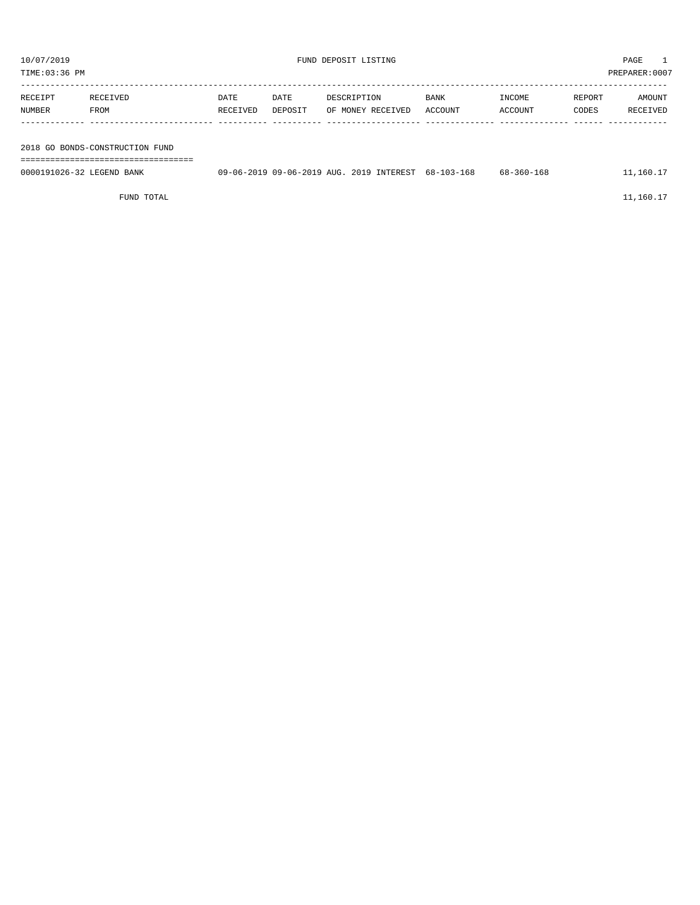10/07/2019 FUND DEPOSIT LISTING PAGE 1
TIME:03:36 PM PREPARER:0007

| RECEIPT NUMBER | RECEIVED FROM | DATE RECEIVED | DATE DEPOSIT | DESCRIPTION OF MONEY RECEIVED | BANK ACCOUNT | INCOME ACCOUNT | REPORT CODES | AMOUNT RECEIVED |
|---|---|---|---|---|---|---|---|---|
| **2018 GO BONDS-CONSTRUCTION FUND** | | | | | | | | |
| 0000191026-32 | LEGEND BANK | 09-06-2019 | 09-06-2019 | AUG. 2019 INTEREST | 68-103-168 | 68-360-168 | | 11,160.17 |
| | FUND TOTAL | | | | | | | 11,160.17 |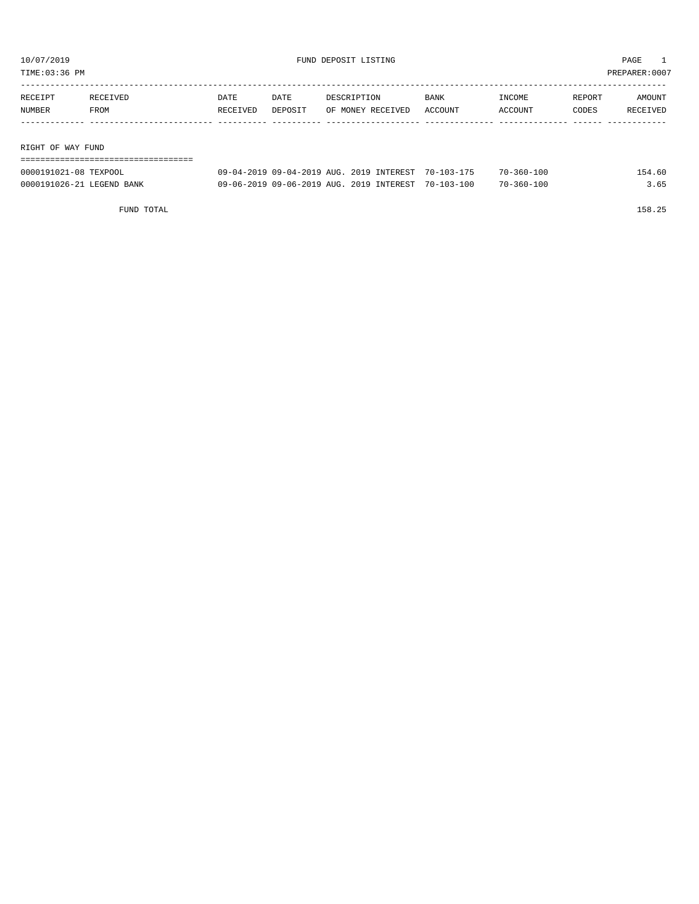10/07/2019 FUND DEPOSIT LISTING PAGE 1

TIME:03:36 PM PREPARER:0007

| RECEIPT NUMBER | RECEIVED FROM | DATE RECEIVED | DATE DEPOSIT | DESCRIPTION OF MONEY RECEIVED | BANK ACCOUNT | INCOME ACCOUNT | REPORT CODES | AMOUNT RECEIVED |
|---|---|---|---|---|---|---|---|---|

## RIGHT OF WAY FUND

| RECEIPT NUMBER | RECEIVED FROM | DATE RECEIVED | DATE DEPOSIT | DESCRIPTION OF MONEY RECEIVED | BANK ACCOUNT | INCOME ACCOUNT | REPORT CODES | AMOUNT RECEIVED |
|---|---|---|---|---|---|---|---|---|
| 0000191021-08 | TEXPOOL | 09-04-2019 | 09-04-2019 | AUG. 2019 INTEREST | 70-103-175 | 70-360-100 | | 154.60 |
| 0000191026-21 | LEGEND BANK | 09-06-2019 | 09-06-2019 | AUG. 2019 INTEREST | 70-103-100 | 70-360-100 | | 3.65 |
| | FUND TOTAL | | | | | | | 158.25 |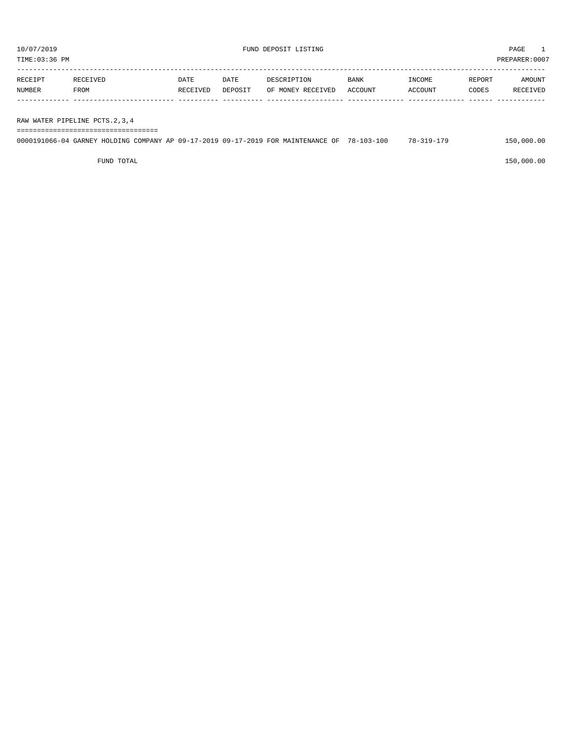10/07/2019 FUND DEPOSIT LISTING PAGE 1
TIME:03:36 PM PREPARER:0007

| RECEIPT NUMBER | RECEIVED FROM | DATE RECEIVED | DATE DEPOSIT | DESCRIPTION OF MONEY RECEIVED | BANK ACCOUNT | INCOME ACCOUNT | REPORT CODES | AMOUNT RECEIVED |
|---|---|---|---|---|---|---|---|---|
| **RAW WATER PIPELINE PCTS.2,3,4** | | | | | | | | |
| 0000191066-04 | GARNEY HOLDING COMPANY AP | 09-17-2019 | 09-17-2019 | FOR MAINTENANCE OF | 78-103-100 | 78-319-179 | | 150,000.00 |
| | FUND TOTAL | | | | | | | 150,000.00 |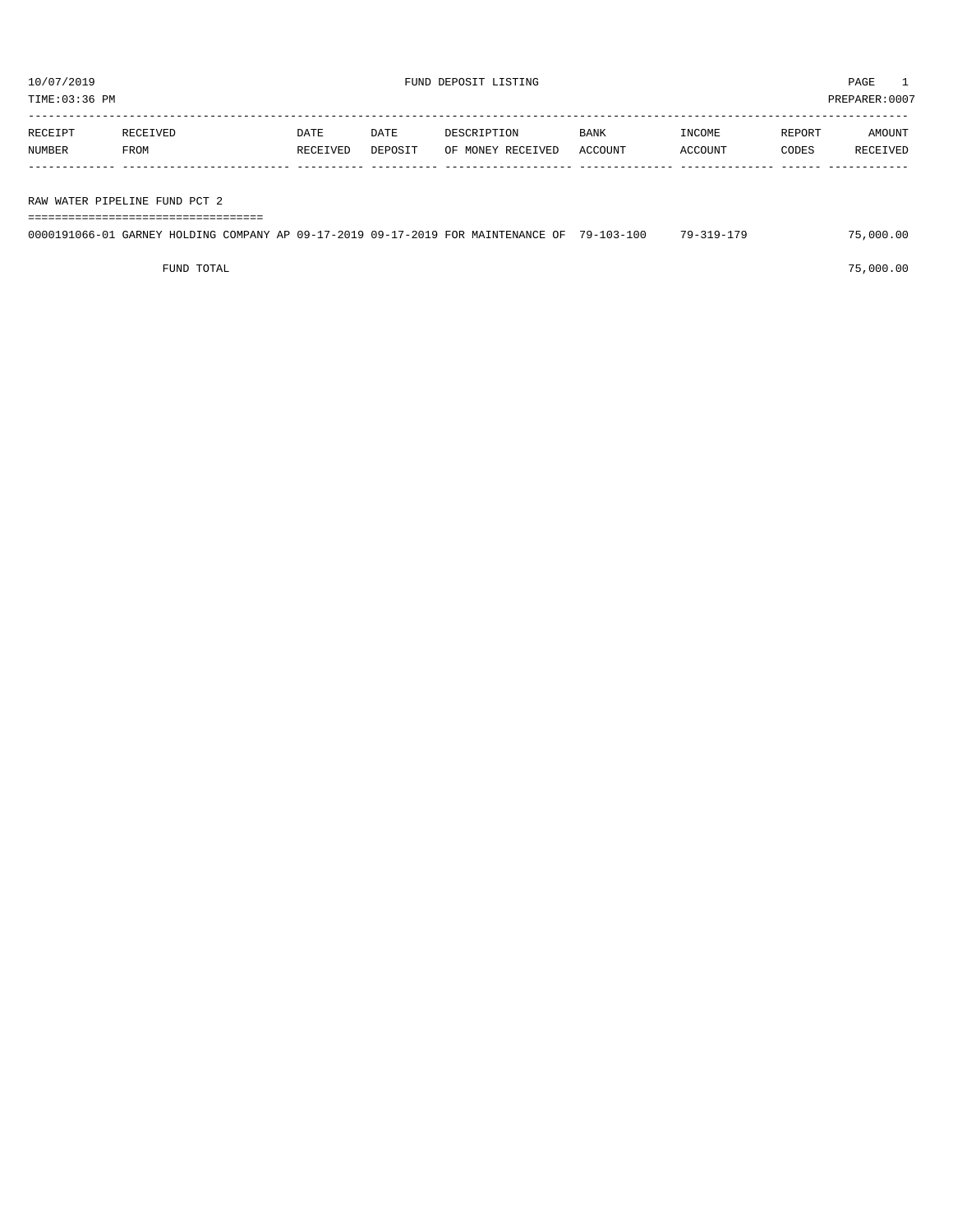10/07/2019 FUND DEPOSIT LISTING PAGE 1

TIME:03:36 PM PREPARER:0007

| RECEIPT NUMBER | RECEIVED FROM | DATE RECEIVED | DATE DEPOSIT | DESCRIPTION OF MONEY RECEIVED | BANK ACCOUNT | INCOME ACCOUNT | REPORT CODES | AMOUNT RECEIVED |
|---|---|---|---|---|---|---|---|---|
| **RAW WATER PIPELINE FUND PCT 2** | | | | | | | | |
| 0000191066-01 | GARNEY HOLDING COMPANY AP | 09-17-2019 | 09-17-2019 | FOR MAINTENANCE OF | 79-103-100 | 79-319-179 | | 75,000.00 |
| | FUND TOTAL | | | | | | | 75,000.00 |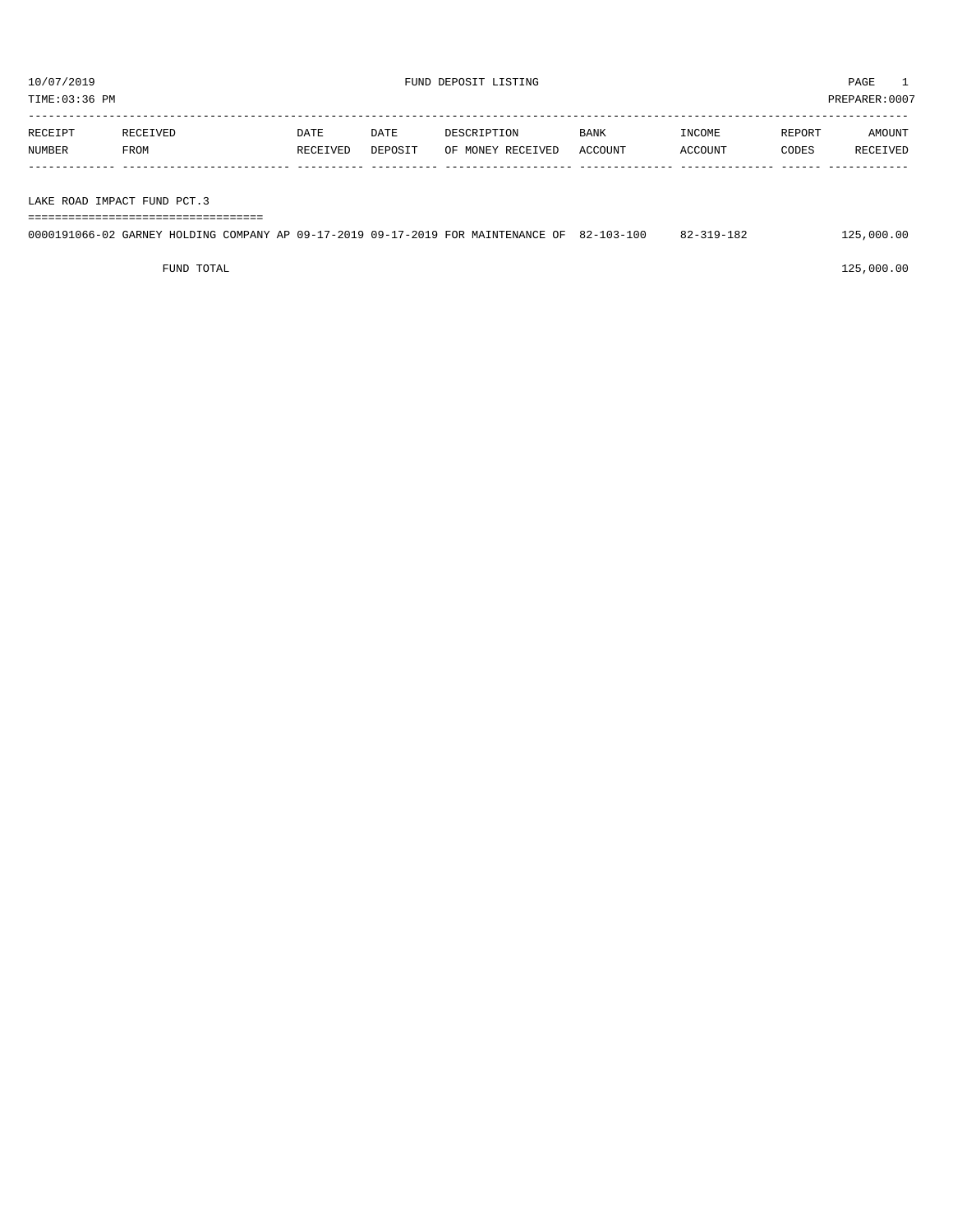10/07/2019 FUND DEPOSIT LISTING

TIME:03:36 PM PREPARER:0007

| RECEIPT NUMBER | RECEIVED FROM | DATE RECEIVED | DATE DEPOSIT | DESCRIPTION OF MONEY RECEIVED | BANK ACCOUNT | INCOME ACCOUNT | REPORT CODES | AMOUNT RECEIVED |
|---|---|---|---|---|---|---|---|---|
| **LAKE ROAD IMPACT FUND PCT.3** | | | | | | | | |
| 0000191066-02 | GARNEY HOLDING COMPANY AP | 09-17-2019 | 09-17-2019 | FOR MAINTENANCE OF | 82-103-100 | 82-319-182 | | 125,000.00 |
| | FUND TOTAL | | | | | | | 125,000.00 |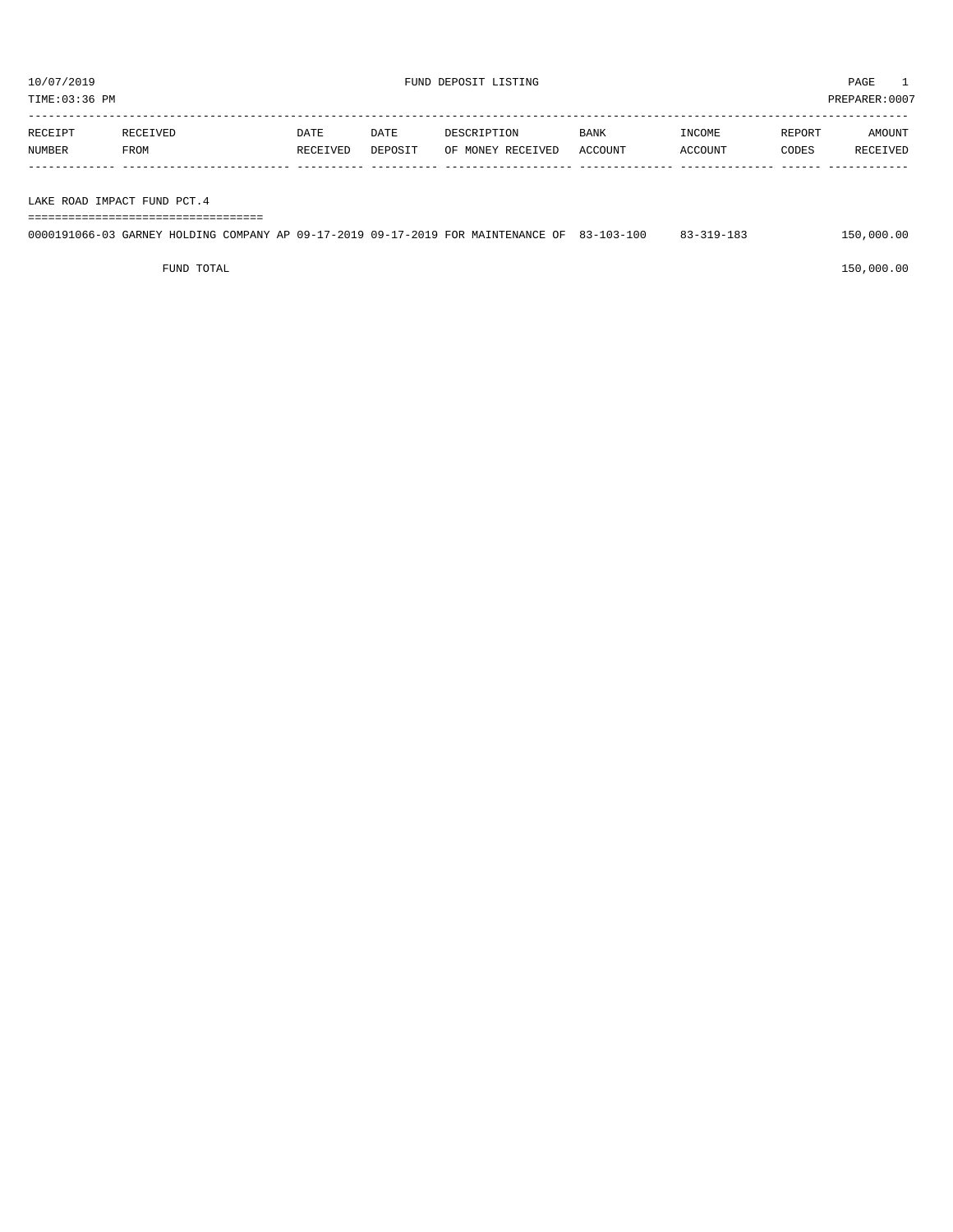10/07/2019 FUND DEPOSIT LISTING PAGE 1

TIME:03:36 PM PREPARER:0007

| RECEIPT NUMBER | RECEIVED FROM | DATE RECEIVED | DATE DEPOSIT | DESCRIPTION OF MONEY RECEIVED | BANK ACCOUNT | INCOME ACCOUNT | REPORT CODES | AMOUNT RECEIVED |
|---|---|---|---|---|---|---|---|---|
| **LAKE ROAD IMPACT FUND PCT.4** | | | | | | | | |
| 0000191066-03 | GARNEY HOLDING COMPANY AP | 09-17-2019 | 09-17-2019 | FOR MAINTENANCE OF | 83-103-100 | 83-319-183 | | 150,000.00 |
| | FUND TOTAL | | | | | | | 150,000.00 |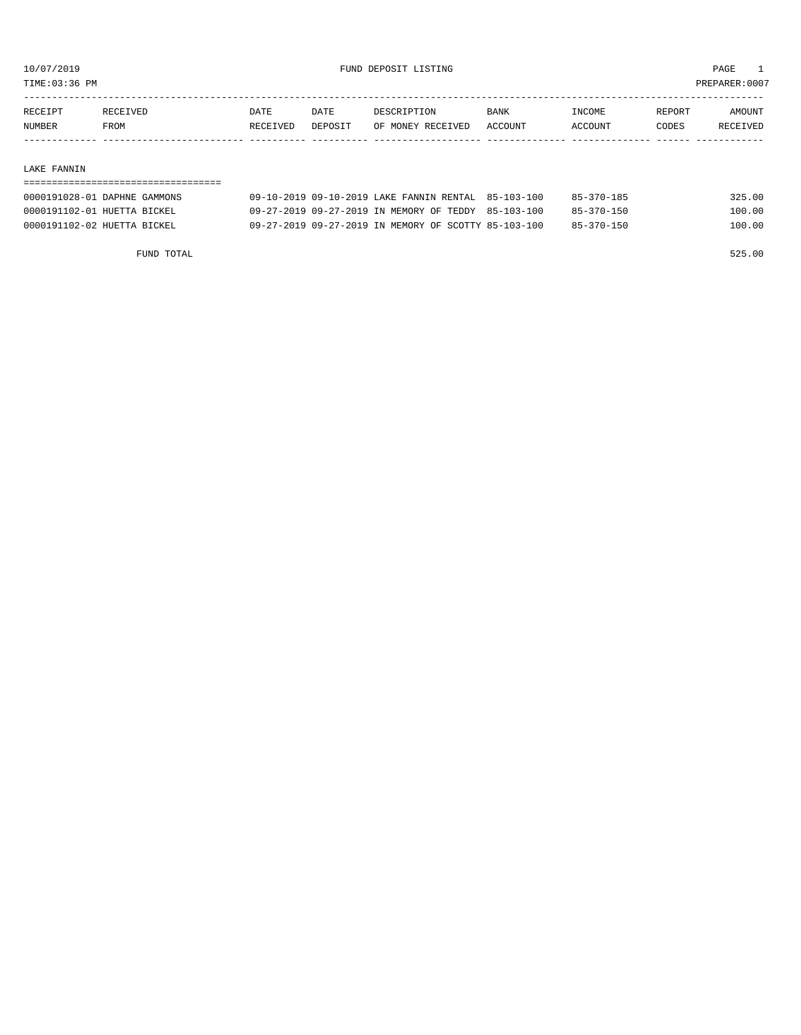10/07/2019 FUND DEPOSIT LISTING PAGE 1
TIME:03:36 PM PREPARER:0007

| RECEIPT NUMBER | RECEIVED FROM | DATE RECEIVED | DATE DEPOSIT | DESCRIPTION OF MONEY RECEIVED | BANK ACCOUNT | INCOME ACCOUNT | REPORT CODES | AMOUNT RECEIVED |
|---|---|---|---|---|---|---|---|---|

LAKE FANNIN

| RECEIPT NUMBER | RECEIVED FROM | DATE RECEIVED | DATE DEPOSIT | DESCRIPTION OF MONEY RECEIVED | BANK ACCOUNT | INCOME ACCOUNT | REPORT CODES | AMOUNT RECEIVED |
|---|---|---|---|---|---|---|---|---|
| 0000191028-01 | DAPHNE GAMMONS | 09-10-2019 | 09-10-2019 | LAKE FANNIN RENTAL | 85-103-100 | 85-370-185 | | 325.00 |
| 0000191102-01 | HUETTA BICKEL | 09-27-2019 | 09-27-2019 | IN MEMORY OF TEDDY | 85-103-100 | 85-370-150 | | 100.00 |
| 0000191102-02 | HUETTA BICKEL | 09-27-2019 | 09-27-2019 | IN MEMORY OF SCOTTY | 85-103-100 | 85-370-150 | | 100.00 |

FUND TOTAL 525.00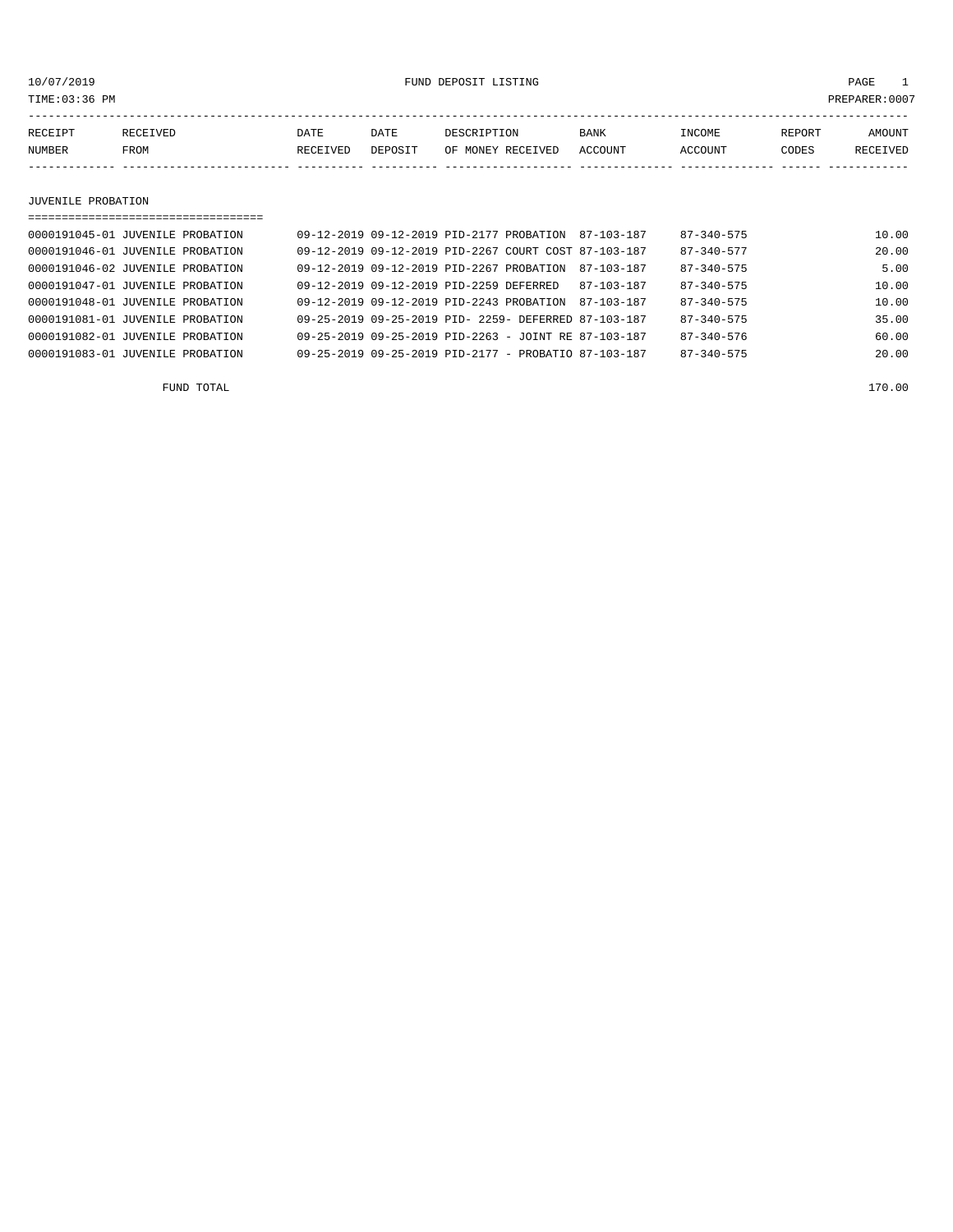10/07/2019 FUND DEPOSIT LISTING

TIME:03:36 PM PREPARER:0007

| RECEIPT NUMBER | RECEIVED FROM | DATE RECEIVED | DATE DEPOSIT | DESCRIPTION OF MONEY RECEIVED | BANK ACCOUNT | INCOME ACCOUNT | REPORT CODES | AMOUNT RECEIVED |
|---|---|---|---|---|---|---|---|---|

## JUVENILE PROBATION

| RECEIPT NUMBER | RECEIVED FROM | DATE RECEIVED | DATE DEPOSIT | DESCRIPTION OF MONEY RECEIVED | BANK ACCOUNT | INCOME ACCOUNT | REPORT CODES | AMOUNT RECEIVED |
|---|---|---|---|---|---|---|---|---|
| 0000191045-01 | JUVENILE PROBATION | 09-12-2019 | 09-12-2019 | PID-2177 PROBATION | 87-103-187 | 87-340-575 | | 10.00 |
| 0000191046-01 | JUVENILE PROBATION | 09-12-2019 | 09-12-2019 | PID-2267 COURT COST | 87-103-187 | 87-340-577 | | 20.00 |
| 0000191046-02 | JUVENILE PROBATION | 09-12-2019 | 09-12-2019 | PID-2267 PROBATION | 87-103-187 | 87-340-575 | | 5.00 |
| 0000191047-01 | JUVENILE PROBATION | 09-12-2019 | 09-12-2019 | PID-2259 DEFERRED | 87-103-187 | 87-340-575 | | 10.00 |
| 0000191048-01 | JUVENILE PROBATION | 09-12-2019 | 09-12-2019 | PID-2243 PROBATION | 87-103-187 | 87-340-575 | | 10.00 |
| 0000191081-01 | JUVENILE PROBATION | 09-25-2019 | 09-25-2019 | PID- 2259- DEFERRED | 87-103-187 | 87-340-575 | | 35.00 |
| 0000191082-01 | JUVENILE PROBATION | 09-25-2019 | 09-25-2019 | PID-2263 - JOINT RE | 87-103-187 | 87-340-576 | | 60.00 |
| 0000191083-01 | JUVENILE PROBATION | 09-25-2019 | 09-25-2019 | PID-2177 - PROBATIO | 87-103-187 | 87-340-575 | | 20.00 |

FUND TOTAL 170.00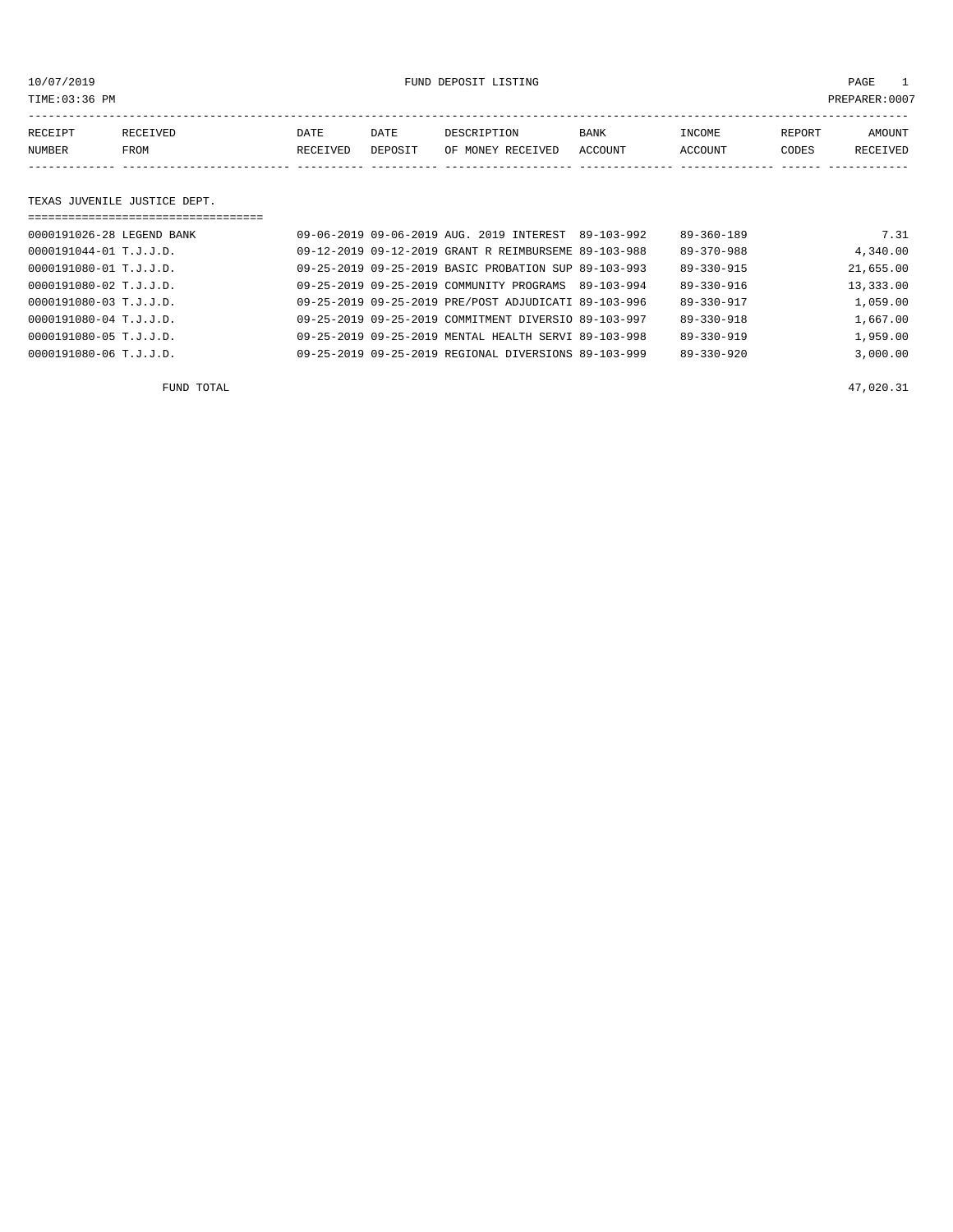10/07/2019 FUND DEPOSIT LISTING PAGE 1
TIME:03:36 PM PREPARER:0007

| RECEIPT NUMBER | RECEIVED FROM | DATE RECEIVED | DATE DEPOSIT | DESCRIPTION OF MONEY RECEIVED | BANK ACCOUNT | INCOME ACCOUNT | REPORT CODES | AMOUNT RECEIVED |
|---|---|---|---|---|---|---|---|---|

## TEXAS JUVENILE JUSTICE DEPT.

| RECEIPT NUMBER | RECEIVED FROM | DATE RECEIVED | DATE DEPOSIT | DESCRIPTION OF MONEY RECEIVED | BANK ACCOUNT | INCOME ACCOUNT | REPORT CODES | AMOUNT RECEIVED |
|---|---|---|---|---|---|---|---|---|
| 0000191026-28 | LEGEND BANK | 09-06-2019 | 09-06-2019 | AUG. 2019 INTEREST | 89-103-992 | 89-360-189 | | 7.31 |
| 0000191044-01 | T.J.J.D. | 09-12-2019 | 09-12-2019 | GRANT R REIMBURSEME | 89-103-988 | 89-370-988 | | 4,340.00 |
| 0000191080-01 | T.J.J.D. | 09-25-2019 | 09-25-2019 | BASIC PROBATION SUP | 89-103-993 | 89-330-915 | | 21,655.00 |
| 0000191080-02 | T.J.J.D. | 09-25-2019 | 09-25-2019 | COMMUNITY PROGRAMS | 89-103-994 | 89-330-916 | | 13,333.00 |
| 0000191080-03 | T.J.J.D. | 09-25-2019 | 09-25-2019 | PRE/POST ADJUDICATI | 89-103-996 | 89-330-917 | | 1,059.00 |
| 0000191080-04 | T.J.J.D. | 09-25-2019 | 09-25-2019 | COMMITMENT DIVERSIO | 89-103-997 | 89-330-918 | | 1,667.00 |
| 0000191080-05 | T.J.J.D. | 09-25-2019 | 09-25-2019 | MENTAL HEALTH SERVI | 89-103-998 | 89-330-919 | | 1,959.00 |
| 0000191080-06 | T.J.J.D. | 09-25-2019 | 09-25-2019 | REGIONAL DIVERSIONS | 89-103-999 | 89-330-920 | | 3,000.00 |

FUND TOTAL 47,020.31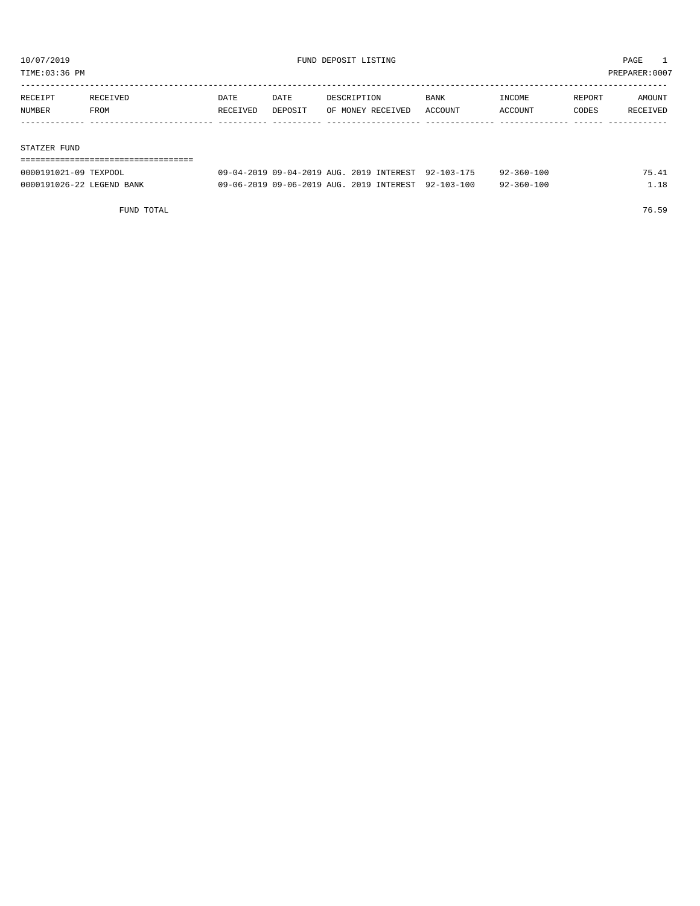10/07/2019 FUND DEPOSIT LISTING PAGE 1
TIME:03:36 PM PREPARER:0007

| RECEIPT NUMBER | RECEIVED FROM | DATE RECEIVED | DATE DEPOSIT | DESCRIPTION OF MONEY RECEIVED | BANK ACCOUNT | INCOME ACCOUNT | REPORT CODES | AMOUNT RECEIVED |
|---|---|---|---|---|---|---|---|---|
| **STATZER FUND** | | | | | | | | |
| 0000191021-09 | TEXPOOL | 09-04-2019 | 09-04-2019 | AUG. 2019 INTEREST | 92-103-175 | 92-360-100 | | 75.41 |
| 0000191026-22 | LEGEND BANK | 09-06-2019 | 09-06-2019 | AUG. 2019 INTEREST | 92-103-100 | 92-360-100 | | 1.18 |
| | FUND TOTAL | | | | | | | 76.59 |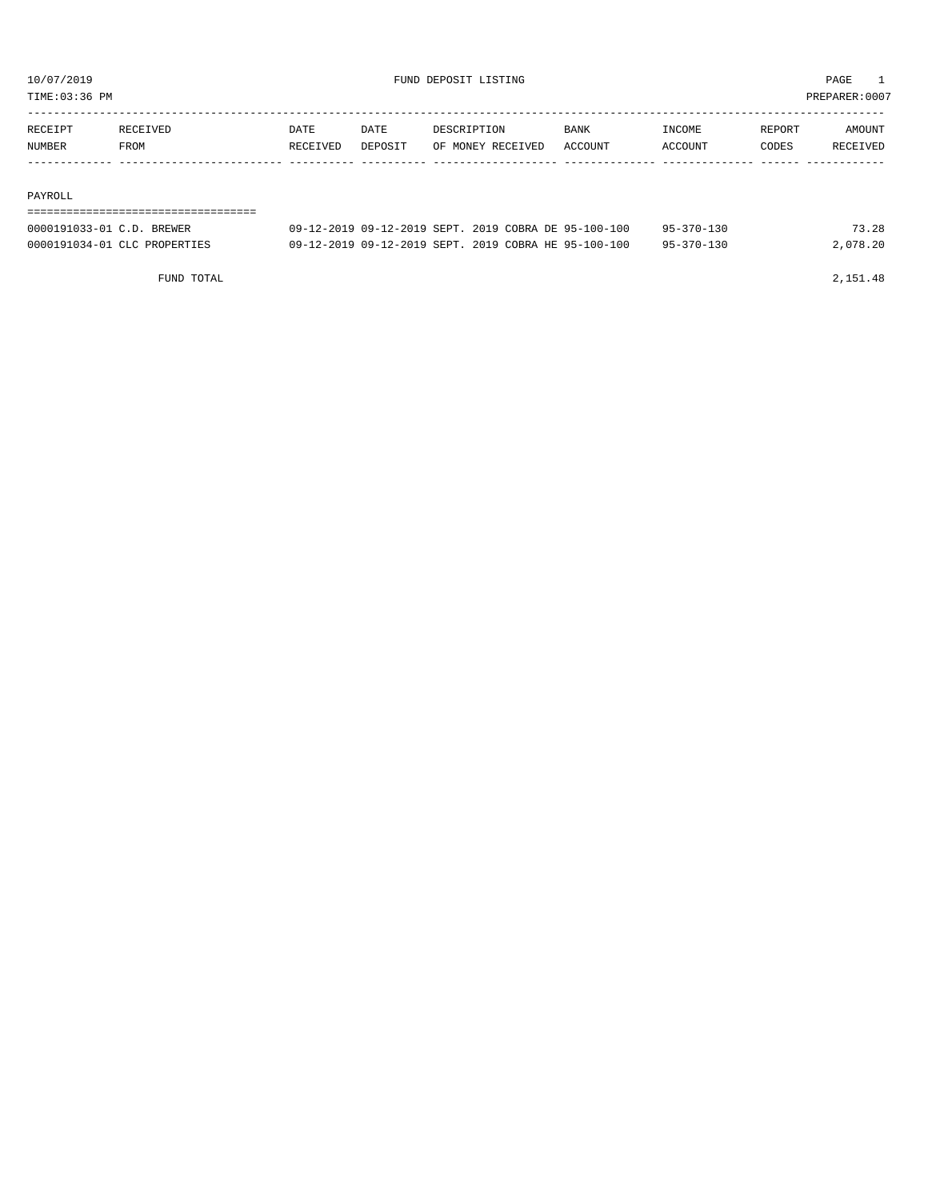10/07/2019 FUND DEPOSIT LISTING PAGE 1

TIME:03:36 PM PREPARER:0007

| RECEIPT NUMBER | RECEIVED FROM | DATE RECEIVED | DATE DEPOSIT | DESCRIPTION OF MONEY RECEIVED | BANK ACCOUNT | INCOME ACCOUNT | REPORT CODES | AMOUNT RECEIVED |
|---|---|---|---|---|---|---|---|---|
| **PAYROLL** | | | | | | | | |
| 0000191033-01 | C.D. BREWER | 09-12-2019 | 09-12-2019 | SEPT. 2019 COBRA DE | 95-100-100 | 95-370-130 | | 73.28 |
| 0000191034-01 | CLC PROPERTIES | 09-12-2019 | 09-12-2019 | SEPT. 2019 COBRA HE | 95-100-100 | 95-370-130 | | 2,078.20 |
| | FUND TOTAL | | | | | | | 2,151.48 |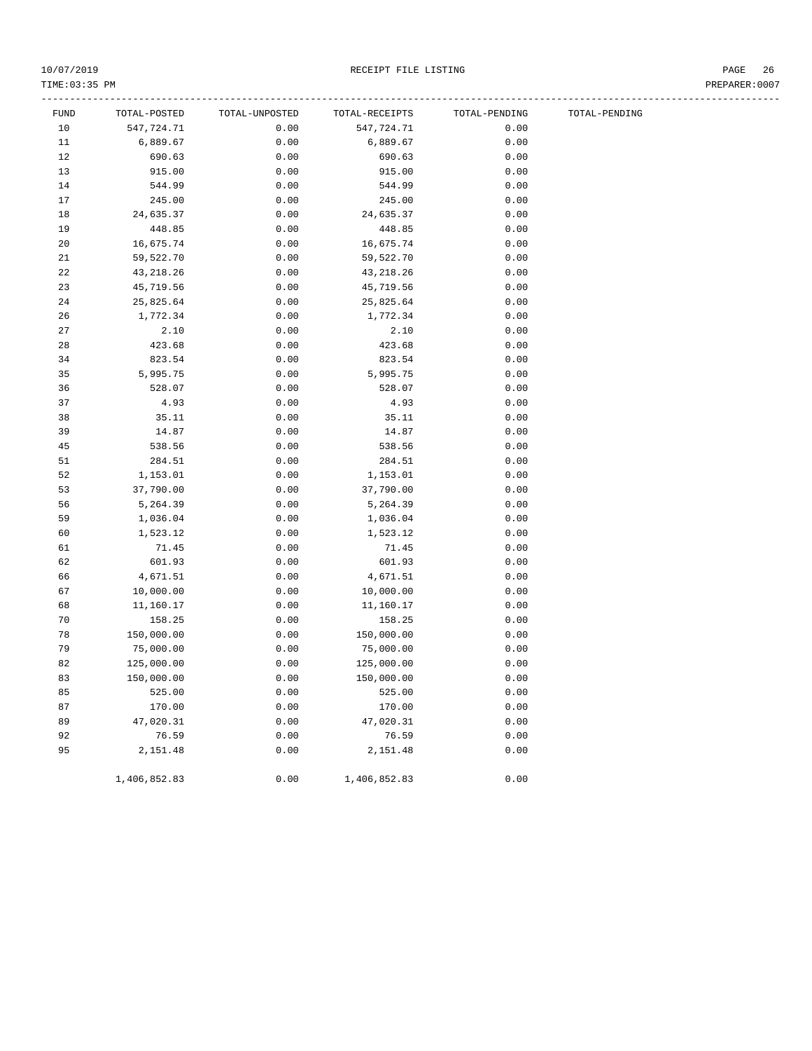10/07/2019 RECEIPT FILE LISTING

TIME:03:35 PM PREPARER:0007

| FUND | TOTAL-POSTED | TOTAL-UNPOSTED | TOTAL-RECEIPTS | TOTAL-PENDING | TOTAL-PENDING |
|---|---|---|---|---|---|
| 10 | 547,724.71 | 0.00 | 547,724.71 | 0.00 | |
| 11 | 6,889.67 | 0.00 | 6,889.67 | 0.00 | |
| 12 | 690.63 | 0.00 | 690.63 | 0.00 | |
| 13 | 915.00 | 0.00 | 915.00 | 0.00 | |
| 14 | 544.99 | 0.00 | 544.99 | 0.00 | |
| 17 | 245.00 | 0.00 | 245.00 | 0.00 | |
| 18 | 24,635.37 | 0.00 | 24,635.37 | 0.00 | |
| 19 | 448.85 | 0.00 | 448.85 | 0.00 | |
| 20 | 16,675.74 | 0.00 | 16,675.74 | 0.00 | |
| 21 | 59,522.70 | 0.00 | 59,522.70 | 0.00 | |
| 22 | 43,218.26 | 0.00 | 43,218.26 | 0.00 | |
| 23 | 45,719.56 | 0.00 | 45,719.56 | 0.00 | |
| 24 | 25,825.64 | 0.00 | 25,825.64 | 0.00 | |
| 26 | 1,772.34 | 0.00 | 1,772.34 | 0.00 | |
| 27 | 2.10 | 0.00 | 2.10 | 0.00 | |
| 28 | 423.68 | 0.00 | 423.68 | 0.00 | |
| 34 | 823.54 | 0.00 | 823.54 | 0.00 | |
| 35 | 5,995.75 | 0.00 | 5,995.75 | 0.00 | |
| 36 | 528.07 | 0.00 | 528.07 | 0.00 | |
| 37 | 4.93 | 0.00 | 4.93 | 0.00 | |
| 38 | 35.11 | 0.00 | 35.11 | 0.00 | |
| 39 | 14.87 | 0.00 | 14.87 | 0.00 | |
| 45 | 538.56 | 0.00 | 538.56 | 0.00 | |
| 51 | 284.51 | 0.00 | 284.51 | 0.00 | |
| 52 | 1,153.01 | 0.00 | 1,153.01 | 0.00 | |
| 53 | 37,790.00 | 0.00 | 37,790.00 | 0.00 | |
| 56 | 5,264.39 | 0.00 | 5,264.39 | 0.00 | |
| 59 | 1,036.04 | 0.00 | 1,036.04 | 0.00 | |
| 60 | 1,523.12 | 0.00 | 1,523.12 | 0.00 | |
| 61 | 71.45 | 0.00 | 71.45 | 0.00 | |
| 62 | 601.93 | 0.00 | 601.93 | 0.00 | |
| 66 | 4,671.51 | 0.00 | 4,671.51 | 0.00 | |
| 67 | 10,000.00 | 0.00 | 10,000.00 | 0.00 | |
| 68 | 11,160.17 | 0.00 | 11,160.17 | 0.00 | |
| 70 | 158.25 | 0.00 | 158.25 | 0.00 | |
| 78 | 150,000.00 | 0.00 | 150,000.00 | 0.00 | |
| 79 | 75,000.00 | 0.00 | 75,000.00 | 0.00 | |
| 82 | 125,000.00 | 0.00 | 125,000.00 | 0.00 | |
| 83 | 150,000.00 | 0.00 | 150,000.00 | 0.00 | |
| 85 | 525.00 | 0.00 | 525.00 | 0.00 | |
| 87 | 170.00 | 0.00 | 170.00 | 0.00 | |
| 89 | 47,020.31 | 0.00 | 47,020.31 | 0.00 | |
| 92 | 76.59 | 0.00 | 76.59 | 0.00 | |
| 95 | 2,151.48 | 0.00 | 2,151.48 | 0.00 | |
| | 1,406,852.83 | 0.00 | 1,406,852.83 | 0.00 | |